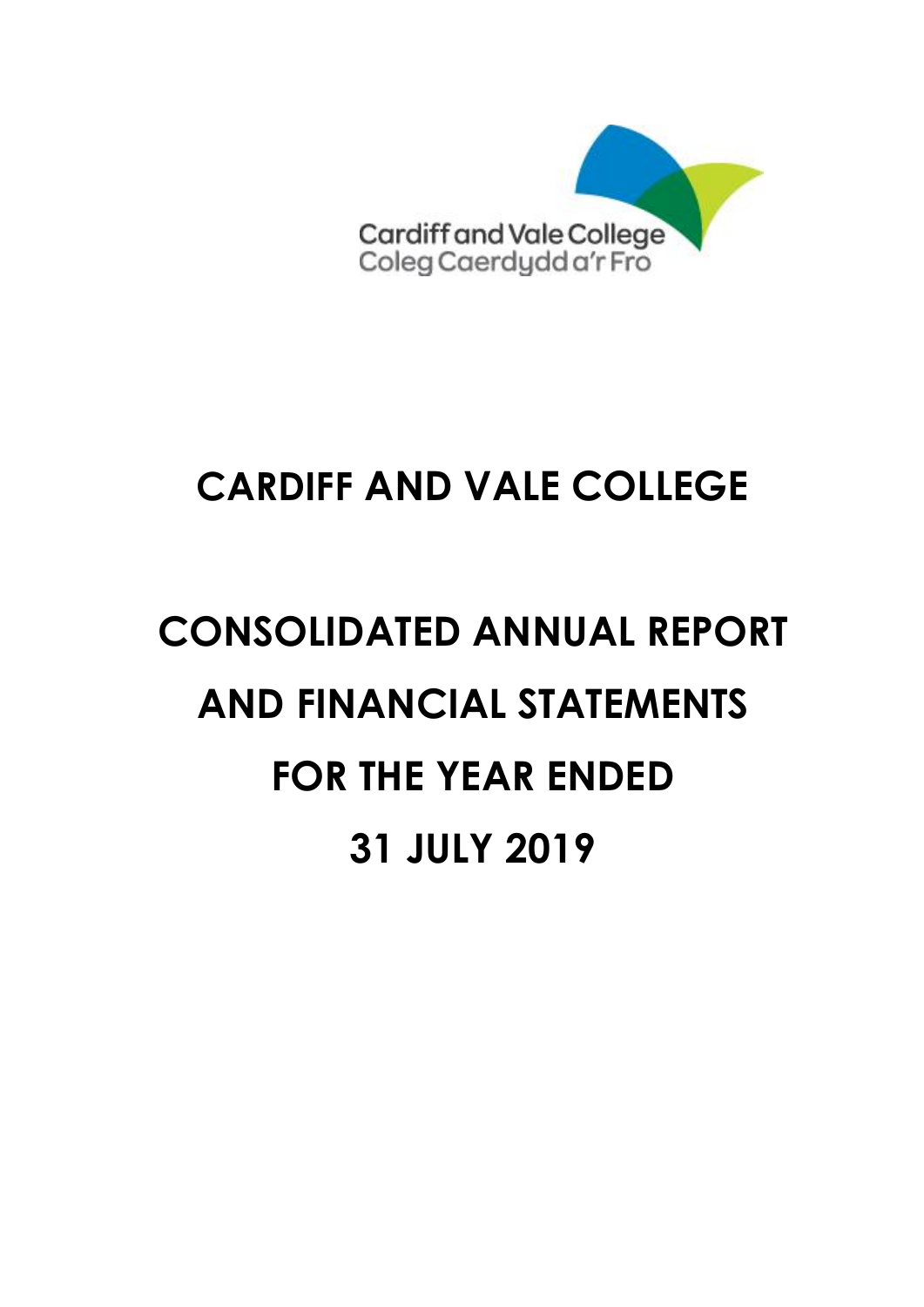Cardiff and Vale College
Coleg Caerdydd a'r Fro

# CARDIFF AND VALE COLLEGE

# CONSOLIDATED ANNUAL REPORT AND FINANCIAL STATEMENTS FOR THE YEAR ENDED 31 JULY 2019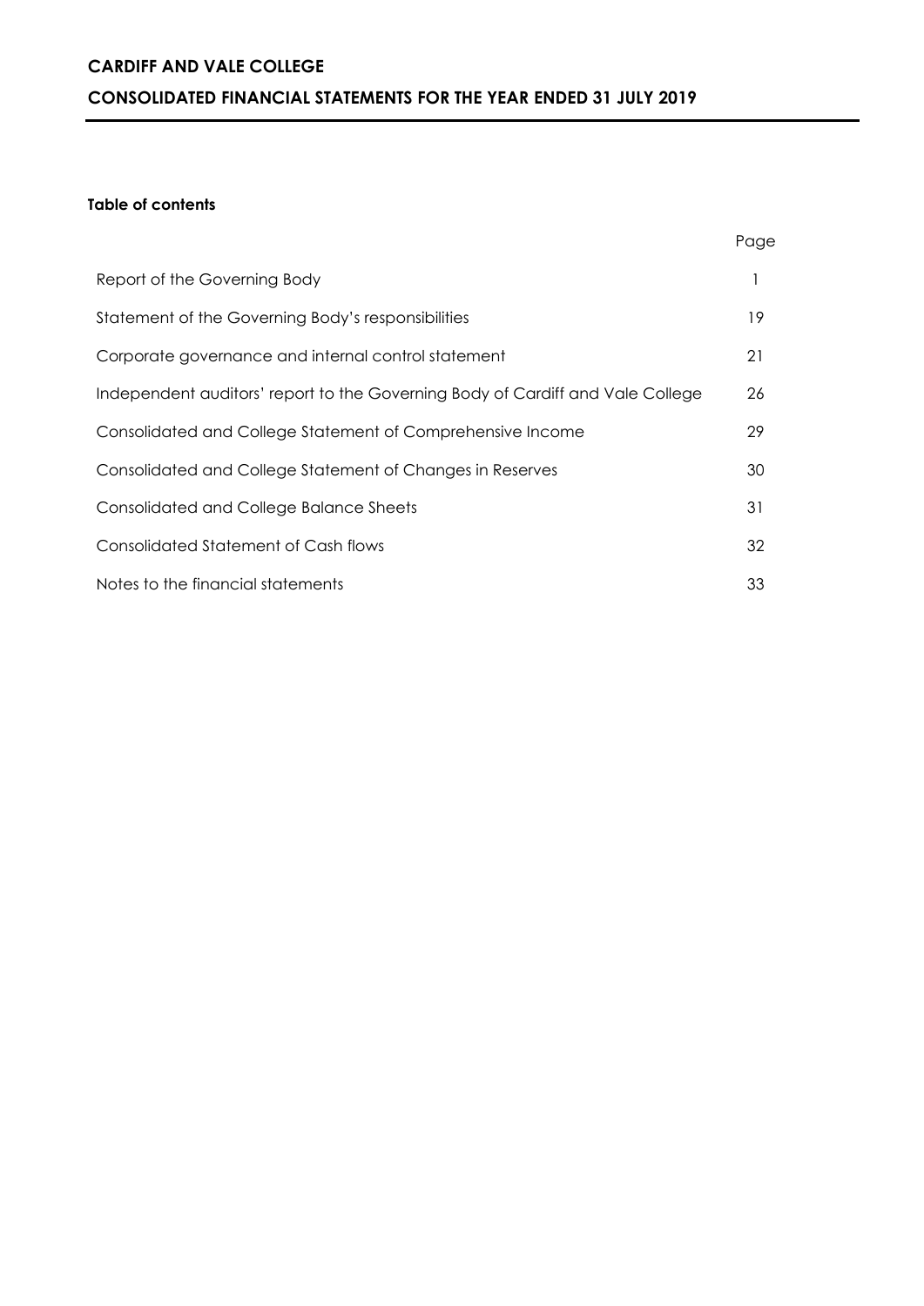# CARDIFF AND VALE COLLEGE

## CONSOLIDATED FINANCIAL STATEMENTS FOR THE YEAR ENDED 31 JULY 2019

**Table of contents**

| | Page |
|---|---|
| Report of the Governing Body | 1 |
| Statement of the Governing Body's responsibilities | 19 |
| Corporate governance and internal control statement | 21 |
| Independent auditors' report to the Governing Body of Cardiff and Vale College | 26 |
| Consolidated and College Statement of Comprehensive Income | 29 |
| Consolidated and College Statement of Changes in Reserves | 30 |
| Consolidated and College Balance Sheets | 31 |
| Consolidated Statement of Cash flows | 32 |
| Notes to the financial statements | 33 |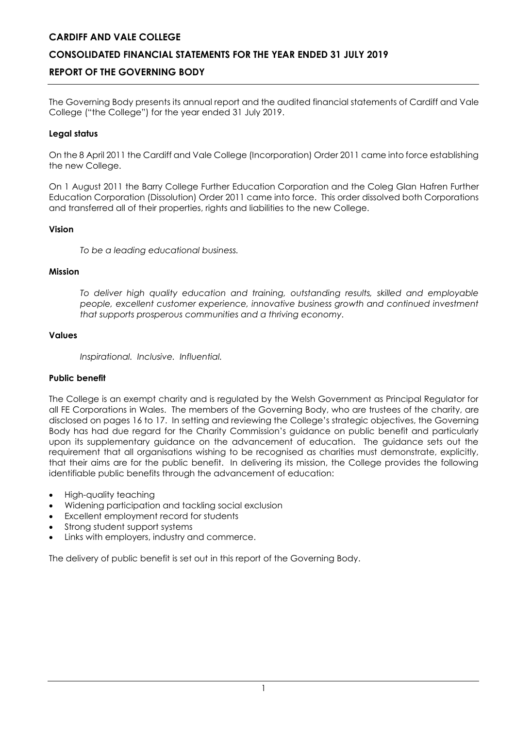# CARDIFF AND VALE COLLEGE

## CONSOLIDATED FINANCIAL STATEMENTS FOR THE YEAR ENDED 31 JULY 2019

## REPORT OF THE GOVERNING BODY

The Governing Body presents its annual report and the audited financial statements of Cardiff and Vale College ("the College") for the year ended 31 July 2019.

### Legal status

On the 8 April 2011 the Cardiff and Vale College (Incorporation) Order 2011 came into force establishing the new College.

On 1 August 2011 the Barry College Further Education Corporation and the Coleg Glan Hafren Further Education Corporation (Dissolution) Order 2011 came into force. This order dissolved both Corporations and transferred all of their properties, rights and liabilities to the new College.

### Vision

*To be a leading educational business.*

### Mission

*To deliver high quality education and training, outstanding results, skilled and employable people, excellent customer experience, innovative business growth and continued investment that supports prosperous communities and a thriving economy.*

### Values

*Inspirational. Inclusive. Influential.*

### Public benefit

The College is an exempt charity and is regulated by the Welsh Government as Principal Regulator for all FE Corporations in Wales. The members of the Governing Body, who are trustees of the charity, are disclosed on pages 16 to 17. In setting and reviewing the College's strategic objectives, the Governing Body has had due regard for the Charity Commission's guidance on public benefit and particularly upon its supplementary guidance on the advancement of education. The guidance sets out the requirement that all organisations wishing to be recognised as charities must demonstrate, explicitly, that their aims are for the public benefit. In delivering its mission, the College provides the following identifiable public benefits through the advancement of education:

- High-quality teaching
- Widening participation and tackling social exclusion
- Excellent employment record for students
- Strong student support systems
- Links with employers, industry and commerce.

The delivery of public benefit is set out in this report of the Governing Body.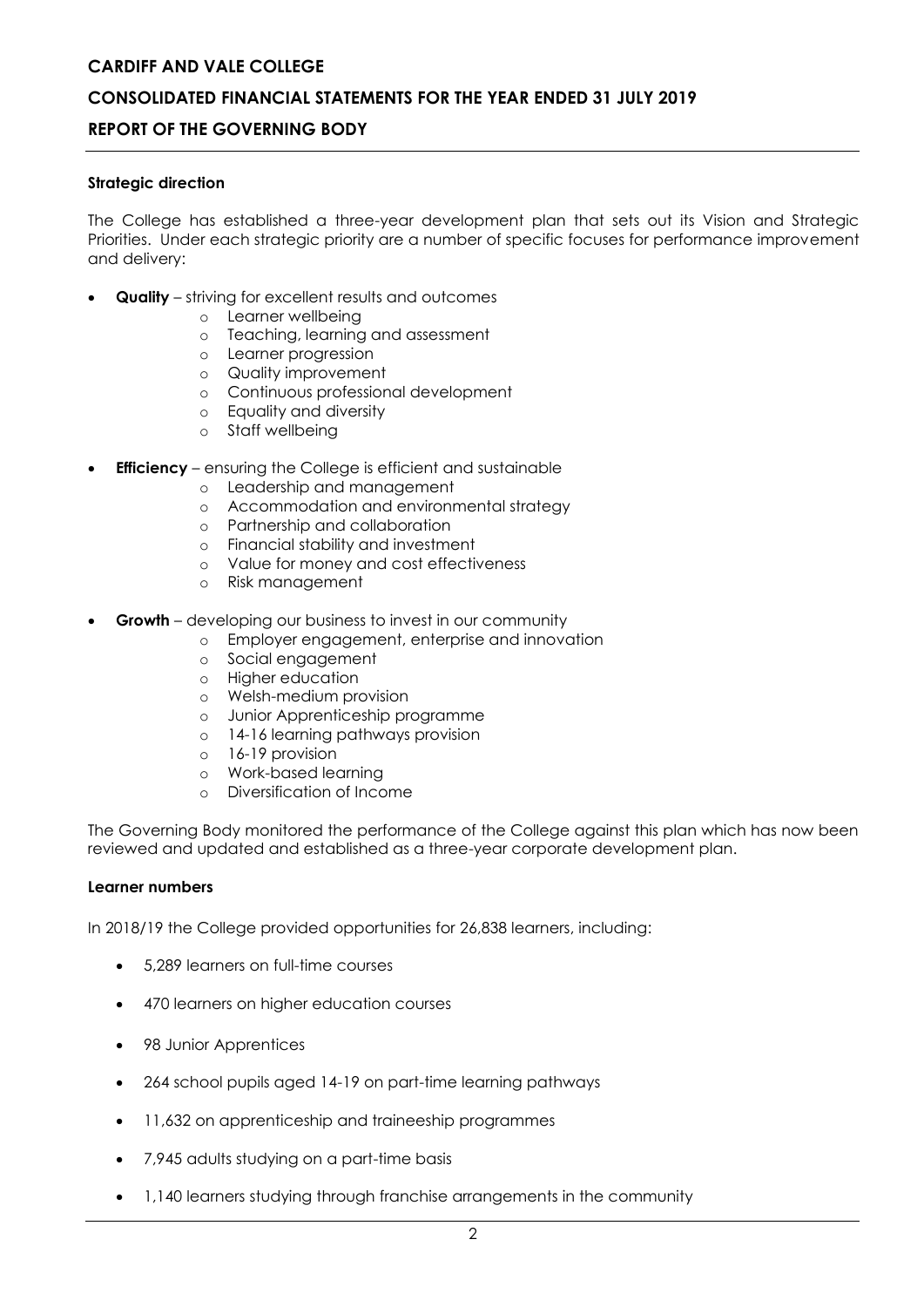### Strategic direction

The College has established a three-year development plan that sets out its Vision and Strategic Priorities. Under each strategic priority are a number of specific focuses for performance improvement and delivery:

- **Quality** – striving for excellent results and outcomes
  - Learner wellbeing
  - Teaching, learning and assessment
  - Learner progression
  - Quality improvement
  - Continuous professional development
  - Equality and diversity
  - Staff wellbeing
- **Efficiency** – ensuring the College is efficient and sustainable
  - Leadership and management
  - Accommodation and environmental strategy
  - Partnership and collaboration
  - Financial stability and investment
  - Value for money and cost effectiveness
  - Risk management
- **Growth** – developing our business to invest in our community
  - Employer engagement, enterprise and innovation
  - Social engagement
  - Higher education
  - Welsh-medium provision
  - Junior Apprenticeship programme
  - 14-16 learning pathways provision
  - 16-19 provision
  - Work-based learning
  - Diversification of Income

The Governing Body monitored the performance of the College against this plan which has now been reviewed and updated and established as a three-year corporate development plan.

### Learner numbers

In 2018/19 the College provided opportunities for 26,838 learners, including:

- 5,289 learners on full-time courses
- 470 learners on higher education courses
- 98 Junior Apprentices
- 264 school pupils aged 14-19 on part-time learning pathways
- 11,632 on apprenticeship and traineeship programmes
- 7,945 adults studying on a part-time basis
- 1,140 learners studying through franchise arrangements in the community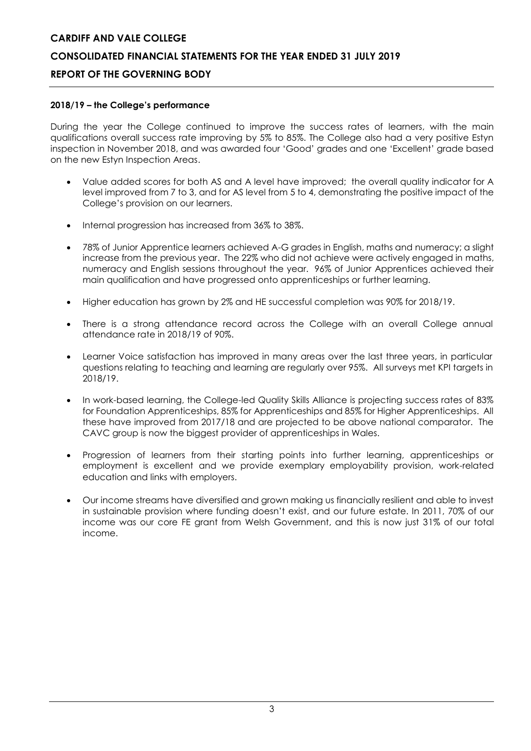**2018/19 – the College's performance**

During the year the College continued to improve the success rates of learners, with the main qualifications overall success rate improving by 5% to 85%. The College also had a very positive Estyn inspection in November 2018, and was awarded four 'Good' grades and one 'Excellent' grade based on the new Estyn Inspection Areas.

- Value added scores for both AS and A level have improved; the overall quality indicator for A level improved from 7 to 3, and for AS level from 5 to 4, demonstrating the positive impact of the College's provision on our learners.
- Internal progression has increased from 36% to 38%.
- 78% of Junior Apprentice learners achieved A-G grades in English, maths and numeracy; a slight increase from the previous year. The 22% who did not achieve were actively engaged in maths, numeracy and English sessions throughout the year. 96% of Junior Apprentices achieved their main qualification and have progressed onto apprenticeships or further learning.
- Higher education has grown by 2% and HE successful completion was 90% for 2018/19.
- There is a strong attendance record across the College with an overall College annual attendance rate in 2018/19 of 90%.
- Learner Voice satisfaction has improved in many areas over the last three years, in particular questions relating to teaching and learning are regularly over 95%. All surveys met KPI targets in 2018/19.
- In work-based learning, the College-led Quality Skills Alliance is projecting success rates of 83% for Foundation Apprenticeships, 85% for Apprenticeships and 85% for Higher Apprenticeships. All these have improved from 2017/18 and are projected to be above national comparator. The CAVC group is now the biggest provider of apprenticeships in Wales.
- Progression of learners from their starting points into further learning, apprenticeships or employment is excellent and we provide exemplary employability provision, work-related education and links with employers.
- Our income streams have diversified and grown making us financially resilient and able to invest in sustainable provision where funding doesn't exist, and our future estate. In 2011, 70% of our income was our core FE grant from Welsh Government, and this is now just 31% of our total income.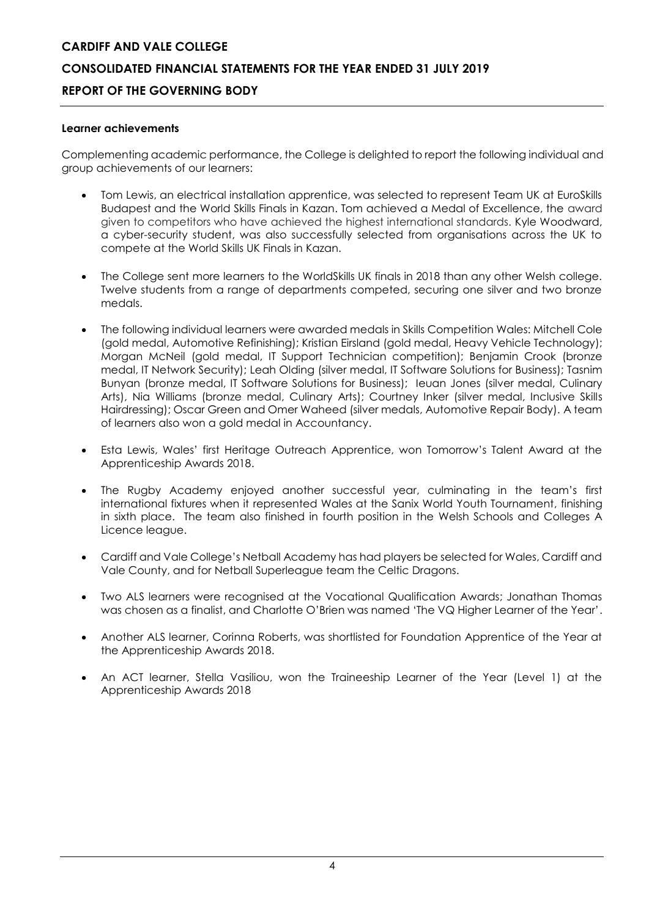#### Learner achievements

Complementing academic performance, the College is delighted to report the following individual and group achievements of our learners:

- Tom Lewis, an electrical installation apprentice, was selected to represent Team UK at EuroSkills Budapest and the World Skills Finals in Kazan. Tom achieved a Medal of Excellence, the award given to competitors who have achieved the highest international standards. Kyle Woodward, a cyber-security student, was also successfully selected from organisations across the UK to compete at the World Skills UK Finals in Kazan.

- The College sent more learners to the WorldSkills UK finals in 2018 than any other Welsh college. Twelve students from a range of departments competed, securing one silver and two bronze medals.

- The following individual learners were awarded medals in Skills Competition Wales: Mitchell Cole (gold medal, Automotive Refinishing); Kristian Eirsland (gold medal, Heavy Vehicle Technology); Morgan McNeil (gold medal, IT Support Technician competition); Benjamin Crook (bronze medal, IT Network Security); Leah Olding (silver medal, IT Software Solutions for Business); Tasnim Bunyan (bronze medal, IT Software Solutions for Business); Ieuan Jones (silver medal, Culinary Arts), Nia Williams (bronze medal, Culinary Arts); Courtney Inker (silver medal, Inclusive Skills Hairdressing); Oscar Green and Omer Waheed (silver medals, Automotive Repair Body). A team of learners also won a gold medal in Accountancy.

- Esta Lewis, Wales' first Heritage Outreach Apprentice, won Tomorrow's Talent Award at the Apprenticeship Awards 2018.

- The Rugby Academy enjoyed another successful year, culminating in the team's first international fixtures when it represented Wales at the Sanix World Youth Tournament, finishing in sixth place. The team also finished in fourth position in the Welsh Schools and Colleges A Licence league.

- Cardiff and Vale College's Netball Academy has had players be selected for Wales, Cardiff and Vale County, and for Netball Superleague team the Celtic Dragons.

- Two ALS learners were recognised at the Vocational Qualification Awards; Jonathan Thomas was chosen as a finalist, and Charlotte O'Brien was named 'The VQ Higher Learner of the Year'.

- Another ALS learner, Corinna Roberts, was shortlisted for Foundation Apprentice of the Year at the Apprenticeship Awards 2018.

- An ACT learner, Stella Vasiliou, won the Traineeship Learner of the Year (Level 1) at the Apprenticeship Awards 2018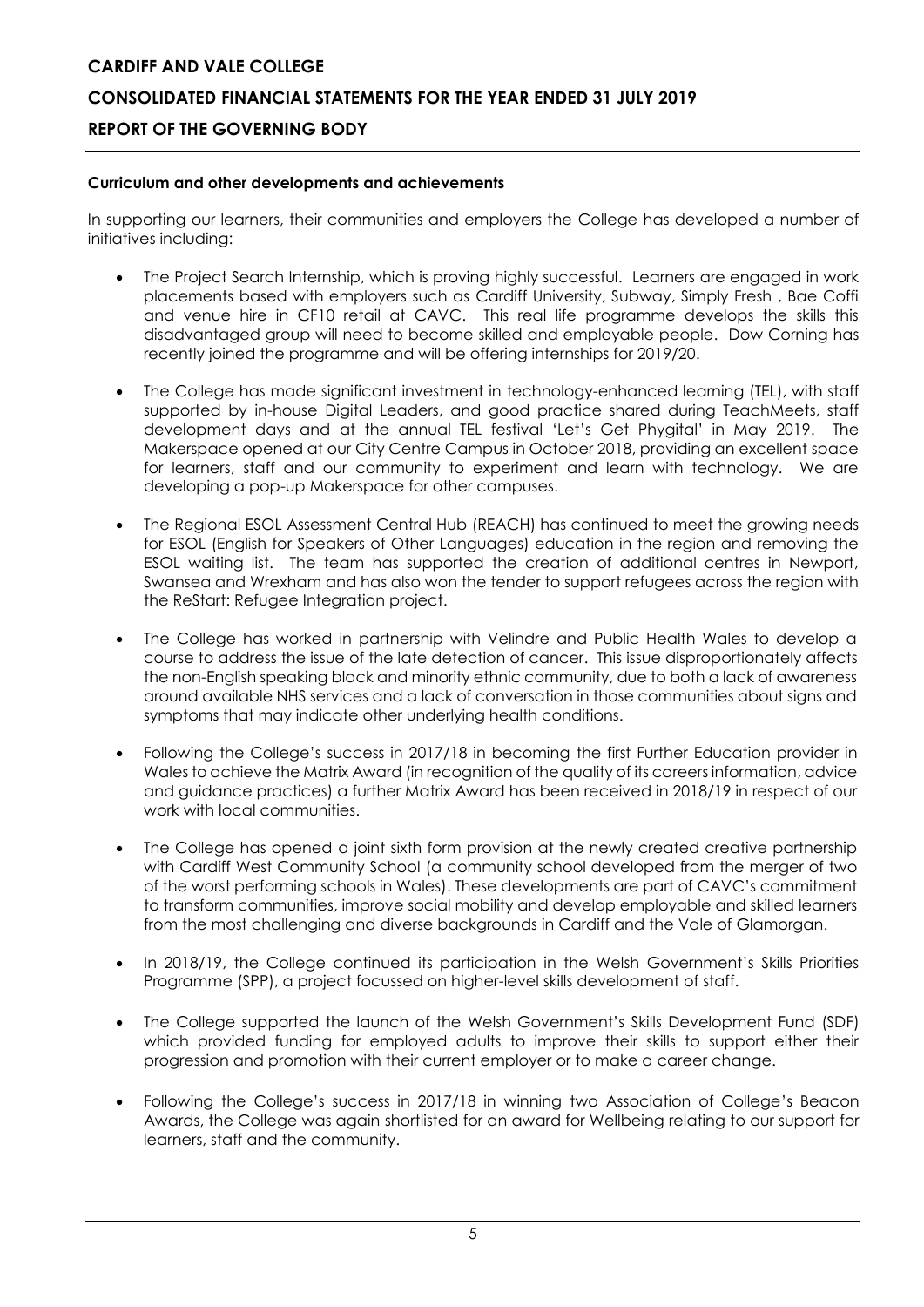**Curriculum and other developments and achievements**

In supporting our learners, their communities and employers the College has developed a number of initiatives including:

- The Project Search Internship, which is proving highly successful. Learners are engaged in work placements based with employers such as Cardiff University, Subway, Simply Fresh , Bae Coffi and venue hire in CF10 retail at CAVC. This real life programme develops the skills this disadvantaged group will need to become skilled and employable people. Dow Corning has recently joined the programme and will be offering internships for 2019/20.

- The College has made significant investment in technology-enhanced learning (TEL), with staff supported by in-house Digital Leaders, and good practice shared during TeachMeets, staff development days and at the annual TEL festival 'Let's Get Phygital' in May 2019. The Makerspace opened at our City Centre Campus in October 2018, providing an excellent space for learners, staff and our community to experiment and learn with technology. We are developing a pop-up Makerspace for other campuses.

- The Regional ESOL Assessment Central Hub (REACH) has continued to meet the growing needs for ESOL (English for Speakers of Other Languages) education in the region and removing the ESOL waiting list. The team has supported the creation of additional centres in Newport, Swansea and Wrexham and has also won the tender to support refugees across the region with the ReStart: Refugee Integration project.

- The College has worked in partnership with Velindre and Public Health Wales to develop a course to address the issue of the late detection of cancer. This issue disproportionately affects the non-English speaking black and minority ethnic community, due to both a lack of awareness around available NHS services and a lack of conversation in those communities about signs and symptoms that may indicate other underlying health conditions.

- Following the College's success in 2017/18 in becoming the first Further Education provider in Wales to achieve the Matrix Award (in recognition of the quality of its careers information, advice and guidance practices) a further Matrix Award has been received in 2018/19 in respect of our work with local communities.

- The College has opened a joint sixth form provision at the newly created creative partnership with Cardiff West Community School (a community school developed from the merger of two of the worst performing schools in Wales). These developments are part of CAVC's commitment to transform communities, improve social mobility and develop employable and skilled learners from the most challenging and diverse backgrounds in Cardiff and the Vale of Glamorgan.

- In 2018/19, the College continued its participation in the Welsh Government's Skills Priorities Programme (SPP), a project focussed on higher-level skills development of staff.

- The College supported the launch of the Welsh Government's Skills Development Fund (SDF) which provided funding for employed adults to improve their skills to support either their progression and promotion with their current employer or to make a career change.

- Following the College's success in 2017/18 in winning two Association of College's Beacon Awards, the College was again shortlisted for an award for Wellbeing relating to our support for learners, staff and the community.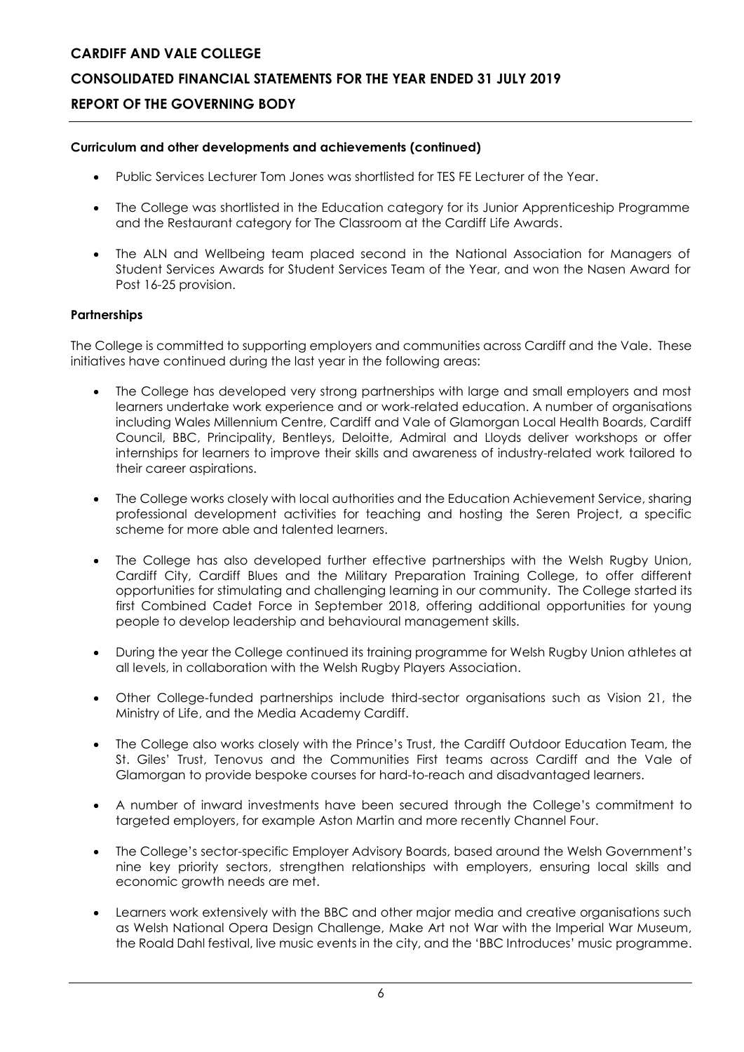**Curriculum and other developments and achievements (continued)**

- Public Services Lecturer Tom Jones was shortlisted for TES FE Lecturer of the Year.
- The College was shortlisted in the Education category for its Junior Apprenticeship Programme and the Restaurant category for The Classroom at the Cardiff Life Awards.
- The ALN and Wellbeing team placed second in the National Association for Managers of Student Services Awards for Student Services Team of the Year, and won the Nasen Award for Post 16-25 provision.

**Partnerships**

The College is committed to supporting employers and communities across Cardiff and the Vale. These initiatives have continued during the last year in the following areas:

- The College has developed very strong partnerships with large and small employers and most learners undertake work experience and or work-related education. A number of organisations including Wales Millennium Centre, Cardiff and Vale of Glamorgan Local Health Boards, Cardiff Council, BBC, Principality, Bentleys, Deloitte, Admiral and Lloyds deliver workshops or offer internships for learners to improve their skills and awareness of industry-related work tailored to their career aspirations.
- The College works closely with local authorities and the Education Achievement Service, sharing professional development activities for teaching and hosting the Seren Project, a specific scheme for more able and talented learners.
- The College has also developed further effective partnerships with the Welsh Rugby Union, Cardiff City, Cardiff Blues and the Military Preparation Training College, to offer different opportunities for stimulating and challenging learning in our community. The College started its first Combined Cadet Force in September 2018, offering additional opportunities for young people to develop leadership and behavioural management skills.
- During the year the College continued its training programme for Welsh Rugby Union athletes at all levels, in collaboration with the Welsh Rugby Players Association.
- Other College-funded partnerships include third-sector organisations such as Vision 21, the Ministry of Life, and the Media Academy Cardiff.
- The College also works closely with the Prince's Trust, the Cardiff Outdoor Education Team, the St. Giles' Trust, Tenovus and the Communities First teams across Cardiff and the Vale of Glamorgan to provide bespoke courses for hard-to-reach and disadvantaged learners.
- A number of inward investments have been secured through the College's commitment to targeted employers, for example Aston Martin and more recently Channel Four.
- The College's sector-specific Employer Advisory Boards, based around the Welsh Government's nine key priority sectors, strengthen relationships with employers, ensuring local skills and economic growth needs are met.
- Learners work extensively with the BBC and other major media and creative organisations such as Welsh National Opera Design Challenge, Make Art not War with the Imperial War Museum, the Roald Dahl festival, live music events in the city, and the 'BBC Introduces' music programme.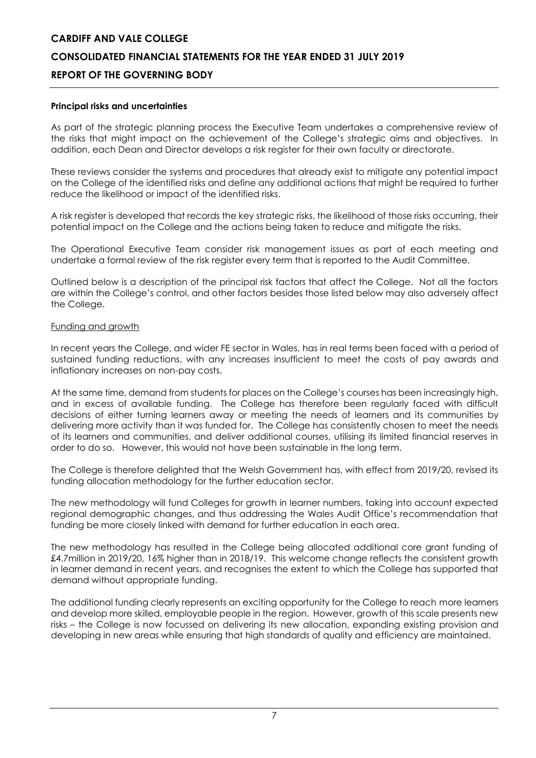### Principal risks and uncertainties

As part of the strategic planning process the Executive Team undertakes a comprehensive review of the risks that might impact on the achievement of the College's strategic aims and objectives. In addition, each Dean and Director develops a risk register for their own faculty or directorate.

These reviews consider the systems and procedures that already exist to mitigate any potential impact on the College of the identified risks and define any additional actions that might be required to further reduce the likelihood or impact of the identified risks.

A risk register is developed that records the key strategic risks, the likelihood of those risks occurring, their potential impact on the College and the actions being taken to reduce and mitigate the risks.

The Operational Executive Team consider risk management issues as part of each meeting and undertake a formal review of the risk register every term that is reported to the Audit Committee.

Outlined below is a description of the principal risk factors that affect the College. Not all the factors are within the College's control, and other factors besides those listed below may also adversely affect the College.

#### Funding and growth

In recent years the College, and wider FE sector in Wales, has in real terms been faced with a period of sustained funding reductions, with any increases insufficient to meet the costs of pay awards and inflationary increases on non-pay costs.

At the same time, demand from students for places on the College's courses has been increasingly high, and in excess of available funding. The College has therefore been regularly faced with difficult decisions of either turning learners away or meeting the needs of learners and its communities by delivering more activity than it was funded for. The College has consistently chosen to meet the needs of its learners and communities, and deliver additional courses, utilising its limited financial reserves in order to do so. However, this would not have been sustainable in the long term.

The College is therefore delighted that the Welsh Government has, with effect from 2019/20, revised its funding allocation methodology for the further education sector.

The new methodology will fund Colleges for growth in learner numbers, taking into account expected regional demographic changes, and thus addressing the Wales Audit Office's recommendation that funding be more closely linked with demand for further education in each area.

The new methodology has resulted in the College being allocated additional core grant funding of £4.7million in 2019/20, 16% higher than in 2018/19. This welcome change reflects the consistent growth in learner demand in recent years, and recognises the extent to which the College has supported that demand without appropriate funding.

The additional funding clearly represents an exciting opportunity for the College to reach more learners and develop more skilled, employable people in the region. However, growth of this scale presents new risks – the College is now focussed on delivering its new allocation, expanding existing provision and developing in new areas while ensuring that high standards of quality and efficiency are maintained.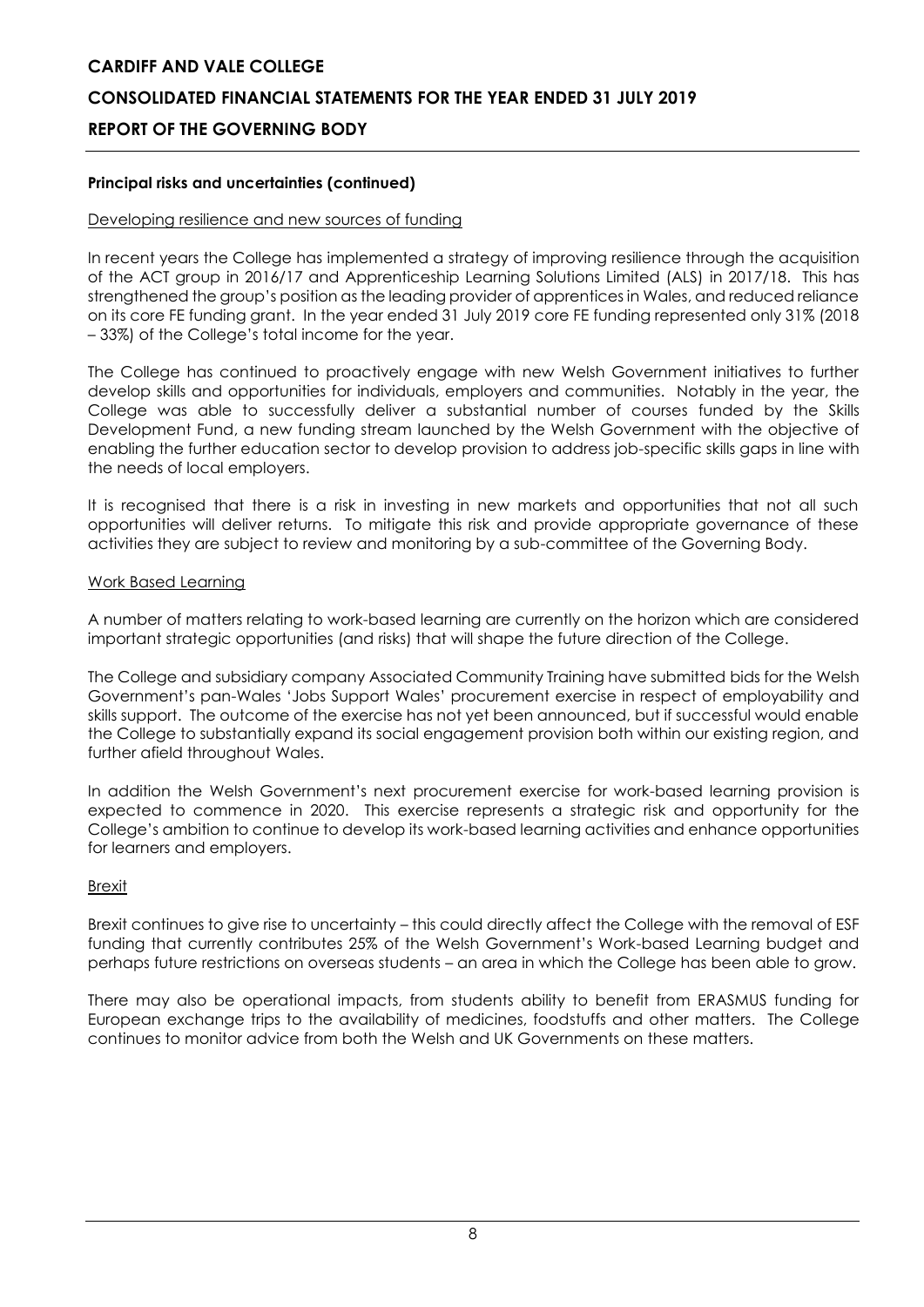**Principal risks and uncertainties (continued)**

Developing resilience and new sources of funding

In recent years the College has implemented a strategy of improving resilience through the acquisition of the ACT group in 2016/17 and Apprenticeship Learning Solutions Limited (ALS) in 2017/18. This has strengthened the group's position as the leading provider of apprentices in Wales, and reduced reliance on its core FE funding grant. In the year ended 31 July 2019 core FE funding represented only 31% (2018 – 33%) of the College's total income for the year.

The College has continued to proactively engage with new Welsh Government initiatives to further develop skills and opportunities for individuals, employers and communities. Notably in the year, the College was able to successfully deliver a substantial number of courses funded by the Skills Development Fund, a new funding stream launched by the Welsh Government with the objective of enabling the further education sector to develop provision to address job-specific skills gaps in line with the needs of local employers.

It is recognised that there is a risk in investing in new markets and opportunities that not all such opportunities will deliver returns. To mitigate this risk and provide appropriate governance of these activities they are subject to review and monitoring by a sub-committee of the Governing Body.

Work Based Learning

A number of matters relating to work-based learning are currently on the horizon which are considered important strategic opportunities (and risks) that will shape the future direction of the College.

The College and subsidiary company Associated Community Training have submitted bids for the Welsh Government's pan-Wales 'Jobs Support Wales' procurement exercise in respect of employability and skills support. The outcome of the exercise has not yet been announced, but if successful would enable the College to substantially expand its social engagement provision both within our existing region, and further afield throughout Wales.

In addition the Welsh Government's next procurement exercise for work-based learning provision is expected to commence in 2020. This exercise represents a strategic risk and opportunity for the College's ambition to continue to develop its work-based learning activities and enhance opportunities for learners and employers.

Brexit

Brexit continues to give rise to uncertainty – this could directly affect the College with the removal of ESF funding that currently contributes 25% of the Welsh Government's Work-based Learning budget and perhaps future restrictions on overseas students – an area in which the College has been able to grow.

There may also be operational impacts, from students ability to benefit from ERASMUS funding for European exchange trips to the availability of medicines, foodstuffs and other matters. The College continues to monitor advice from both the Welsh and UK Governments on these matters.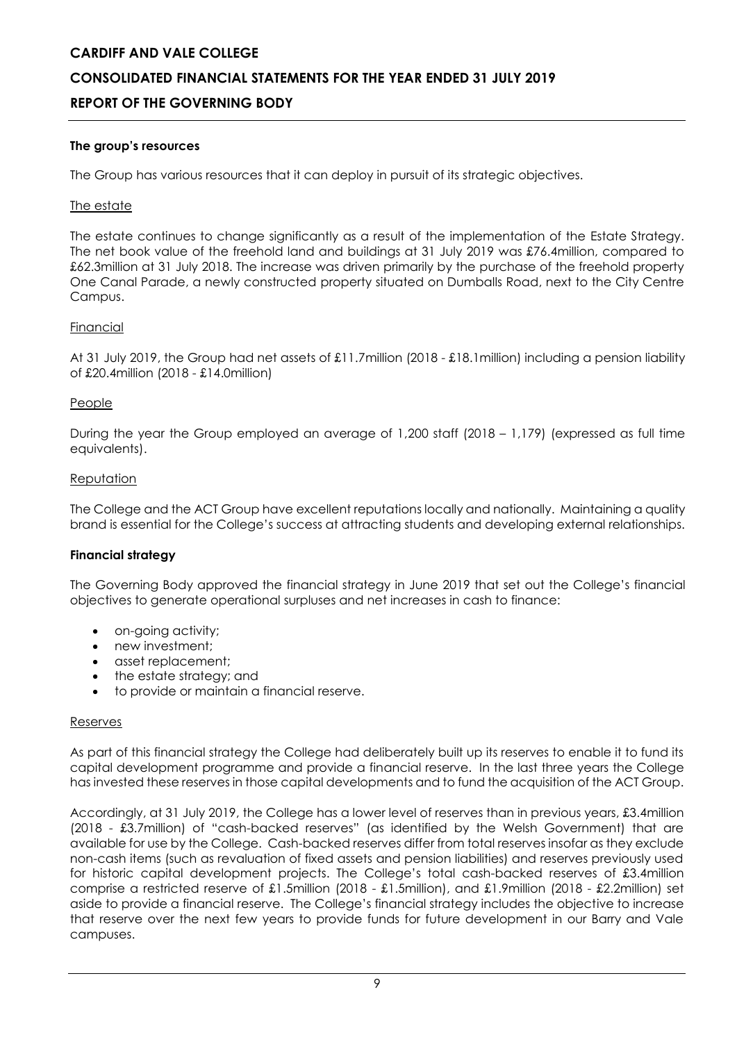### The group's resources

The Group has various resources that it can deploy in pursuit of its strategic objectives.

#### The estate

The estate continues to change significantly as a result of the implementation of the Estate Strategy. The net book value of the freehold land and buildings at 31 July 2019 was £76.4million, compared to £62.3million at 31 July 2018. The increase was driven primarily by the purchase of the freehold property One Canal Parade, a newly constructed property situated on Dumballs Road, next to the City Centre Campus.

#### Financial

At 31 July 2019, the Group had net assets of £11.7million (2018 - £18.1million) including a pension liability of £20.4million (2018 - £14.0million)

#### People

During the year the Group employed an average of 1,200 staff (2018 – 1,179) (expressed as full time equivalents).

#### Reputation

The College and the ACT Group have excellent reputations locally and nationally. Maintaining a quality brand is essential for the College's success at attracting students and developing external relationships.

### Financial strategy

The Governing Body approved the financial strategy in June 2019 that set out the College's financial objectives to generate operational surpluses and net increases in cash to finance:

- on-going activity;
- new investment;
- asset replacement;
- the estate strategy; and
- to provide or maintain a financial reserve.

#### Reserves

As part of this financial strategy the College had deliberately built up its reserves to enable it to fund its capital development programme and provide a financial reserve. In the last three years the College has invested these reserves in those capital developments and to fund the acquisition of the ACT Group.

Accordingly, at 31 July 2019, the College has a lower level of reserves than in previous years, £3.4million (2018 - £3.7million) of "cash-backed reserves" (as identified by the Welsh Government) that are available for use by the College. Cash-backed reserves differ from total reserves insofar as they exclude non-cash items (such as revaluation of fixed assets and pension liabilities) and reserves previously used for historic capital development projects. The College's total cash-backed reserves of £3.4million comprise a restricted reserve of £1.5million (2018 - £1.5million), and £1.9million (2018 - £2.2million) set aside to provide a financial reserve. The College's financial strategy includes the objective to increase that reserve over the next few years to provide funds for future development in our Barry and Vale campuses.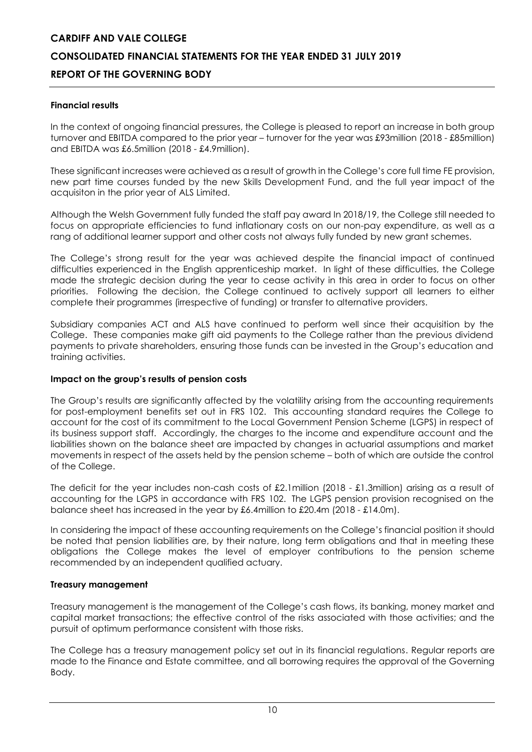**Financial results**

In the context of ongoing financial pressures, the College is pleased to report an increase in both group turnover and EBITDA compared to the prior year – turnover for the year was £93million (2018 - £85million) and EBITDA was £6.5million (2018 - £4.9million).

These significant increases were achieved as a result of growth in the College's core full time FE provision, new part time courses funded by the new Skills Development Fund, and the full year impact of the acquisiton in the prior year of ALS Limited.

Although the Welsh Government fully funded the staff pay award In 2018/19, the College still needed to focus on appropriate efficiencies to fund inflationary costs on our non-pay expenditure, as well as a rang of additional learner support and other costs not always fully funded by new grant schemes.

The College's strong result for the year was achieved despite the financial impact of continued difficulties experienced in the English apprenticeship market. In light of these difficulties, the College made the strategic decision during the year to cease activity in this area in order to focus on other priorities. Following the decision, the College continued to actively support all learners to either complete their programmes (irrespective of funding) or transfer to alternative providers.

Subsidiary companies ACT and ALS have continued to perform well since their acquisition by the College. These companies make gift aid payments to the College rather than the previous dividend payments to private shareholders, ensuring those funds can be invested in the Group's education and training activities.

**Impact on the group's results of pension costs**

The Group's results are significantly affected by the volatility arising from the accounting requirements for post-employment benefits set out in FRS 102. This accounting standard requires the College to account for the cost of its commitment to the Local Government Pension Scheme (LGPS) in respect of its business support staff. Accordingly, the charges to the income and expenditure account and the liabilities shown on the balance sheet are impacted by changes in actuarial assumptions and market movements in respect of the assets held by the pension scheme – both of which are outside the control of the College.

The deficit for the year includes non-cash costs of £2.1million (2018 - £1.3million) arising as a result of accounting for the LGPS in accordance with FRS 102. The LGPS pension provision recognised on the balance sheet has increased in the year by £6.4million to £20.4m (2018 - £14.0m).

In considering the impact of these accounting requirements on the College's financial position it should be noted that pension liabilities are, by their nature, long term obligations and that in meeting these obligations the College makes the level of employer contributions to the pension scheme recommended by an independent qualified actuary.

**Treasury management**

Treasury management is the management of the College's cash flows, its banking, money market and capital market transactions; the effective control of the risks associated with those activities; and the pursuit of optimum performance consistent with those risks.

The College has a treasury management policy set out in its financial regulations. Regular reports are made to the Finance and Estate committee, and all borrowing requires the approval of the Governing Body.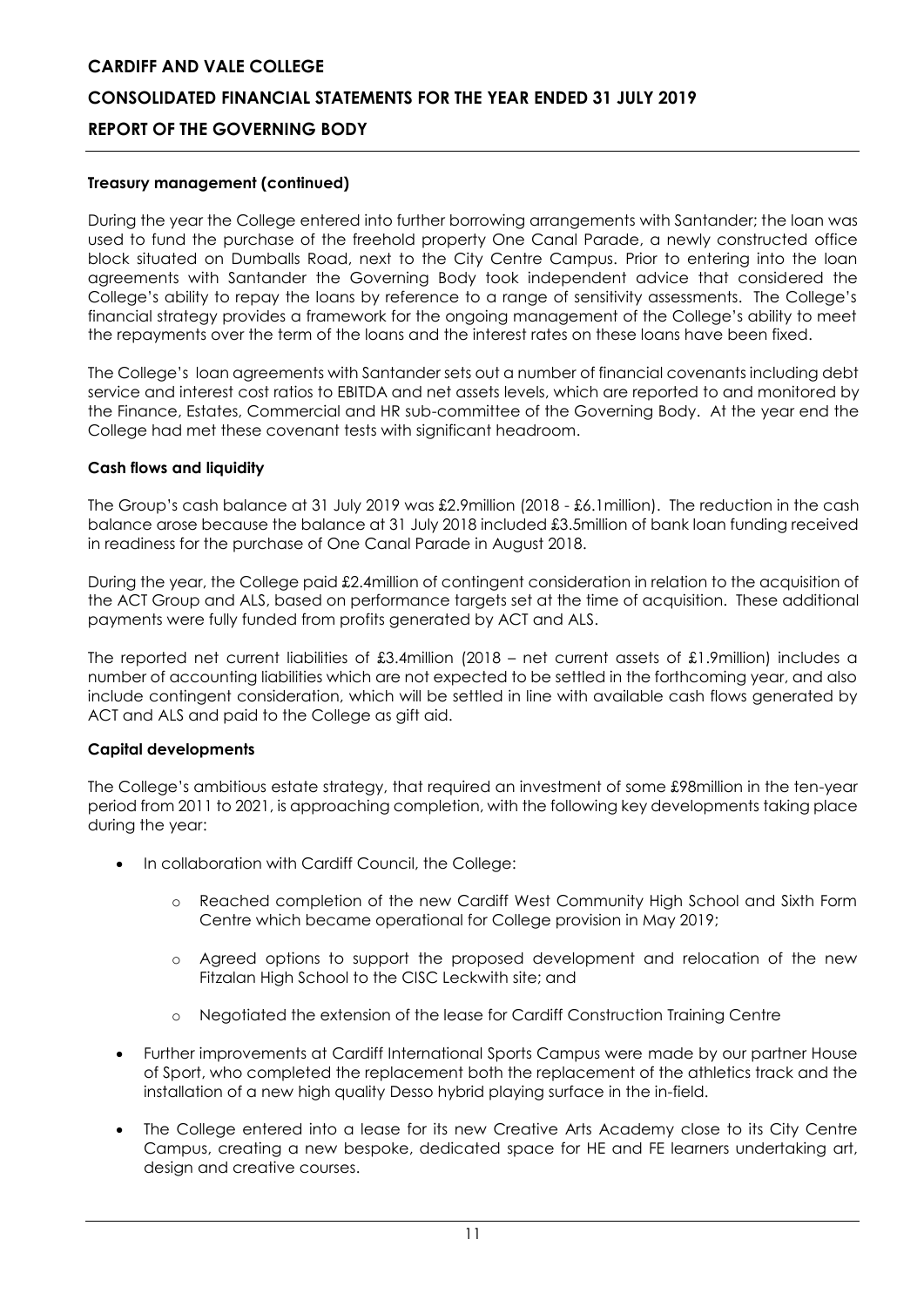**Treasury management (continued)**

During the year the College entered into further borrowing arrangements with Santander; the loan was used to fund the purchase of the freehold property One Canal Parade, a newly constructed office block situated on Dumballs Road, next to the City Centre Campus. Prior to entering into the loan agreements with Santander the Governing Body took independent advice that considered the College's ability to repay the loans by reference to a range of sensitivity assessments. The College's financial strategy provides a framework for the ongoing management of the College's ability to meet the repayments over the term of the loans and the interest rates on these loans have been fixed.

The College's loan agreements with Santander sets out a number of financial covenants including debt service and interest cost ratios to EBITDA and net assets levels, which are reported to and monitored by the Finance, Estates, Commercial and HR sub-committee of the Governing Body. At the year end the College had met these covenant tests with significant headroom.

**Cash flows and liquidity**

The Group's cash balance at 31 July 2019 was £2.9million (2018 - £6.1million). The reduction in the cash balance arose because the balance at 31 July 2018 included £3.5million of bank loan funding received in readiness for the purchase of One Canal Parade in August 2018.

During the year, the College paid £2.4million of contingent consideration in relation to the acquisition of the ACT Group and ALS, based on performance targets set at the time of acquisition. These additional payments were fully funded from profits generated by ACT and ALS.

The reported net current liabilities of £3.4million (2018 – net current assets of £1.9million) includes a number of accounting liabilities which are not expected to be settled in the forthcoming year, and also include contingent consideration, which will be settled in line with available cash flows generated by ACT and ALS and paid to the College as gift aid.

**Capital developments**

The College's ambitious estate strategy, that required an investment of some £98million in the ten-year period from 2011 to 2021, is approaching completion, with the following key developments taking place during the year:

- In collaboration with Cardiff Council, the College:
  - Reached completion of the new Cardiff West Community High School and Sixth Form Centre which became operational for College provision in May 2019;
  - Agreed options to support the proposed development and relocation of the new Fitzalan High School to the CISC Leckwith site; and
  - Negotiated the extension of the lease for Cardiff Construction Training Centre
- Further improvements at Cardiff International Sports Campus were made by our partner House of Sport, who completed the replacement both the replacement of the athletics track and the installation of a new high quality Desso hybrid playing surface in the in-field.
- The College entered into a lease for its new Creative Arts Academy close to its City Centre Campus, creating a new bespoke, dedicated space for HE and FE learners undertaking art, design and creative courses.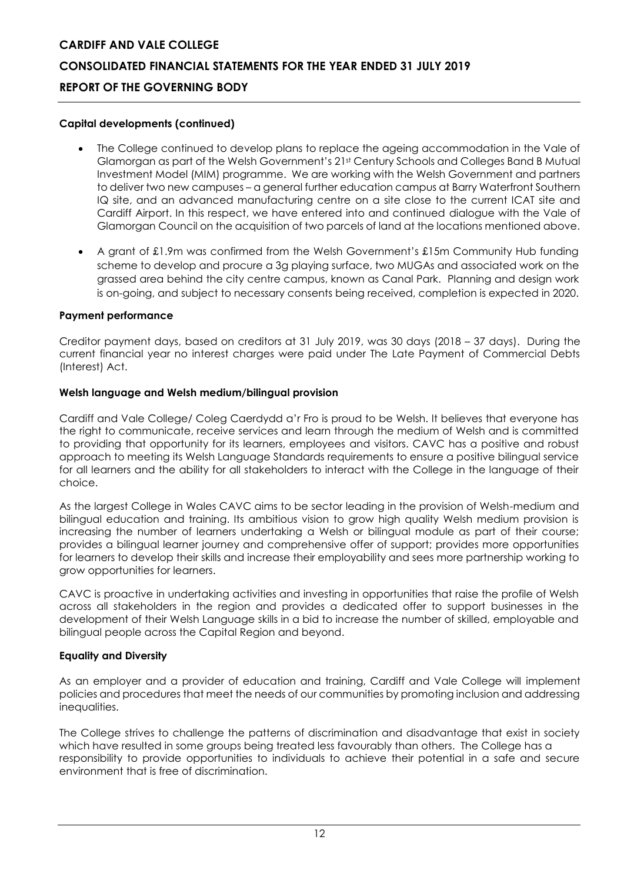#### Capital developments (continued)

- The College continued to develop plans to replace the ageing accommodation in the Vale of Glamorgan as part of the Welsh Government's 21st Century Schools and Colleges Band B Mutual Investment Model (MIM) programme. We are working with the Welsh Government and partners to deliver two new campuses – a general further education campus at Barry Waterfront Southern IQ site, and an advanced manufacturing centre on a site close to the current ICAT site and Cardiff Airport. In this respect, we have entered into and continued dialogue with the Vale of Glamorgan Council on the acquisition of two parcels of land at the locations mentioned above.
- A grant of £1.9m was confirmed from the Welsh Government's £15m Community Hub funding scheme to develop and procure a 3g playing surface, two MUGAs and associated work on the grassed area behind the city centre campus, known as Canal Park. Planning and design work is on-going, and subject to necessary consents being received, completion is expected in 2020.

#### Payment performance

Creditor payment days, based on creditors at 31 July 2019, was 30 days (2018 – 37 days). During the current financial year no interest charges were paid under The Late Payment of Commercial Debts (Interest) Act.

#### Welsh language and Welsh medium/bilingual provision

Cardiff and Vale College/ Coleg Caerdydd a'r Fro is proud to be Welsh. It believes that everyone has the right to communicate, receive services and learn through the medium of Welsh and is committed to providing that opportunity for its learners, employees and visitors. CAVC has a positive and robust approach to meeting its Welsh Language Standards requirements to ensure a positive bilingual service for all learners and the ability for all stakeholders to interact with the College in the language of their choice.

As the largest College in Wales CAVC aims to be sector leading in the provision of Welsh-medium and bilingual education and training. Its ambitious vision to grow high quality Welsh medium provision is increasing the number of learners undertaking a Welsh or bilingual module as part of their course; provides a bilingual learner journey and comprehensive offer of support; provides more opportunities for learners to develop their skills and increase their employability and sees more partnership working to grow opportunities for learners.

CAVC is proactive in undertaking activities and investing in opportunities that raise the profile of Welsh across all stakeholders in the region and provides a dedicated offer to support businesses in the development of their Welsh Language skills in a bid to increase the number of skilled, employable and bilingual people across the Capital Region and beyond.

#### Equality and Diversity

As an employer and a provider of education and training, Cardiff and Vale College will implement policies and procedures that meet the needs of our communities by promoting inclusion and addressing inequalities.

The College strives to challenge the patterns of discrimination and disadvantage that exist in society which have resulted in some groups being treated less favourably than others. The College has a responsibility to provide opportunities to individuals to achieve their potential in a safe and secure environment that is free of discrimination.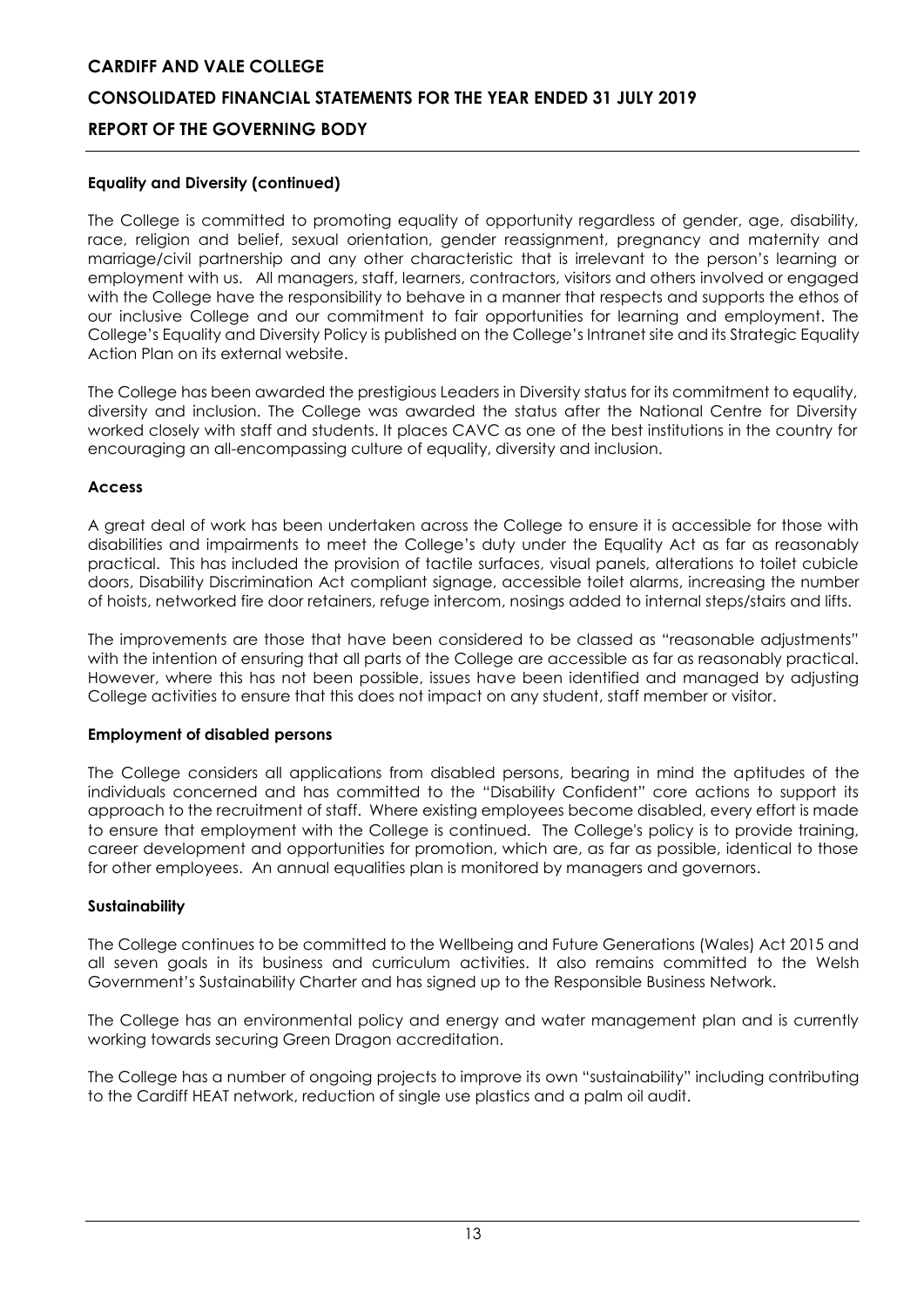### Equality and Diversity (continued)

The College is committed to promoting equality of opportunity regardless of gender, age, disability, race, religion and belief, sexual orientation, gender reassignment, pregnancy and maternity and marriage/civil partnership and any other characteristic that is irrelevant to the person's learning or employment with us. All managers, staff, learners, contractors, visitors and others involved or engaged with the College have the responsibility to behave in a manner that respects and supports the ethos of our inclusive College and our commitment to fair opportunities for learning and employment. The College's Equality and Diversity Policy is published on the College's Intranet site and its Strategic Equality Action Plan on its external website.

The College has been awarded the prestigious Leaders in Diversity status for its commitment to equality, diversity and inclusion. The College was awarded the status after the National Centre for Diversity worked closely with staff and students. It places CAVC as one of the best institutions in the country for encouraging an all-encompassing culture of equality, diversity and inclusion.

### Access

A great deal of work has been undertaken across the College to ensure it is accessible for those with disabilities and impairments to meet the College's duty under the Equality Act as far as reasonably practical. This has included the provision of tactile surfaces, visual panels, alterations to toilet cubicle doors, Disability Discrimination Act compliant signage, accessible toilet alarms, increasing the number of hoists, networked fire door retainers, refuge intercom, nosings added to internal steps/stairs and lifts.

The improvements are those that have been considered to be classed as "reasonable adjustments" with the intention of ensuring that all parts of the College are accessible as far as reasonably practical. However, where this has not been possible, issues have been identified and managed by adjusting College activities to ensure that this does not impact on any student, staff member or visitor.

### Employment of disabled persons

The College considers all applications from disabled persons, bearing in mind the aptitudes of the individuals concerned and has committed to the "Disability Confident" core actions to support its approach to the recruitment of staff. Where existing employees become disabled, every effort is made to ensure that employment with the College is continued. The College's policy is to provide training, career development and opportunities for promotion, which are, as far as possible, identical to those for other employees. An annual equalities plan is monitored by managers and governors.

### Sustainability

The College continues to be committed to the Wellbeing and Future Generations (Wales) Act 2015 and all seven goals in its business and curriculum activities. It also remains committed to the Welsh Government's Sustainability Charter and has signed up to the Responsible Business Network.

The College has an environmental policy and energy and water management plan and is currently working towards securing Green Dragon accreditation.

The College has a number of ongoing projects to improve its own "sustainability" including contributing to the Cardiff HEAT network, reduction of single use plastics and a palm oil audit.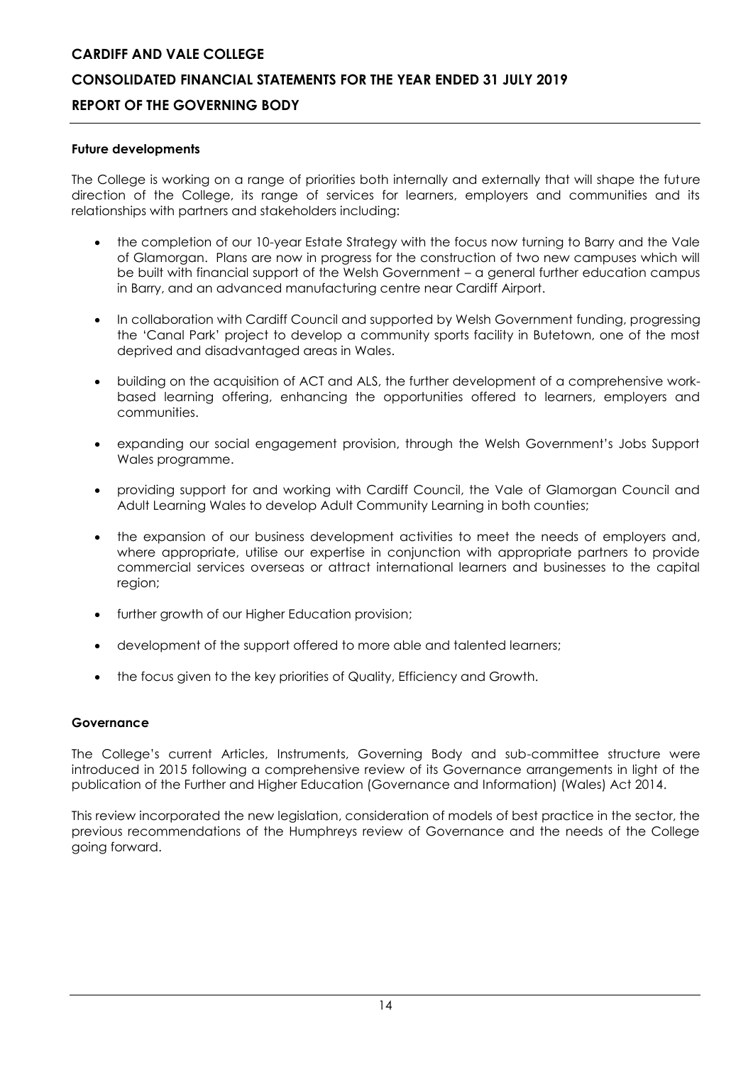### Future developments

The College is working on a range of priorities both internally and externally that will shape the future direction of the College, its range of services for learners, employers and communities and its relationships with partners and stakeholders including:

- the completion of our 10-year Estate Strategy with the focus now turning to Barry and the Vale of Glamorgan. Plans are now in progress for the construction of two new campuses which will be built with financial support of the Welsh Government – a general further education campus in Barry, and an advanced manufacturing centre near Cardiff Airport.

- In collaboration with Cardiff Council and supported by Welsh Government funding, progressing the 'Canal Park' project to develop a community sports facility in Butetown, one of the most deprived and disadvantaged areas in Wales.

- building on the acquisition of ACT and ALS, the further development of a comprehensive work-based learning offering, enhancing the opportunities offered to learners, employers and communities.

- expanding our social engagement provision, through the Welsh Government's Jobs Support Wales programme.

- providing support for and working with Cardiff Council, the Vale of Glamorgan Council and Adult Learning Wales to develop Adult Community Learning in both counties;

- the expansion of our business development activities to meet the needs of employers and, where appropriate, utilise our expertise in conjunction with appropriate partners to provide commercial services overseas or attract international learners and businesses to the capital region;

- further growth of our Higher Education provision;

- development of the support offered to more able and talented learners;

- the focus given to the key priorities of Quality, Efficiency and Growth.

### Governance

The College's current Articles, Instruments, Governing Body and sub-committee structure were introduced in 2015 following a comprehensive review of its Governance arrangements in light of the publication of the Further and Higher Education (Governance and Information) (Wales) Act 2014.

This review incorporated the new legislation, consideration of models of best practice in the sector, the previous recommendations of the Humphreys review of Governance and the needs of the College going forward.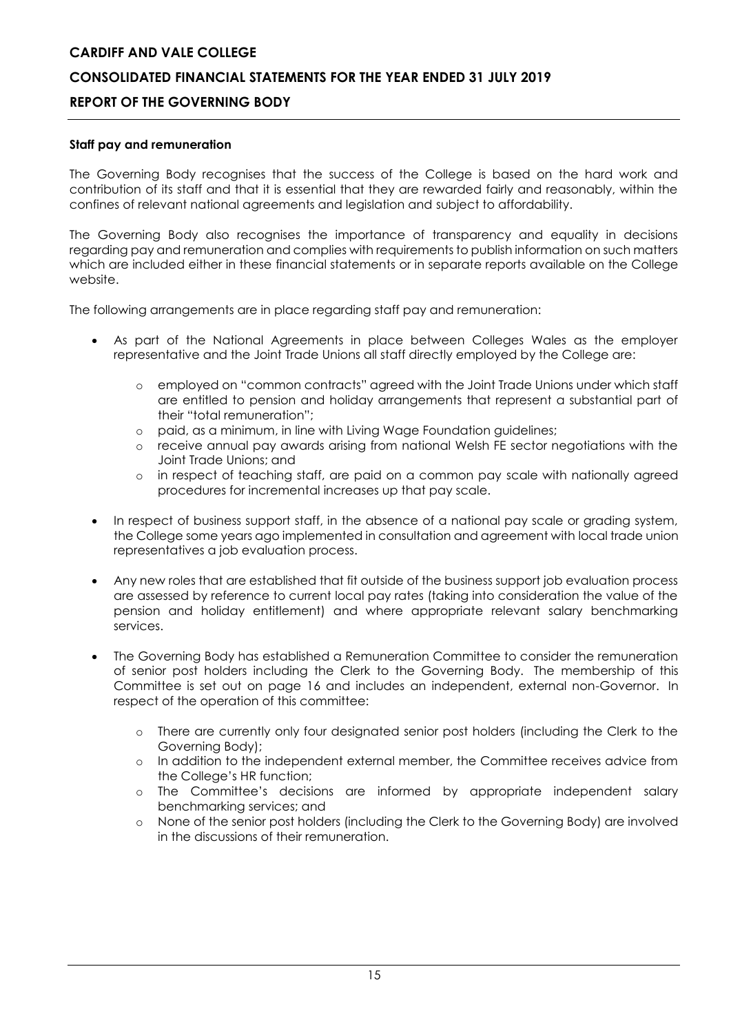**Staff pay and remuneration**

The Governing Body recognises that the success of the College is based on the hard work and contribution of its staff and that it is essential that they are rewarded fairly and reasonably, within the confines of relevant national agreements and legislation and subject to affordability.

The Governing Body also recognises the importance of transparency and equality in decisions regarding pay and remuneration and complies with requirements to publish information on such matters which are included either in these financial statements or in separate reports available on the College website.

The following arrangements are in place regarding staff pay and remuneration:

- As part of the National Agreements in place between Colleges Wales as the employer representative and the Joint Trade Unions all staff directly employed by the College are:
    - employed on "common contracts" agreed with the Joint Trade Unions under which staff are entitled to pension and holiday arrangements that represent a substantial part of their "total remuneration";
    - paid, as a minimum, in line with Living Wage Foundation guidelines;
    - receive annual pay awards arising from national Welsh FE sector negotiations with the Joint Trade Unions; and
    - in respect of teaching staff, are paid on a common pay scale with nationally agreed procedures for incremental increases up that pay scale.
- In respect of business support staff, in the absence of a national pay scale or grading system, the College some years ago implemented in consultation and agreement with local trade union representatives a job evaluation process.
- Any new roles that are established that fit outside of the business support job evaluation process are assessed by reference to current local pay rates (taking into consideration the value of the pension and holiday entitlement) and where appropriate relevant salary benchmarking services.
- The Governing Body has established a Remuneration Committee to consider the remuneration of senior post holders including the Clerk to the Governing Body. The membership of this Committee is set out on page 16 and includes an independent, external non-Governor. In respect of the operation of this committee:
    - There are currently only four designated senior post holders (including the Clerk to the Governing Body);
    - In addition to the independent external member, the Committee receives advice from the College's HR function;
    - The Committee's decisions are informed by appropriate independent salary benchmarking services; and
    - None of the senior post holders (including the Clerk to the Governing Body) are involved in the discussions of their remuneration.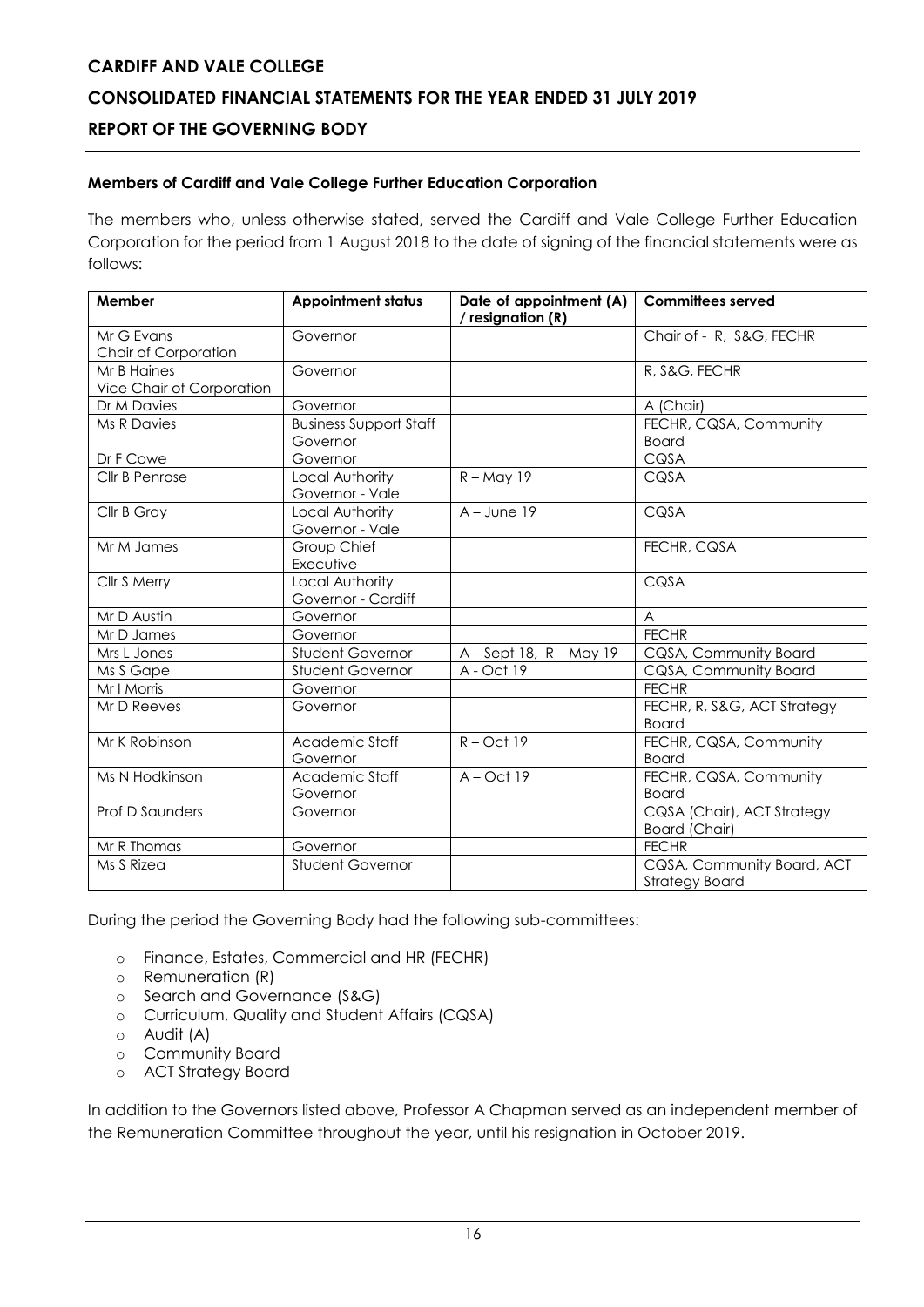**Members of Cardiff and Vale College Further Education Corporation**

The members who, unless otherwise stated, served the Cardiff and Vale College Further Education Corporation for the period from 1 August 2018 to the date of signing of the financial statements were as follows:

| Member | Appointment status | Date of appointment (A) / resignation (R) | Committees served |
|---|---|---|---|
| Mr G Evans Chair of Corporation | Governor | | Chair of - R, S&G, FECHR |
| Mr B Haines Vice Chair of Corporation | Governor | | R, S&G, FECHR |
| Dr M Davies | Governor | | A (Chair) |
| Ms R Davies | Business Support Staff Governor | | FECHR, CQSA, Community Board |
| Dr F Cowe | Governor | | CQSA |
| Cllr B Penrose | Local Authority Governor - Vale | R – May 19 | CQSA |
| Cllr B Gray | Local Authority Governor - Vale | A – June 19 | CQSA |
| Mr M James | Group Chief Executive | | FECHR, CQSA |
| Cllr S Merry | Local Authority Governor - Cardiff | | CQSA |
| Mr D Austin | Governor | | A |
| Mr D James | Governor | | FECHR |
| Mrs L Jones | Student Governor | A – Sept 18, R – May 19 | CQSA, Community Board |
| Ms S Gape | Student Governor | A - Oct 19 | CQSA, Community Board |
| Mr I Morris | Governor | | FECHR |
| Mr D Reeves | Governor | | FECHR, R, S&G, ACT Strategy Board |
| Mr K Robinson | Academic Staff Governor | R – Oct 19 | FECHR, CQSA, Community Board |
| Ms N Hodkinson | Academic Staff Governor | A – Oct 19 | FECHR, CQSA, Community Board |
| Prof D Saunders | Governor | | CQSA (Chair), ACT Strategy Board (Chair) |
| Mr R Thomas | Governor | | FECHR |
| Ms S Rizea | Student Governor | | CQSA, Community Board, ACT Strategy Board |

During the period the Governing Body had the following sub-committees:

- Finance, Estates, Commercial and HR (FECHR)
- Remuneration (R)
- Search and Governance (S&G)
- Curriculum, Quality and Student Affairs (CQSA)
- Audit (A)
- Community Board
- ACT Strategy Board

In addition to the Governors listed above, Professor A Chapman served as an independent member of the Remuneration Committee throughout the year, until his resignation in October 2019.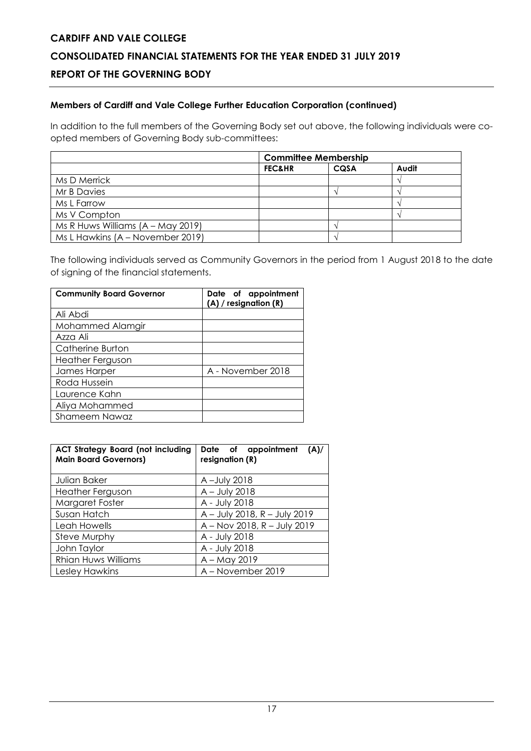**Members of Cardiff and Vale College Further Education Corporation (continued)**

In addition to the full members of the Governing Body set out above, the following individuals were co-opted members of Governing Body sub-committees:

| | Committee Membership | | |
|---|---|---|---|
| | **FEC&HR** | **CQSA** | **Audit** |
| Ms D Merrick | | | √ |
| Mr B Davies | | √ | √ |
| Ms L Farrow | | | √ |
| Ms V Compton | | | √ |
| Ms R Huws Williams (A – May 2019) | | √ | |
| Ms L Hawkins (A – November 2019) | | √ | |

The following individuals served as Community Governors in the period from 1 August 2018 to the date of signing of the financial statements.

| **Community Board Governor** | **Date of appointment (A) / resignation (R)** |
|---|---|
| Ali Abdi | |
| Mohammed Alamgir | |
| Azza Ali | |
| Catherine Burton | |
| Heather Ferguson | |
| James Harper | A - November 2018 |
| Roda Hussein | |
| Laurence Kahn | |
| Aliya Mohammed | |
| Shameem Nawaz | |

| **ACT Strategy Board (not including Main Board Governors)** | **Date of appointment (A)/ resignation (R)** |
|---|---|
| Julian Baker | A –July 2018 |
| Heather Ferguson | A – July 2018 |
| Margaret Foster | A - July 2018 |
| Susan Hatch | A – July 2018, R – July 2019 |
| Leah Howells | A – Nov 2018, R – July 2019 |
| Steve Murphy | A - July 2018 |
| John Taylor | A - July 2018 |
| Rhian Huws Williams | A – May 2019 |
| Lesley Hawkins | A – November 2019 |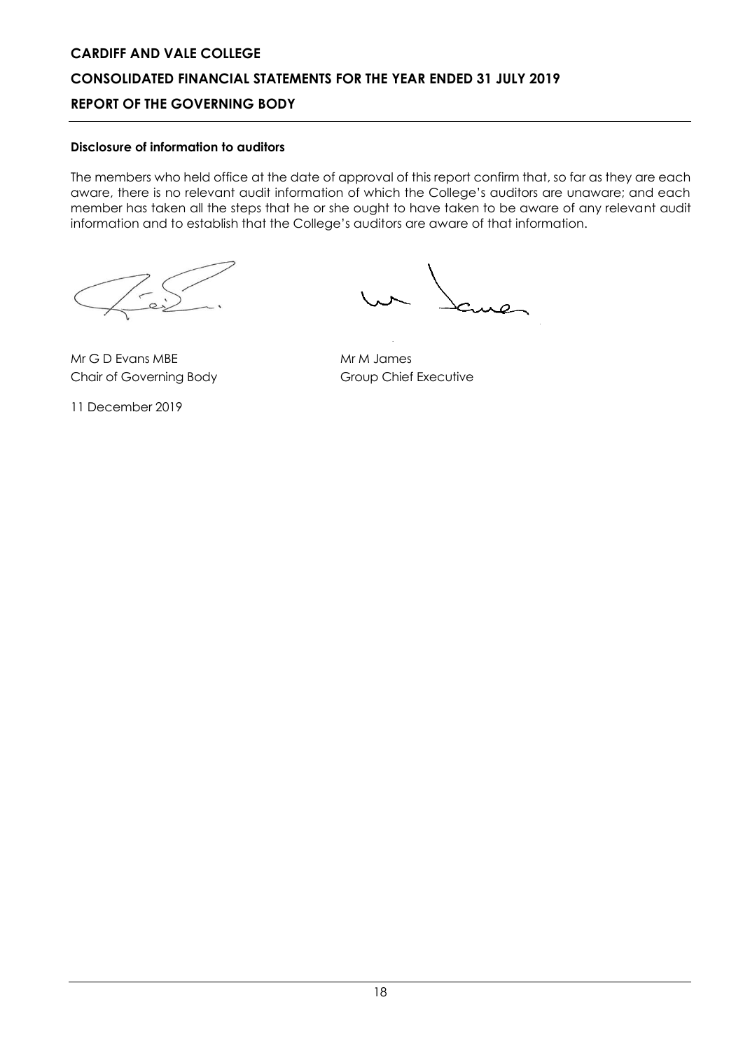**Disclosure of information to auditors**

The members who held office at the date of approval of this report confirm that, so far as they are each aware, there is no relevant audit information of which the College's auditors are unaware; and each member has taken all the steps that he or she ought to have taken to be aware of any relevant audit information and to establish that the College's auditors are aware of that information.

Mr G D Evans MBE
Chair of Governing Body

Mr M James
Group Chief Executive

11 December 2019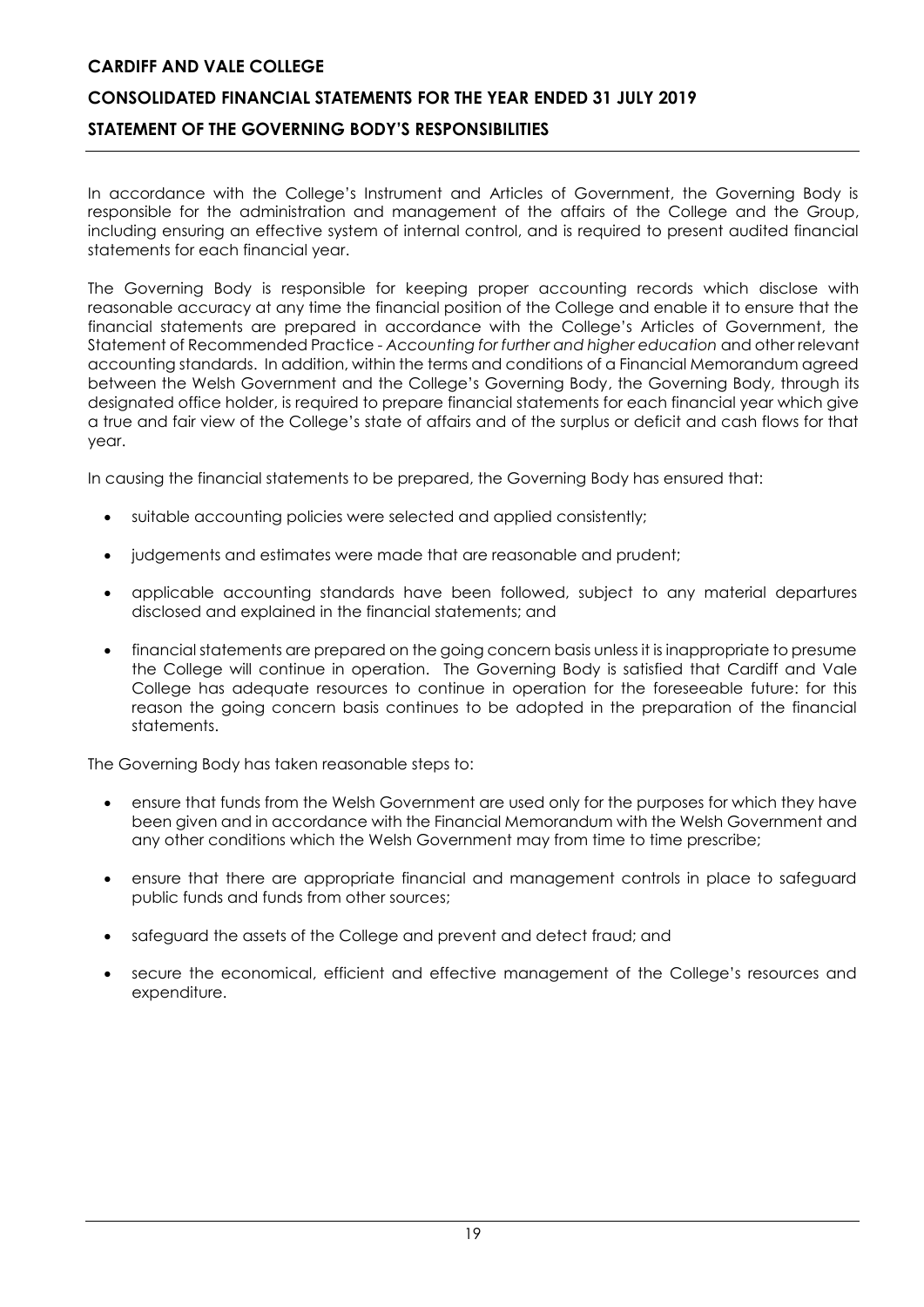# CARDIFF AND VALE COLLEGE

## CONSOLIDATED FINANCIAL STATEMENTS FOR THE YEAR ENDED 31 JULY 2019

## STATEMENT OF THE GOVERNING BODY'S RESPONSIBILITIES

In accordance with the College's Instrument and Articles of Government, the Governing Body is responsible for the administration and management of the affairs of the College and the Group, including ensuring an effective system of internal control, and is required to present audited financial statements for each financial year.

The Governing Body is responsible for keeping proper accounting records which disclose with reasonable accuracy at any time the financial position of the College and enable it to ensure that the financial statements are prepared in accordance with the College's Articles of Government, the Statement of Recommended Practice - *Accounting for further and higher education* and other relevant accounting standards. In addition, within the terms and conditions of a Financial Memorandum agreed between the Welsh Government and the College's Governing Body, the Governing Body, through its designated office holder, is required to prepare financial statements for each financial year which give a true and fair view of the College's state of affairs and of the surplus or deficit and cash flows for that year.

In causing the financial statements to be prepared, the Governing Body has ensured that:

- suitable accounting policies were selected and applied consistently;
- judgements and estimates were made that are reasonable and prudent;
- applicable accounting standards have been followed, subject to any material departures disclosed and explained in the financial statements; and
- financial statements are prepared on the going concern basis unless it is inappropriate to presume the College will continue in operation. The Governing Body is satisfied that Cardiff and Vale College has adequate resources to continue in operation for the foreseeable future: for this reason the going concern basis continues to be adopted in the preparation of the financial statements.

The Governing Body has taken reasonable steps to:

- ensure that funds from the Welsh Government are used only for the purposes for which they have been given and in accordance with the Financial Memorandum with the Welsh Government and any other conditions which the Welsh Government may from time to time prescribe;
- ensure that there are appropriate financial and management controls in place to safeguard public funds and funds from other sources;
- safeguard the assets of the College and prevent and detect fraud; and
- secure the economical, efficient and effective management of the College's resources and expenditure.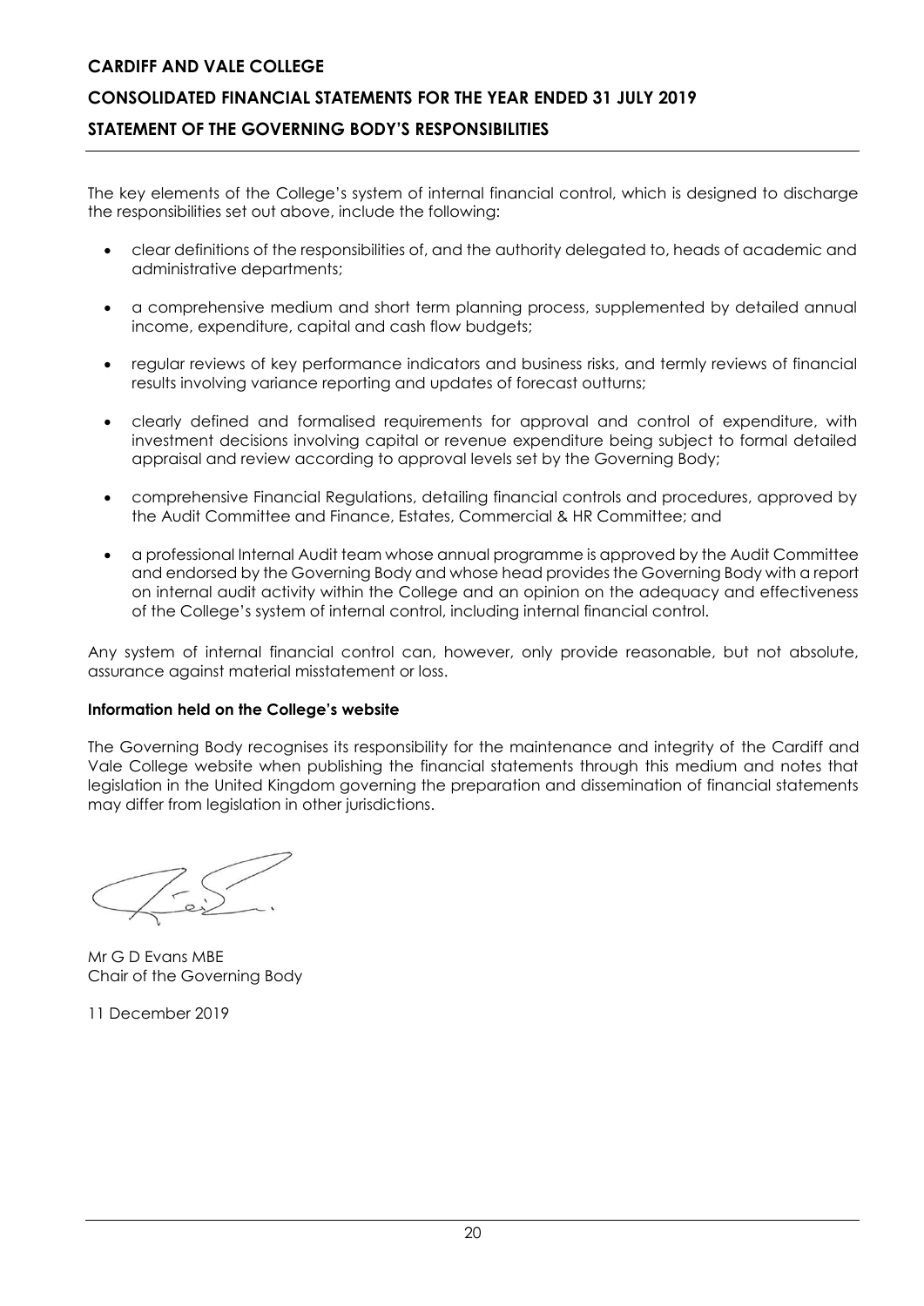The key elements of the College's system of internal financial control, which is designed to discharge the responsibilities set out above, include the following:

- clear definitions of the responsibilities of, and the authority delegated to, heads of academic and administrative departments;
- a comprehensive medium and short term planning process, supplemented by detailed annual income, expenditure, capital and cash flow budgets;
- regular reviews of key performance indicators and business risks, and termly reviews of financial results involving variance reporting and updates of forecast outturns;
- clearly defined and formalised requirements for approval and control of expenditure, with investment decisions involving capital or revenue expenditure being subject to formal detailed appraisal and review according to approval levels set by the Governing Body;
- comprehensive Financial Regulations, detailing financial controls and procedures, approved by the Audit Committee and Finance, Estates, Commercial & HR Committee; and
- a professional Internal Audit team whose annual programme is approved by the Audit Committee and endorsed by the Governing Body and whose head provides the Governing Body with a report on internal audit activity within the College and an opinion on the adequacy and effectiveness of the College's system of internal control, including internal financial control.

Any system of internal financial control can, however, only provide reasonable, but not absolute, assurance against material misstatement or loss.

**Information held on the College's website**

The Governing Body recognises its responsibility for the maintenance and integrity of the Cardiff and Vale College website when publishing the financial statements through this medium and notes that legislation in the United Kingdom governing the preparation and dissemination of financial statements may differ from legislation in other jurisdictions.

Mr G D Evans MBE
Chair of the Governing Body

11 December 2019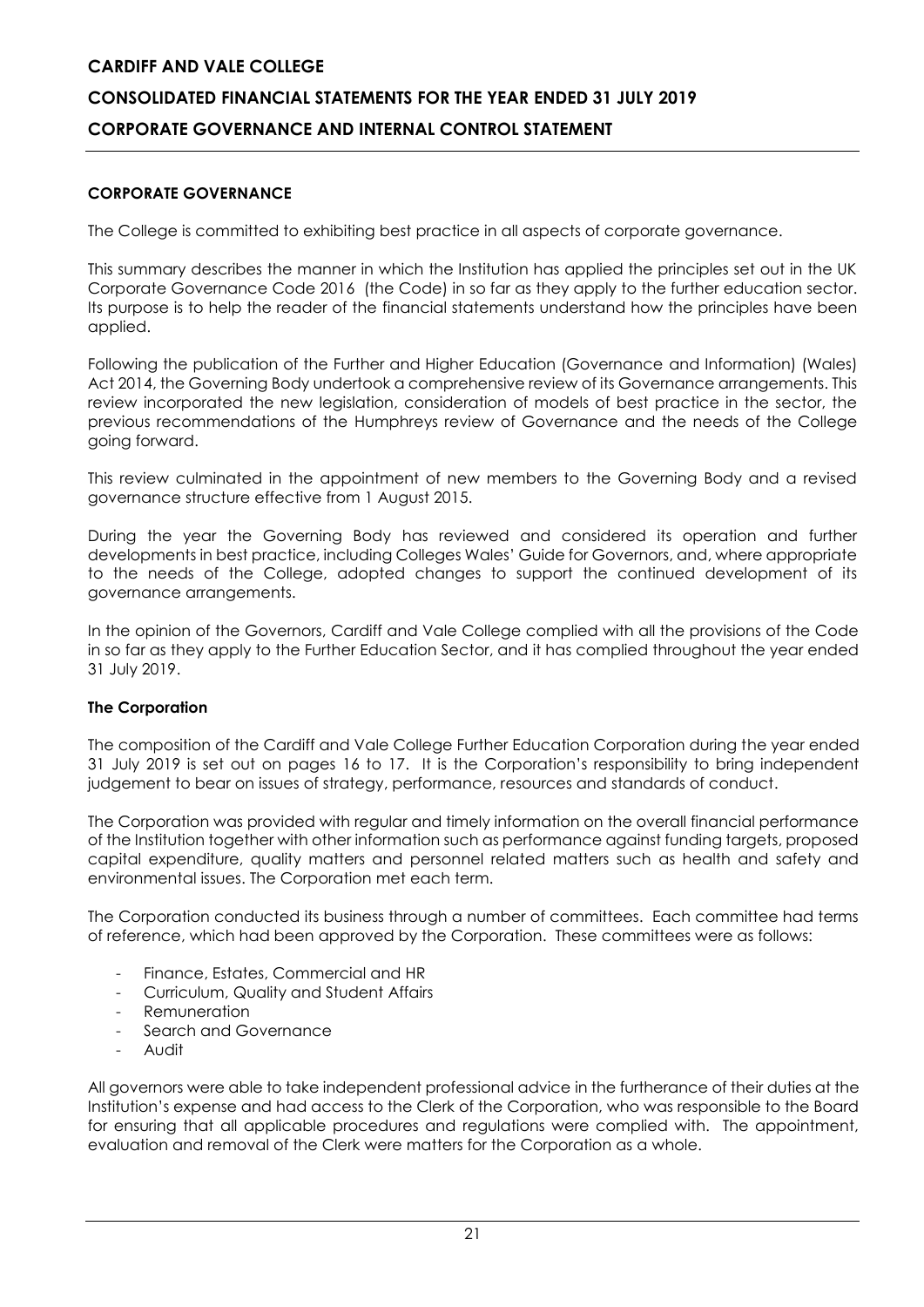# CARDIFF AND VALE COLLEGE

## CONSOLIDATED FINANCIAL STATEMENTS FOR THE YEAR ENDED 31 JULY 2019

## CORPORATE GOVERNANCE AND INTERNAL CONTROL STATEMENT

### CORPORATE GOVERNANCE

The College is committed to exhibiting best practice in all aspects of corporate governance.

This summary describes the manner in which the Institution has applied the principles set out in the UK Corporate Governance Code 2016 (the Code) in so far as they apply to the further education sector. Its purpose is to help the reader of the financial statements understand how the principles have been applied.

Following the publication of the Further and Higher Education (Governance and Information) (Wales) Act 2014, the Governing Body undertook a comprehensive review of its Governance arrangements. This review incorporated the new legislation, consideration of models of best practice in the sector, the previous recommendations of the Humphreys review of Governance and the needs of the College going forward.

This review culminated in the appointment of new members to the Governing Body and a revised governance structure effective from 1 August 2015.

During the year the Governing Body has reviewed and considered its operation and further developments in best practice, including Colleges Wales' Guide for Governors, and, where appropriate to the needs of the College, adopted changes to support the continued development of its governance arrangements.

In the opinion of the Governors, Cardiff and Vale College complied with all the provisions of the Code in so far as they apply to the Further Education Sector, and it has complied throughout the year ended 31 July 2019.

#### The Corporation

The composition of the Cardiff and Vale College Further Education Corporation during the year ended 31 July 2019 is set out on pages 16 to 17. It is the Corporation's responsibility to bring independent judgement to bear on issues of strategy, performance, resources and standards of conduct.

The Corporation was provided with regular and timely information on the overall financial performance of the Institution together with other information such as performance against funding targets, proposed capital expenditure, quality matters and personnel related matters such as health and safety and environmental issues. The Corporation met each term.

The Corporation conducted its business through a number of committees. Each committee had terms of reference, which had been approved by the Corporation. These committees were as follows:

- Finance, Estates, Commercial and HR
- Curriculum, Quality and Student Affairs
- Remuneration
- Search and Governance
- Audit

All governors were able to take independent professional advice in the furtherance of their duties at the Institution's expense and had access to the Clerk of the Corporation, who was responsible to the Board for ensuring that all applicable procedures and regulations were complied with. The appointment, evaluation and removal of the Clerk were matters for the Corporation as a whole.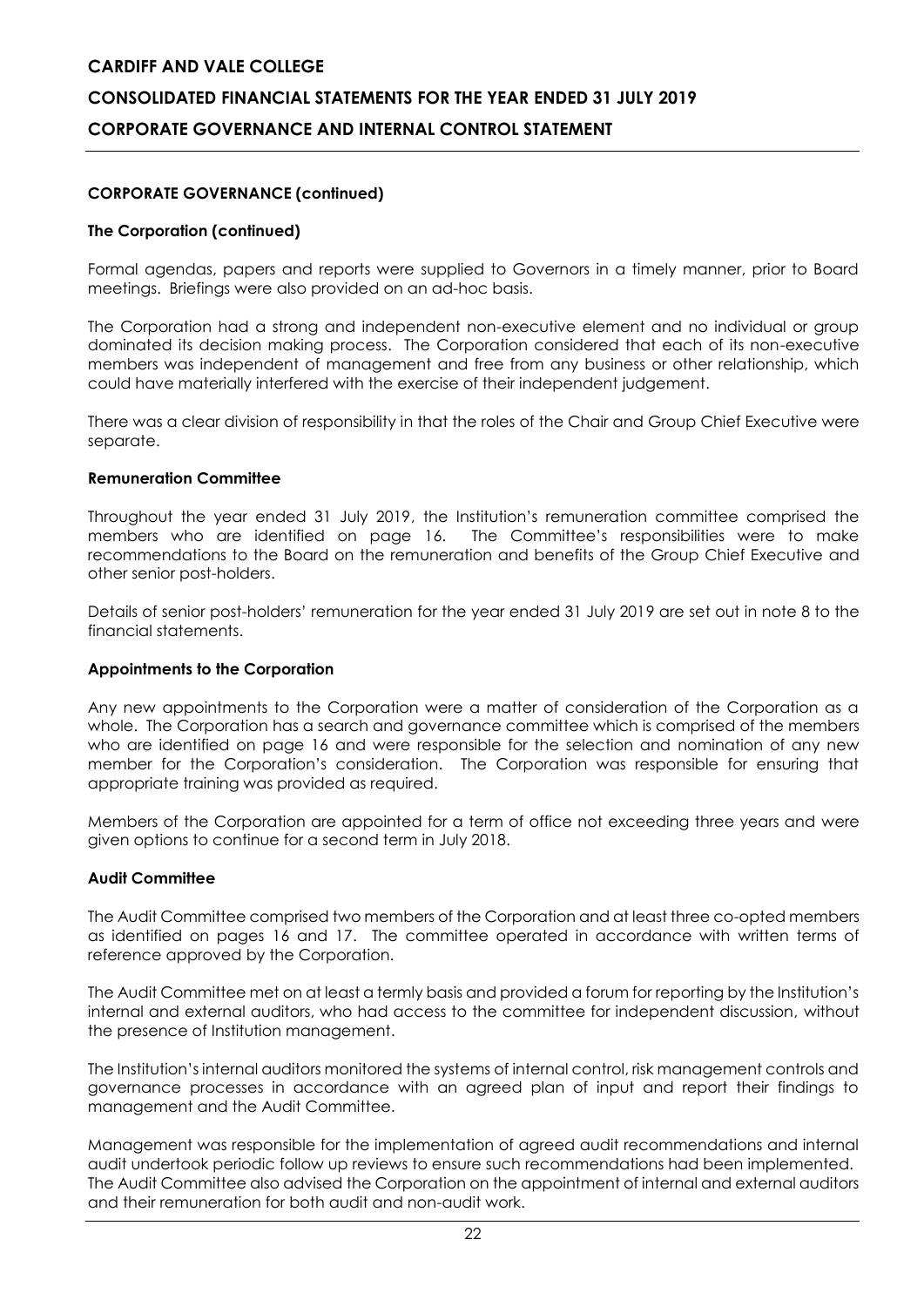### CORPORATE GOVERNANCE (continued)

#### The Corporation (continued)

Formal agendas, papers and reports were supplied to Governors in a timely manner, prior to Board meetings. Briefings were also provided on an ad-hoc basis.

The Corporation had a strong and independent non-executive element and no individual or group dominated its decision making process. The Corporation considered that each of its non-executive members was independent of management and free from any business or other relationship, which could have materially interfered with the exercise of their independent judgement.

There was a clear division of responsibility in that the roles of the Chair and Group Chief Executive were separate.

#### Remuneration Committee

Throughout the year ended 31 July 2019, the Institution's remuneration committee comprised the members who are identified on page 16. The Committee's responsibilities were to make recommendations to the Board on the remuneration and benefits of the Group Chief Executive and other senior post-holders.

Details of senior post-holders' remuneration for the year ended 31 July 2019 are set out in note 8 to the financial statements.

#### Appointments to the Corporation

Any new appointments to the Corporation were a matter of consideration of the Corporation as a whole. The Corporation has a search and governance committee which is comprised of the members who are identified on page 16 and were responsible for the selection and nomination of any new member for the Corporation's consideration. The Corporation was responsible for ensuring that appropriate training was provided as required.

Members of the Corporation are appointed for a term of office not exceeding three years and were given options to continue for a second term in July 2018.

#### Audit Committee

The Audit Committee comprised two members of the Corporation and at least three co-opted members as identified on pages 16 and 17. The committee operated in accordance with written terms of reference approved by the Corporation.

The Audit Committee met on at least a termly basis and provided a forum for reporting by the Institution's internal and external auditors, who had access to the committee for independent discussion, without the presence of Institution management.

The Institution's internal auditors monitored the systems of internal control, risk management controls and governance processes in accordance with an agreed plan of input and report their findings to management and the Audit Committee.

Management was responsible for the implementation of agreed audit recommendations and internal audit undertook periodic follow up reviews to ensure such recommendations had been implemented. The Audit Committee also advised the Corporation on the appointment of internal and external auditors and their remuneration for both audit and non-audit work.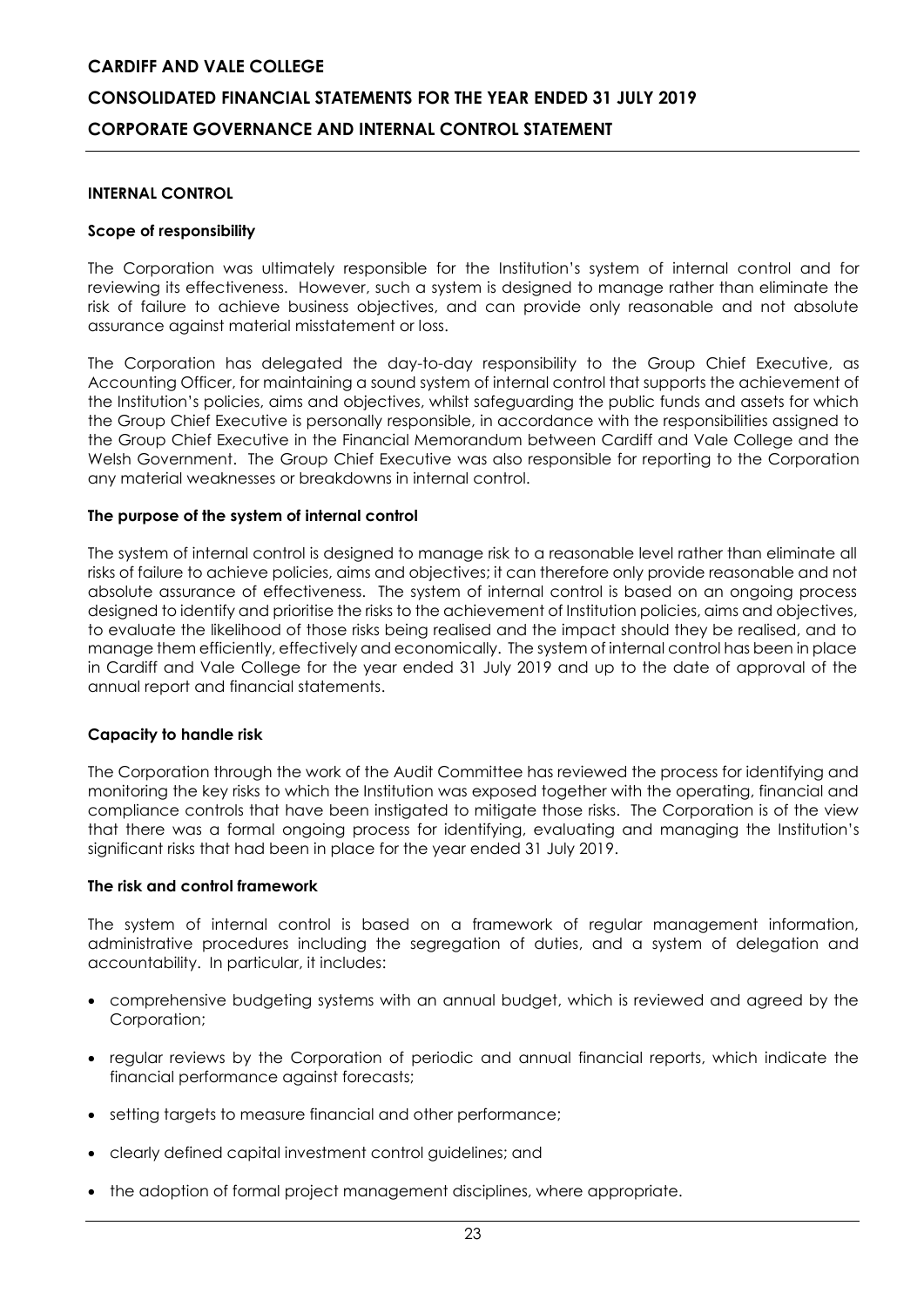## INTERNAL CONTROL

### Scope of responsibility

The Corporation was ultimately responsible for the Institution's system of internal control and for reviewing its effectiveness. However, such a system is designed to manage rather than eliminate the risk of failure to achieve business objectives, and can provide only reasonable and not absolute assurance against material misstatement or loss.

The Corporation has delegated the day-to-day responsibility to the Group Chief Executive, as Accounting Officer, for maintaining a sound system of internal control that supports the achievement of the Institution's policies, aims and objectives, whilst safeguarding the public funds and assets for which the Group Chief Executive is personally responsible, in accordance with the responsibilities assigned to the Group Chief Executive in the Financial Memorandum between Cardiff and Vale College and the Welsh Government. The Group Chief Executive was also responsible for reporting to the Corporation any material weaknesses or breakdowns in internal control.

### The purpose of the system of internal control

The system of internal control is designed to manage risk to a reasonable level rather than eliminate all risks of failure to achieve policies, aims and objectives; it can therefore only provide reasonable and not absolute assurance of effectiveness. The system of internal control is based on an ongoing process designed to identify and prioritise the risks to the achievement of Institution policies, aims and objectives, to evaluate the likelihood of those risks being realised and the impact should they be realised, and to manage them efficiently, effectively and economically. The system of internal control has been in place in Cardiff and Vale College for the year ended 31 July 2019 and up to the date of approval of the annual report and financial statements.

### Capacity to handle risk

The Corporation through the work of the Audit Committee has reviewed the process for identifying and monitoring the key risks to which the Institution was exposed together with the operating, financial and compliance controls that have been instigated to mitigate those risks. The Corporation is of the view that there was a formal ongoing process for identifying, evaluating and managing the Institution's significant risks that had been in place for the year ended 31 July 2019.

### The risk and control framework

The system of internal control is based on a framework of regular management information, administrative procedures including the segregation of duties, and a system of delegation and accountability. In particular, it includes:

- comprehensive budgeting systems with an annual budget, which is reviewed and agreed by the Corporation;
- regular reviews by the Corporation of periodic and annual financial reports, which indicate the financial performance against forecasts;
- setting targets to measure financial and other performance;
- clearly defined capital investment control guidelines; and
- the adoption of formal project management disciplines, where appropriate.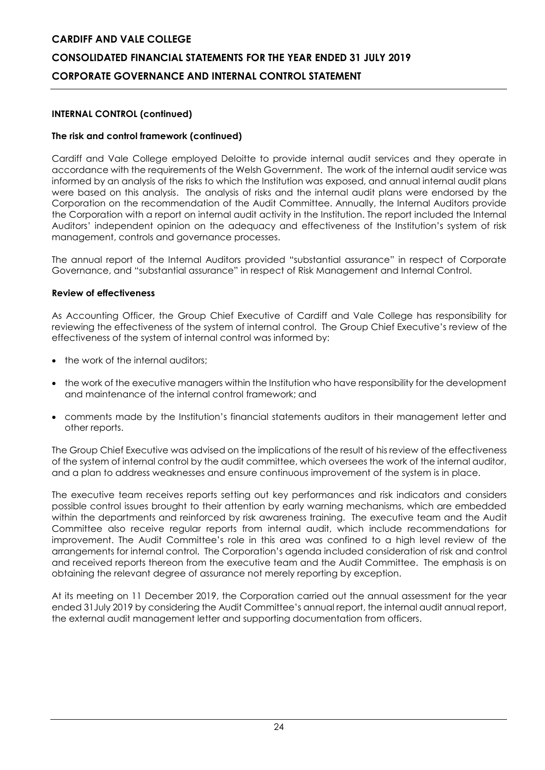## INTERNAL CONTROL (continued)

### The risk and control framework (continued)

Cardiff and Vale College employed Deloitte to provide internal audit services and they operate in accordance with the requirements of the Welsh Government. The work of the internal audit service was informed by an analysis of the risks to which the Institution was exposed, and annual internal audit plans were based on this analysis. The analysis of risks and the internal audit plans were endorsed by the Corporation on the recommendation of the Audit Committee. Annually, the Internal Auditors provide the Corporation with a report on internal audit activity in the Institution. The report included the Internal Auditors' independent opinion on the adequacy and effectiveness of the Institution's system of risk management, controls and governance processes.

The annual report of the Internal Auditors provided "substantial assurance" in respect of Corporate Governance, and "substantial assurance" in respect of Risk Management and Internal Control.

### Review of effectiveness

As Accounting Officer, the Group Chief Executive of Cardiff and Vale College has responsibility for reviewing the effectiveness of the system of internal control. The Group Chief Executive's review of the effectiveness of the system of internal control was informed by:

- the work of the internal auditors;
- the work of the executive managers within the Institution who have responsibility for the development and maintenance of the internal control framework; and
- comments made by the Institution's financial statements auditors in their management letter and other reports.

The Group Chief Executive was advised on the implications of the result of his review of the effectiveness of the system of internal control by the audit committee, which oversees the work of the internal auditor, and a plan to address weaknesses and ensure continuous improvement of the system is in place.

The executive team receives reports setting out key performances and risk indicators and considers possible control issues brought to their attention by early warning mechanisms, which are embedded within the departments and reinforced by risk awareness training. The executive team and the Audit Committee also receive regular reports from internal audit, which include recommendations for improvement. The Audit Committee's role in this area was confined to a high level review of the arrangements for internal control. The Corporation's agenda included consideration of risk and control and received reports thereon from the executive team and the Audit Committee. The emphasis is on obtaining the relevant degree of assurance not merely reporting by exception.

At its meeting on 11 December 2019, the Corporation carried out the annual assessment for the year ended 31July 2019 by considering the Audit Committee's annual report, the internal audit annual report, the external audit management letter and supporting documentation from officers.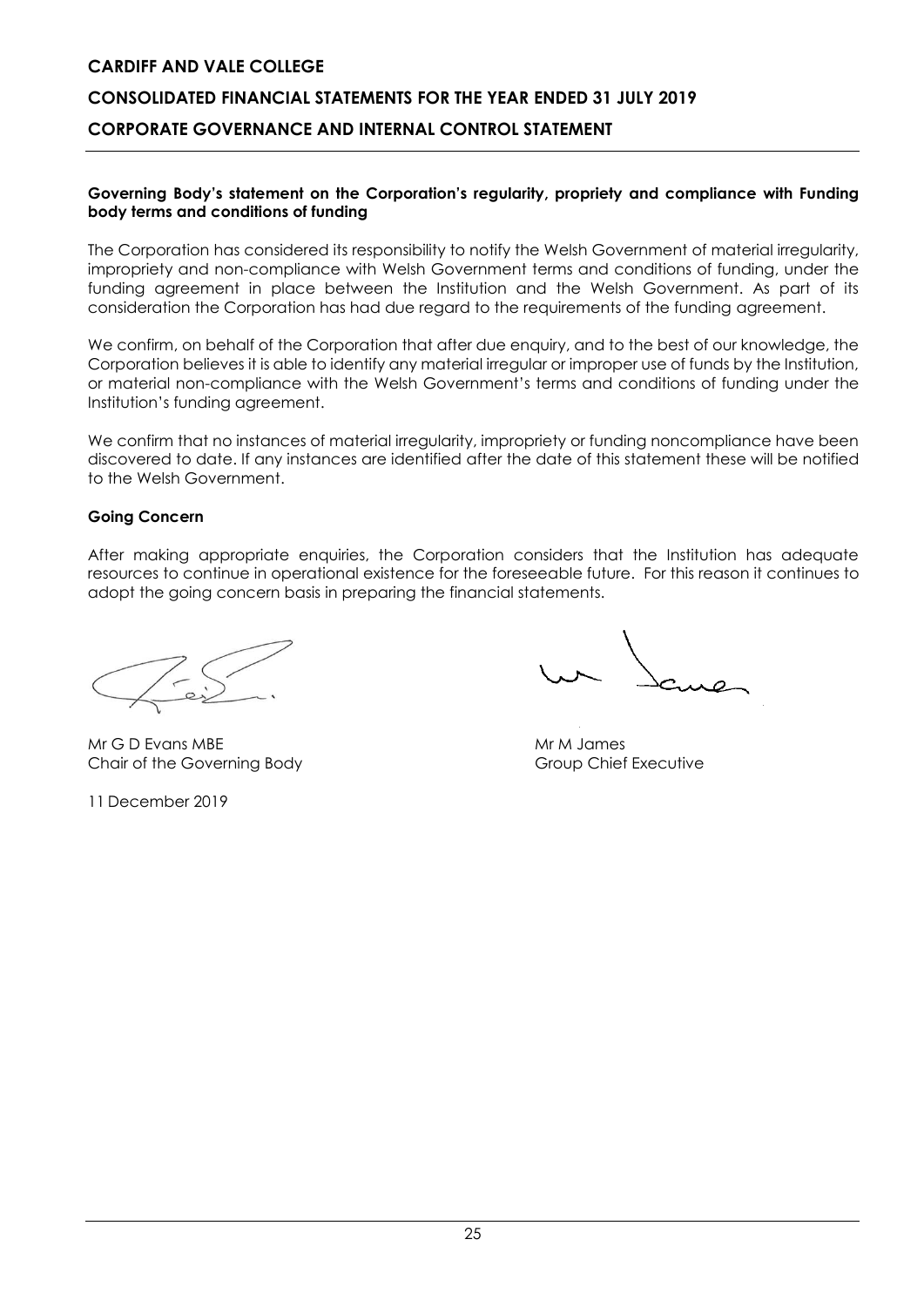### Governing Body's statement on the Corporation's regularity, propriety and compliance with Funding body terms and conditions of funding

The Corporation has considered its responsibility to notify the Welsh Government of material irregularity, impropriety and non-compliance with Welsh Government terms and conditions of funding, under the funding agreement in place between the Institution and the Welsh Government. As part of its consideration the Corporation has had due regard to the requirements of the funding agreement.

We confirm, on behalf of the Corporation that after due enquiry, and to the best of our knowledge, the Corporation believes it is able to identify any material irregular or improper use of funds by the Institution, or material non-compliance with the Welsh Government's terms and conditions of funding under the Institution's funding agreement.

We confirm that no instances of material irregularity, impropriety or funding noncompliance have been discovered to date. If any instances are identified after the date of this statement these will be notified to the Welsh Government.

### Going Concern

After making appropriate enquiries, the Corporation considers that the Institution has adequate resources to continue in operational existence for the foreseeable future. For this reason it continues to adopt the going concern basis in preparing the financial statements.

| | |
|---|---|
| Mr G D Evans MBE | Mr M James |
| Chair of the Governing Body | Group Chief Executive |

11 December 2019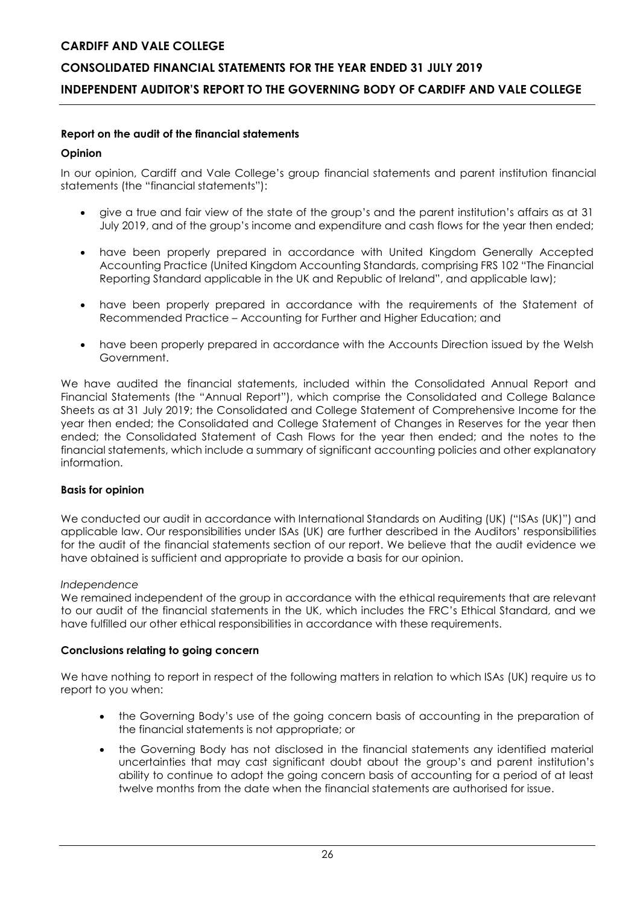**Report on the audit of the financial statements**

**Opinion**

In our opinion, Cardiff and Vale College's group financial statements and parent institution financial statements (the "financial statements"):

- give a true and fair view of the state of the group's and the parent institution's affairs as at 31 July 2019, and of the group's income and expenditure and cash flows for the year then ended;
- have been properly prepared in accordance with United Kingdom Generally Accepted Accounting Practice (United Kingdom Accounting Standards, comprising FRS 102 "The Financial Reporting Standard applicable in the UK and Republic of Ireland", and applicable law);
- have been properly prepared in accordance with the requirements of the Statement of Recommended Practice – Accounting for Further and Higher Education; and
- have been properly prepared in accordance with the Accounts Direction issued by the Welsh Government.

We have audited the financial statements, included within the Consolidated Annual Report and Financial Statements (the "Annual Report"), which comprise the Consolidated and College Balance Sheets as at 31 July 2019; the Consolidated and College Statement of Comprehensive Income for the year then ended; the Consolidated and College Statement of Changes in Reserves for the year then ended; the Consolidated Statement of Cash Flows for the year then ended; and the notes to the financial statements, which include a summary of significant accounting policies and other explanatory information.

**Basis for opinion**

We conducted our audit in accordance with International Standards on Auditing (UK) ("ISAs (UK)") and applicable law. Our responsibilities under ISAs (UK) are further described in the Auditors' responsibilities for the audit of the financial statements section of our report. We believe that the audit evidence we have obtained is sufficient and appropriate to provide a basis for our opinion.

*Independence*

We remained independent of the group in accordance with the ethical requirements that are relevant to our audit of the financial statements in the UK, which includes the FRC's Ethical Standard, and we have fulfilled our other ethical responsibilities in accordance with these requirements.

**Conclusions relating to going concern**

We have nothing to report in respect of the following matters in relation to which ISAs (UK) require us to report to you when:

- the Governing Body's use of the going concern basis of accounting in the preparation of the financial statements is not appropriate; or
- the Governing Body has not disclosed in the financial statements any identified material uncertainties that may cast significant doubt about the group's and parent institution's ability to continue to adopt the going concern basis of accounting for a period of at least twelve months from the date when the financial statements are authorised for issue.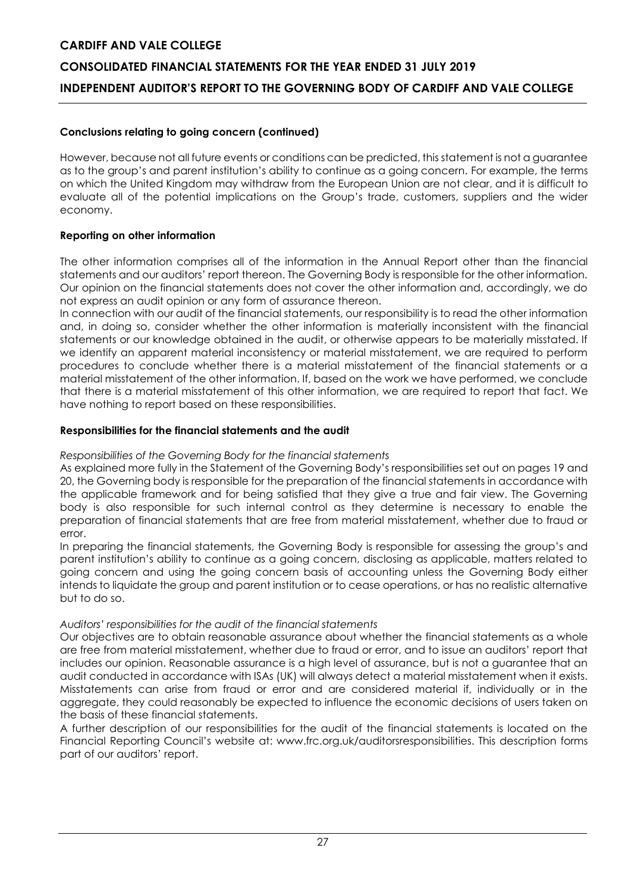### Conclusions relating to going concern (continued)

However, because not all future events or conditions can be predicted, this statement is not a guarantee as to the group's and parent institution's ability to continue as a going concern. For example, the terms on which the United Kingdom may withdraw from the European Union are not clear, and it is difficult to evaluate all of the potential implications on the Group's trade, customers, suppliers and the wider economy.

### Reporting on other information

The other information comprises all of the information in the Annual Report other than the financial statements and our auditors' report thereon. The Governing Body is responsible for the other information. Our opinion on the financial statements does not cover the other information and, accordingly, we do not express an audit opinion or any form of assurance thereon.

In connection with our audit of the financial statements, our responsibility is to read the other information and, in doing so, consider whether the other information is materially inconsistent with the financial statements or our knowledge obtained in the audit, or otherwise appears to be materially misstated. If we identify an apparent material inconsistency or material misstatement, we are required to perform procedures to conclude whether there is a material misstatement of the financial statements or a material misstatement of the other information. If, based on the work we have performed, we conclude that there is a material misstatement of this other information, we are required to report that fact. We have nothing to report based on these responsibilities.

### Responsibilities for the financial statements and the audit

*Responsibilities of the Governing Body for the financial statements*

As explained more fully in the Statement of the Governing Body's responsibilities set out on pages 19 and 20, the Governing body is responsible for the preparation of the financial statements in accordance with the applicable framework and for being satisfied that they give a true and fair view. The Governing body is also responsible for such internal control as they determine is necessary to enable the preparation of financial statements that are free from material misstatement, whether due to fraud or error.

In preparing the financial statements, the Governing Body is responsible for assessing the group's and parent institution's ability to continue as a going concern, disclosing as applicable, matters related to going concern and using the going concern basis of accounting unless the Governing Body either intends to liquidate the group and parent institution or to cease operations, or has no realistic alternative but to do so.

*Auditors' responsibilities for the audit of the financial statements*

Our objectives are to obtain reasonable assurance about whether the financial statements as a whole are free from material misstatement, whether due to fraud or error, and to issue an auditors' report that includes our opinion. Reasonable assurance is a high level of assurance, but is not a guarantee that an audit conducted in accordance with ISAs (UK) will always detect a material misstatement when it exists. Misstatements can arise from fraud or error and are considered material if, individually or in the aggregate, they could reasonably be expected to influence the economic decisions of users taken on the basis of these financial statements.

A further description of our responsibilities for the audit of the financial statements is located on the Financial Reporting Council's website at: www.frc.org.uk/auditorsresponsibilities. This description forms part of our auditors' report.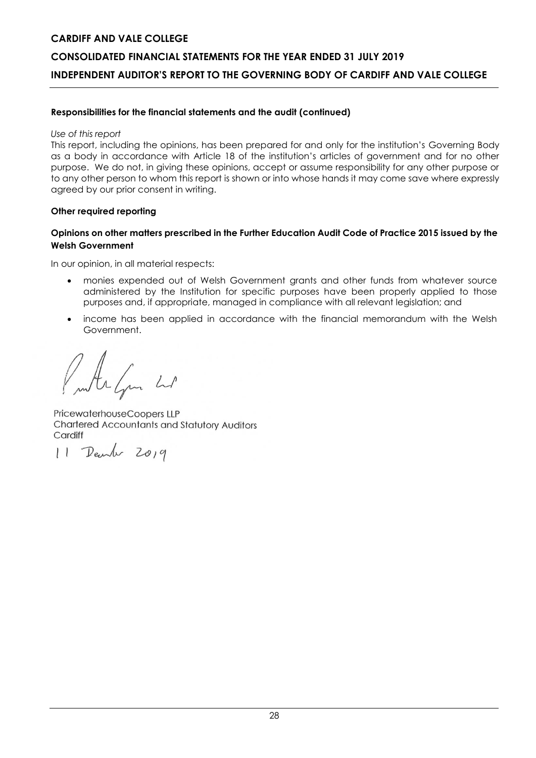**Responsibilities for the financial statements and the audit (continued)**

*Use of this report*

This report, including the opinions, has been prepared for and only for the institution's Governing Body as a body in accordance with Article 18 of the institution's articles of government and for no other purpose. We do not, in giving these opinions, accept or assume responsibility for any other purpose or to any other person to whom this report is shown or into whose hands it may come save where expressly agreed by our prior consent in writing.

**Other required reporting**

**Opinions on other matters prescribed in the Further Education Audit Code of Practice 2015 issued by the Welsh Government**

In our opinion, in all material respects:

- monies expended out of Welsh Government grants and other funds from whatever source administered by the Institution for specific purposes have been properly applied to those purposes and, if appropriate, managed in compliance with all relevant legislation; and
- income has been applied in accordance with the financial memorandum with the Welsh Government.

PricewaterhouseCoopers LLP
Chartered Accountants and Statutory Auditors
Cardiff

11 December 2019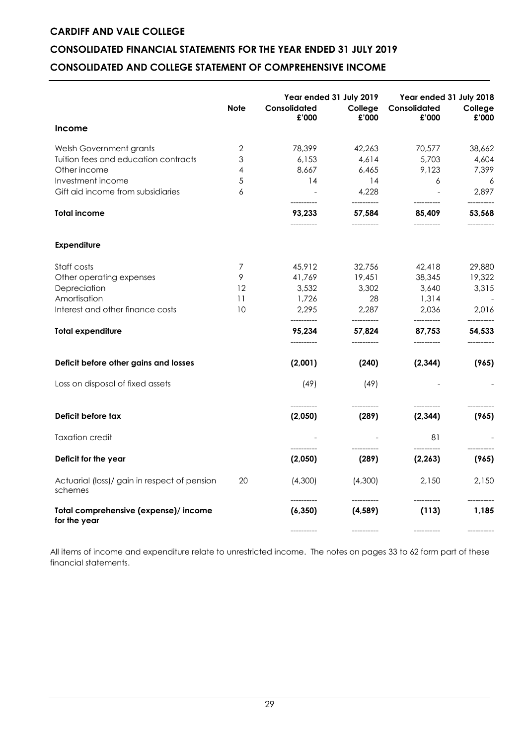**CARDIFF AND VALE COLLEGE**

**CONSOLIDATED FINANCIAL STATEMENTS FOR THE YEAR ENDED 31 JULY 2019**

**CONSOLIDATED AND COLLEGE STATEMENT OF COMPREHENSIVE INCOME**

| | Note | Year ended 31 July 2019 | | Year ended 31 July 2018 | |
|---|---|---|---|---|---|
| | | Consolidated £'000 | College £'000 | Consolidated £'000 | College £'000 |
| **Income** | | | | | |
| Welsh Government grants | 2 | 78,399 | 42,263 | 70,577 | 38,662 |
| Tuition fees and education contracts | 3 | 6,153 | 4,614 | 5,703 | 4,604 |
| Other income | 4 | 8,667 | 6,465 | 9,123 | 7,399 |
| Investment income | 5 | 14 | 14 | 6 | 6 |
| Gift aid income from subsidiaries | 6 | - | 4,228 | - | 2,897 |
| **Total income** | | **93,233** | **57,584** | **85,409** | **53,568** |
| **Expenditure** | | | | | |
| Staff costs | 7 | 45,912 | 32,756 | 42,418 | 29,880 |
| Other operating expenses | 9 | 41,769 | 19,451 | 38,345 | 19,322 |
| Depreciation | 12 | 3,532 | 3,302 | 3,640 | 3,315 |
| Amortisation | 11 | 1,726 | 28 | 1,314 | - |
| Interest and other finance costs | 10 | 2,295 | 2,287 | 2,036 | 2,016 |
| **Total expenditure** | | **95,234** | **57,824** | **87,753** | **54,533** |
| **Deficit before other gains and losses** | | **(2,001)** | **(240)** | **(2,344)** | **(965)** |
| Loss on disposal of fixed assets | | (49) | (49) | - | - |
| **Deficit before tax** | | **(2,050)** | **(289)** | **(2,344)** | **(965)** |
| Taxation credit | | - | - | 81 | - |
| **Deficit for the year** | | **(2,050)** | **(289)** | **(2,263)** | **(965)** |
| Actuarial (loss)/ gain in respect of pension schemes | 20 | (4,300) | (4,300) | 2,150 | 2,150 |
| **Total comprehensive (expense)/ income for the year** | | **(6,350)** | **(4,589)** | **(113)** | **1,185** |

All items of income and expenditure relate to unrestricted income. The notes on pages 33 to 62 form part of these financial statements.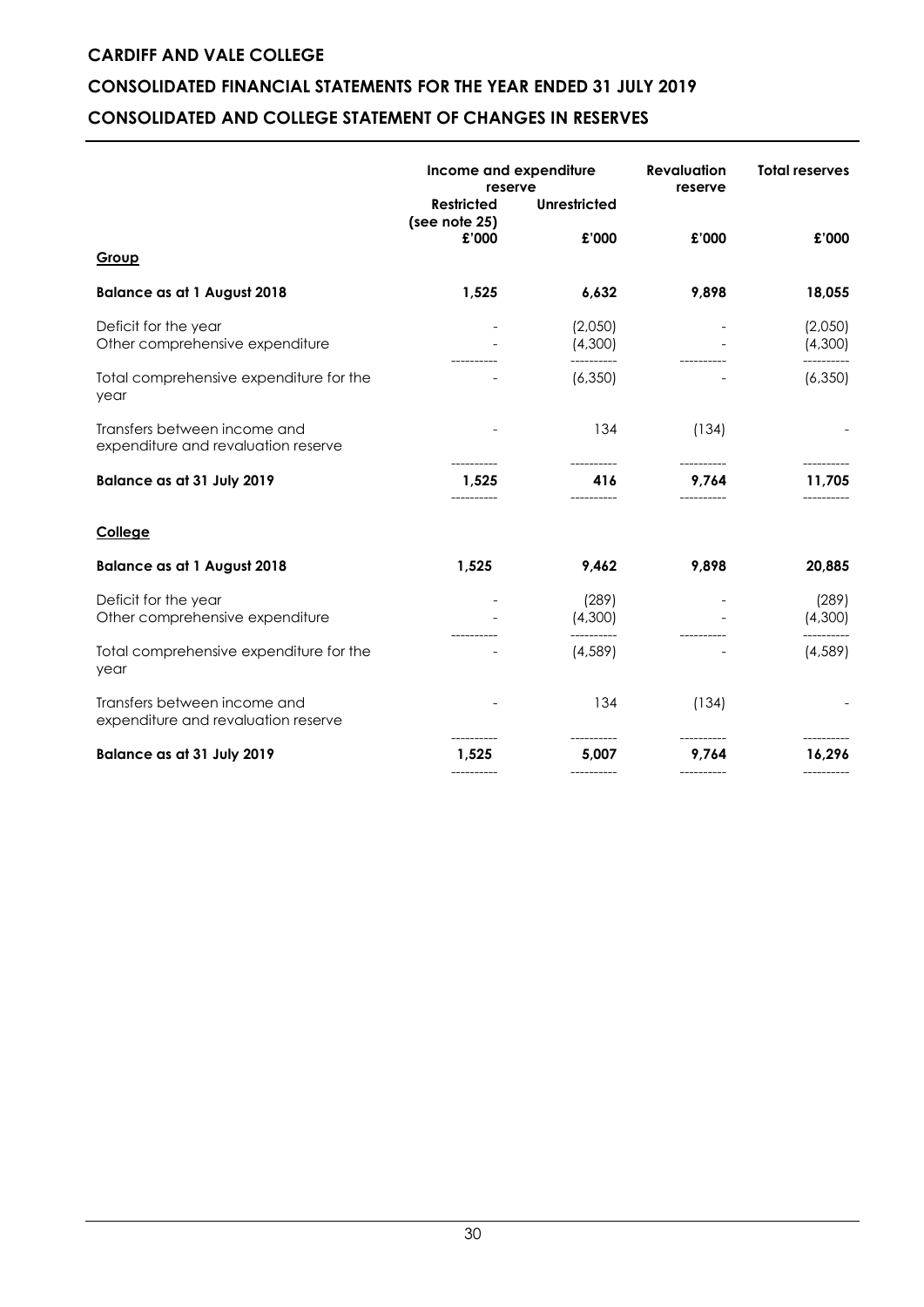# CARDIFF AND VALE COLLEGE

## CONSOLIDATED FINANCIAL STATEMENTS FOR THE YEAR ENDED 31 JULY 2019

## CONSOLIDATED AND COLLEGE STATEMENT OF CHANGES IN RESERVES

| | Income and expenditure reserve | | Revaluation reserve | Total reserves |
|---|---|---|---|---|
| | Restricted (see note 25) | Unrestricted | | |
| | £'000 | £'000 | £'000 | £'000 |
| **Group** | | | | |
| **Balance as at 1 August 2018** | **1,525** | **6,632** | **9,898** | **18,055** |
| Deficit for the year | - | (2,050) | - | (2,050) |
| Other comprehensive expenditure | - | (4,300) | - | (4,300) |
| Total comprehensive expenditure for the year | - | (6,350) | - | (6,350) |
| Transfers between income and expenditure and revaluation reserve | - | 134 | (134) | - |
| **Balance as at 31 July 2019** | **1,525** | **416** | **9,764** | **11,705** |
| **College** | | | | |
| **Balance as at 1 August 2018** | **1,525** | **9,462** | **9,898** | **20,885** |
| Deficit for the year | - | (289) | - | (289) |
| Other comprehensive expenditure | - | (4,300) | - | (4,300) |
| Total comprehensive expenditure for the year | - | (4,589) | - | (4,589) |
| Transfers between income and expenditure and revaluation reserve | - | 134 | (134) | - |
| **Balance as at 31 July 2019** | **1,525** | **5,007** | **9,764** | **16,296** |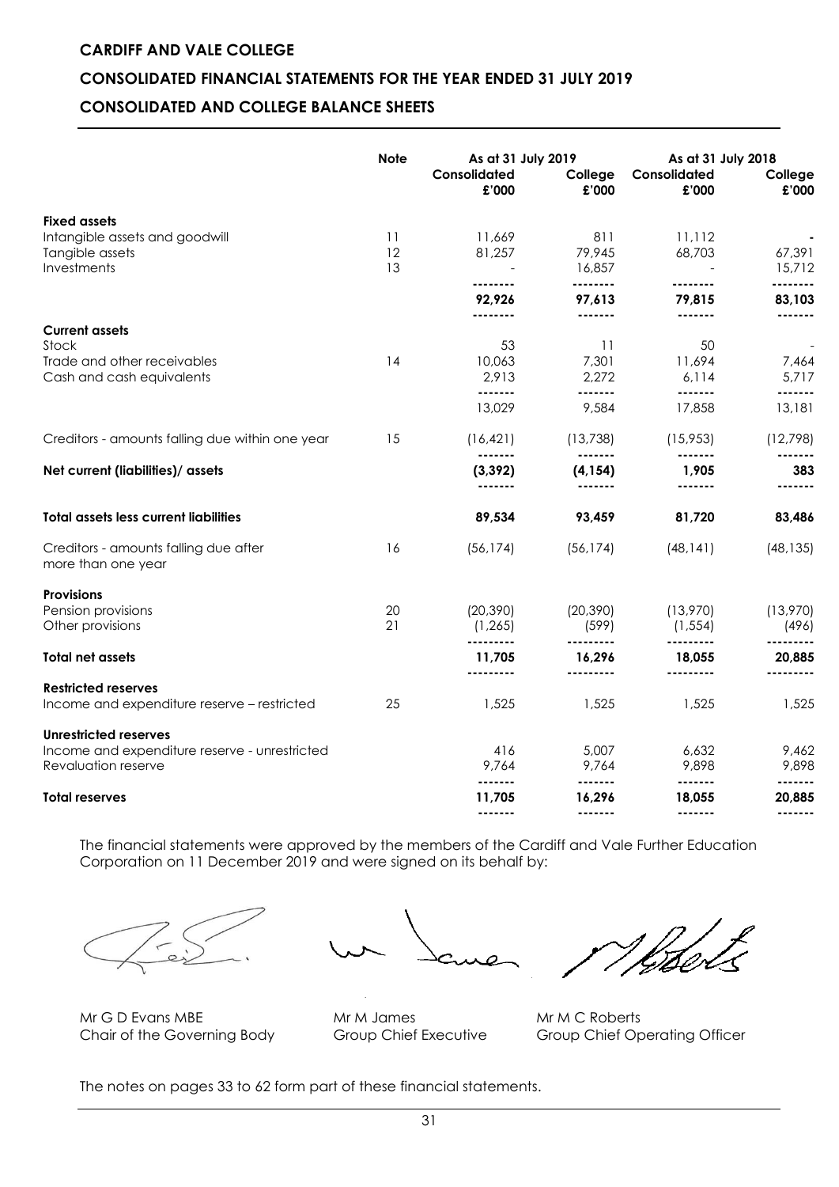**CARDIFF AND VALE COLLEGE**

**CONSOLIDATED FINANCIAL STATEMENTS FOR THE YEAR ENDED 31 JULY 2019**

**CONSOLIDATED AND COLLEGE BALANCE SHEETS**

| | Note | As at 31 July 2019 | | As at 31 July 2018 | |
|---|---|---|---|---|---|
| | | Consolidated £'000 | College £'000 | Consolidated £'000 | College £'000 |
| **Fixed assets** | | | | | |
| Intangible assets and goodwill | 11 | 11,669 | 811 | 11,112 | - |
| Tangible assets | 12 | 81,257 | 79,945 | 68,703 | 67,391 |
| Investments | 13 | - | 16,857 | - | 15,712 |
| | | **92,926** | **97,613** | **79,815** | **83,103** |
| **Current assets** | | | | | |
| Stock | | 53 | 11 | 50 | - |
| Trade and other receivables | 14 | 10,063 | 7,301 | 11,694 | 7,464 |
| Cash and cash equivalents | | 2,913 | 2,272 | 6,114 | 5,717 |
| | | 13,029 | 9,584 | 17,858 | 13,181 |
| Creditors - amounts falling due within one year | 15 | (16,421) | (13,738) | (15,953) | (12,798) |
| **Net current (liabilities)/ assets** | | **(3,392)** | **(4,154)** | **1,905** | **383** |
| **Total assets less current liabilities** | | **89,534** | **93,459** | **81,720** | **83,486** |
| Creditors - amounts falling due after more than one year | 16 | (56,174) | (56,174) | (48,141) | (48,135) |
| **Provisions** | | | | | |
| Pension provisions | 20 | (20,390) | (20,390) | (13,970) | (13,970) |
| Other provisions | 21 | (1,265) | (599) | (1,554) | (496) |
| **Total net assets** | | **11,705** | **16,296** | **18,055** | **20,885** |
| **Restricted reserves** | | | | | |
| Income and expenditure reserve – restricted | 25 | 1,525 | 1,525 | 1,525 | 1,525 |
| **Unrestricted reserves** | | | | | |
| Income and expenditure reserve - unrestricted | | 416 | 5,007 | 6,632 | 9,462 |
| Revaluation reserve | | 9,764 | 9,764 | 9,898 | 9,898 |
| **Total reserves** | | **11,705** | **16,296** | **18,055** | **20,885** |

The financial statements were approved by the members of the Cardiff and Vale Further Education Corporation on 11 December 2019 and were signed on its behalf by:

Mr G D Evans MBE
Chair of the Governing Body

Mr M James
Group Chief Executive

Mr M C Roberts
Group Chief Operating Officer

The notes on pages 33 to 62 form part of these financial statements.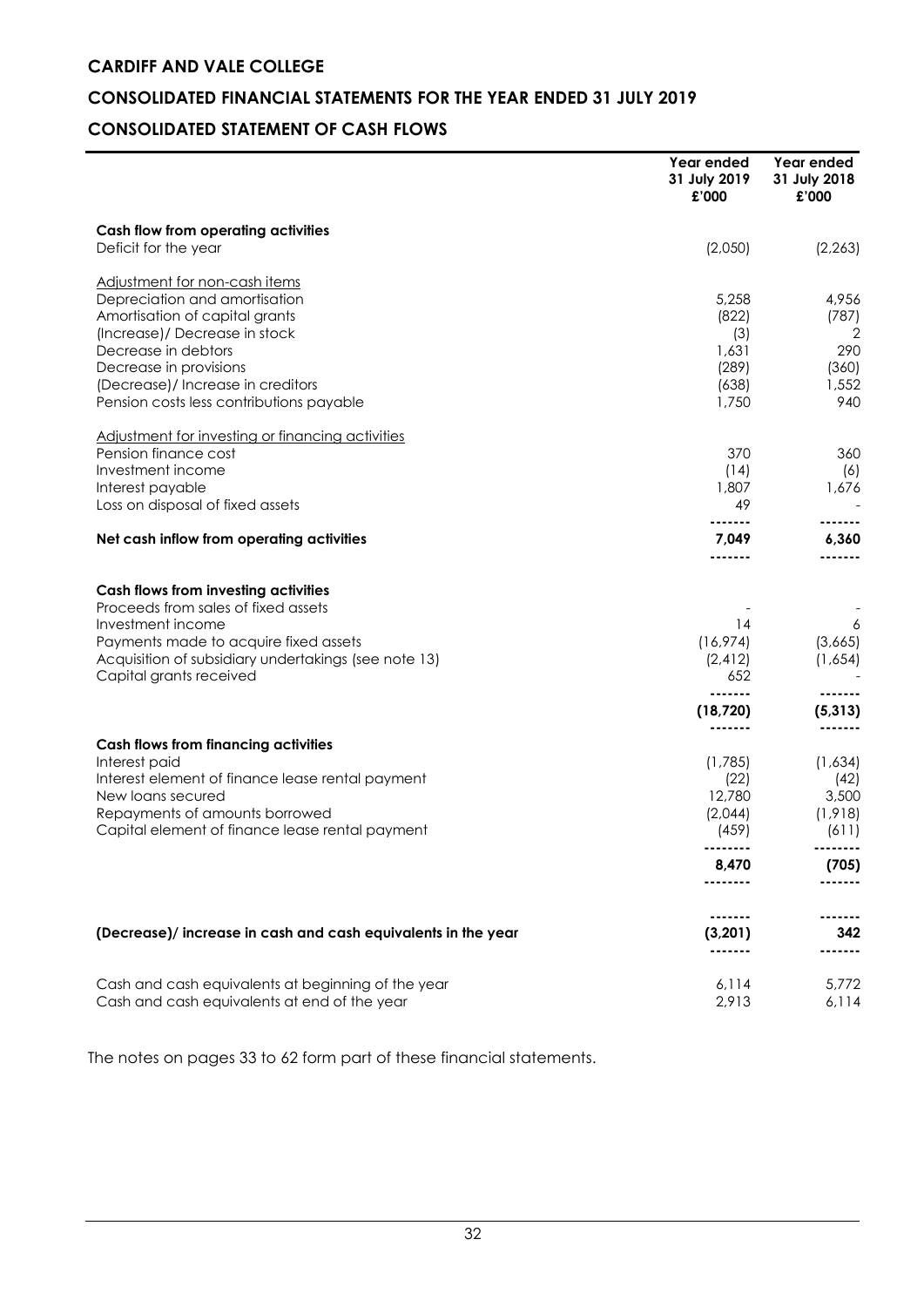## CARDIFF AND VALE COLLEGE

## CONSOLIDATED FINANCIAL STATEMENTS FOR THE YEAR ENDED 31 JULY 2019

## CONSOLIDATED STATEMENT OF CASH FLOWS

| | Year ended 31 July 2019 £'000 | Year ended 31 July 2018 £'000 |
|---|---|---|
| **Cash flow from operating activities** | | |
| Deficit for the year | (2,050) | (2,263) |
| Adjustment for non-cash items | | |
| Depreciation and amortisation | 5,258 | 4,956 |
| Amortisation of capital grants | (822) | (787) |
| (Increase)/ Decrease in stock | (3) | 2 |
| Decrease in debtors | 1,631 | 290 |
| Decrease in provisions | (289) | (360) |
| (Decrease)/ Increase in creditors | (638) | 1,552 |
| Pension costs less contributions payable | 1,750 | 940 |
| Adjustment for investing or financing activities | | |
| Pension finance cost | 370 | 360 |
| Investment income | (14) | (6) |
| Interest payable | 1,807 | 1,676 |
| Loss on disposal of fixed assets | 49 | - |
| **Net cash inflow from operating activities** | **7,049** | **6,360** |
| **Cash flows from investing activities** | | |
| Proceeds from sales of fixed assets | - | - |
| Investment income | 14 | 6 |
| Payments made to acquire fixed assets | (16,974) | (3,665) |
| Acquisition of subsidiary undertakings (see note 13) | (2,412) | (1,654) |
| Capital grants received | 652 | - |
| | **(18,720)** | **(5,313)** |
| **Cash flows from financing activities** | | |
| Interest paid | (1,785) | (1,634) |
| Interest element of finance lease rental payment | (22) | (42) |
| New loans secured | 12,780 | 3,500 |
| Repayments of amounts borrowed | (2,044) | (1,918) |
| Capital element of finance lease rental payment | (459) | (611) |
| | **8,470** | **(705)** |
| **(Decrease)/ increase in cash and cash equivalents in the year** | **(3,201)** | **342** |
| Cash and cash equivalents at beginning of the year | 6,114 | 5,772 |
| Cash and cash equivalents at end of the year | 2,913 | 6,114 |

The notes on pages 33 to 62 form part of these financial statements.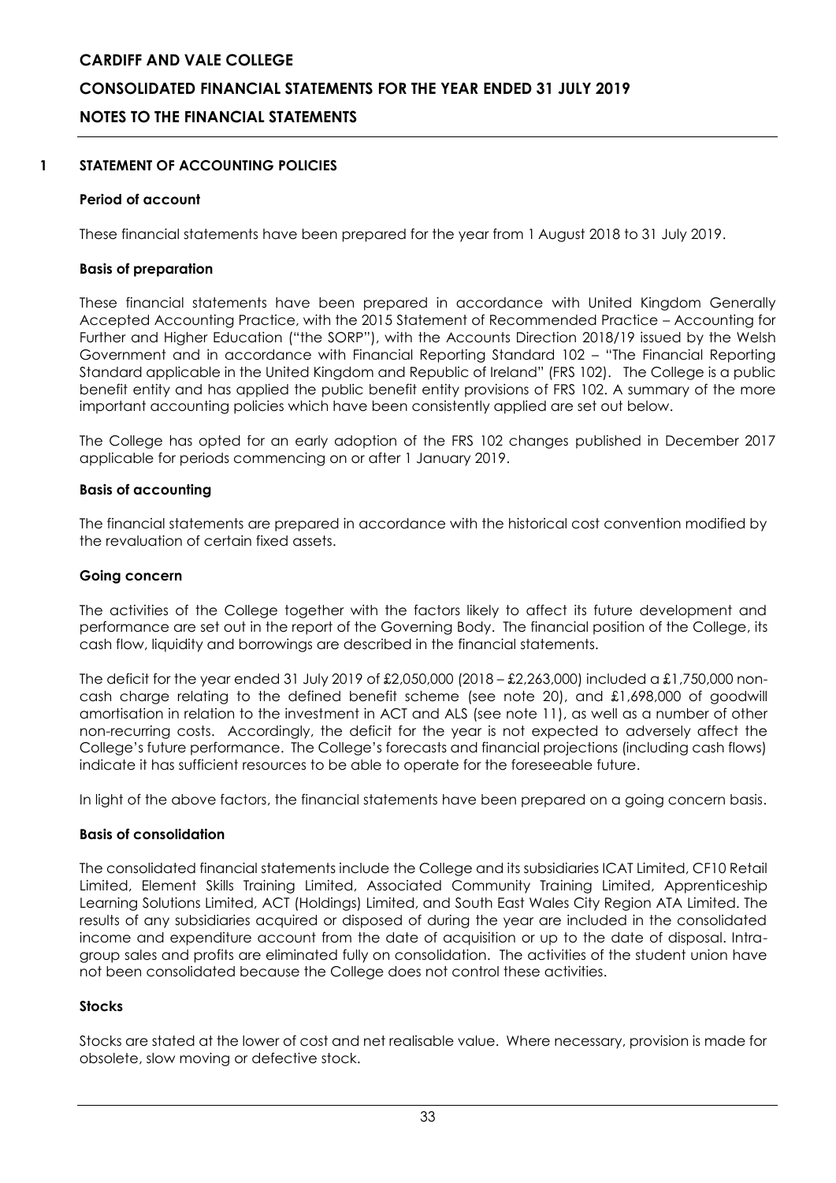## 1 STATEMENT OF ACCOUNTING POLICIES

### Period of account

These financial statements have been prepared for the year from 1 August 2018 to 31 July 2019.

### Basis of preparation

These financial statements have been prepared in accordance with United Kingdom Generally Accepted Accounting Practice, with the 2015 Statement of Recommended Practice – Accounting for Further and Higher Education ("the SORP"), with the Accounts Direction 2018/19 issued by the Welsh Government and in accordance with Financial Reporting Standard 102 – "The Financial Reporting Standard applicable in the United Kingdom and Republic of Ireland" (FRS 102). The College is a public benefit entity and has applied the public benefit entity provisions of FRS 102. A summary of the more important accounting policies which have been consistently applied are set out below.

The College has opted for an early adoption of the FRS 102 changes published in December 2017 applicable for periods commencing on or after 1 January 2019.

### Basis of accounting

The financial statements are prepared in accordance with the historical cost convention modified by the revaluation of certain fixed assets.

### Going concern

The activities of the College together with the factors likely to affect its future development and performance are set out in the report of the Governing Body. The financial position of the College, its cash flow, liquidity and borrowings are described in the financial statements.

The deficit for the year ended 31 July 2019 of £2,050,000 (2018 – £2,263,000) included a £1,750,000 non-cash charge relating to the defined benefit scheme (see note 20), and £1,698,000 of goodwill amortisation in relation to the investment in ACT and ALS (see note 11), as well as a number of other non-recurring costs. Accordingly, the deficit for the year is not expected to adversely affect the College's future performance. The College's forecasts and financial projections (including cash flows) indicate it has sufficient resources to be able to operate for the foreseeable future.

In light of the above factors, the financial statements have been prepared on a going concern basis.

### Basis of consolidation

The consolidated financial statements include the College and its subsidiaries ICAT Limited, CF10 Retail Limited, Element Skills Training Limited, Associated Community Training Limited, Apprenticeship Learning Solutions Limited, ACT (Holdings) Limited, and South East Wales City Region ATA Limited. The results of any subsidiaries acquired or disposed of during the year are included in the consolidated income and expenditure account from the date of acquisition or up to the date of disposal. Intra-group sales and profits are eliminated fully on consolidation. The activities of the student union have not been consolidated because the College does not control these activities.

### Stocks

Stocks are stated at the lower of cost and net realisable value. Where necessary, provision is made for obsolete, slow moving or defective stock.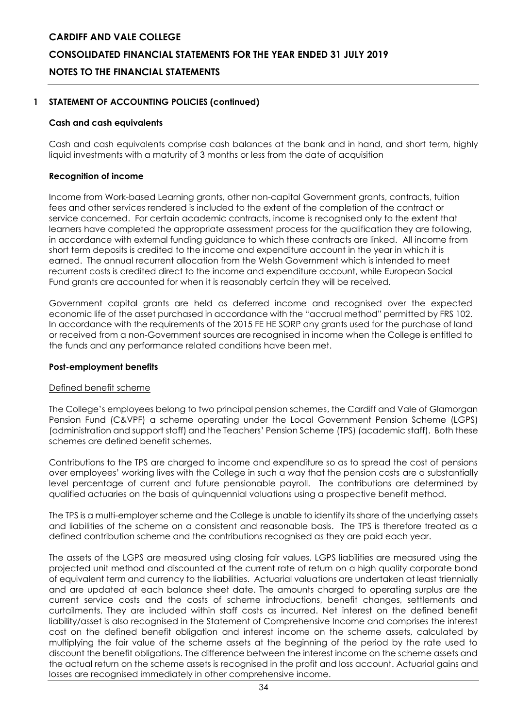## 1 STATEMENT OF ACCOUNTING POLICIES (continued)

### Cash and cash equivalents

Cash and cash equivalents comprise cash balances at the bank and in hand, and short term, highly liquid investments with a maturity of 3 months or less from the date of acquisition

### Recognition of income

Income from Work-based Learning grants, other non-capital Government grants, contracts, tuition fees and other services rendered is included to the extent of the completion of the contract or service concerned. For certain academic contracts, income is recognised only to the extent that learners have completed the appropriate assessment process for the qualification they are following, in accordance with external funding guidance to which these contracts are linked. All income from short term deposits is credited to the income and expenditure account in the year in which it is earned. The annual recurrent allocation from the Welsh Government which is intended to meet recurrent costs is credited direct to the income and expenditure account, while European Social Fund grants are accounted for when it is reasonably certain they will be received.

Government capital grants are held as deferred income and recognised over the expected economic life of the asset purchased in accordance with the "accrual method" permitted by FRS 102. In accordance with the requirements of the 2015 FE HE SORP any grants used for the purchase of land or received from a non-Government sources are recognised in income when the College is entitled to the funds and any performance related conditions have been met.

### Post-employment benefits

Defined benefit scheme

The College's employees belong to two principal pension schemes, the Cardiff and Vale of Glamorgan Pension Fund (C&VPF) a scheme operating under the Local Government Pension Scheme (LGPS) (administration and support staff) and the Teachers' Pension Scheme (TPS) (academic staff). Both these schemes are defined benefit schemes.

Contributions to the TPS are charged to income and expenditure so as to spread the cost of pensions over employees' working lives with the College in such a way that the pension costs are a substantially level percentage of current and future pensionable payroll. The contributions are determined by qualified actuaries on the basis of quinquennial valuations using a prospective benefit method.

The TPS is a multi-employer scheme and the College is unable to identify its share of the underlying assets and liabilities of the scheme on a consistent and reasonable basis. The TPS is therefore treated as a defined contribution scheme and the contributions recognised as they are paid each year.

The assets of the LGPS are measured using closing fair values. LGPS liabilities are measured using the projected unit method and discounted at the current rate of return on a high quality corporate bond of equivalent term and currency to the liabilities. Actuarial valuations are undertaken at least triennially and are updated at each balance sheet date. The amounts charged to operating surplus are the current service costs and the costs of scheme introductions, benefit changes, settlements and curtailments. They are included within staff costs as incurred. Net interest on the defined benefit liability/asset is also recognised in the Statement of Comprehensive Income and comprises the interest cost on the defined benefit obligation and interest income on the scheme assets, calculated by multiplying the fair value of the scheme assets at the beginning of the period by the rate used to discount the benefit obligations. The difference between the interest income on the scheme assets and the actual return on the scheme assets is recognised in the profit and loss account. Actuarial gains and losses are recognised immediately in other comprehensive income.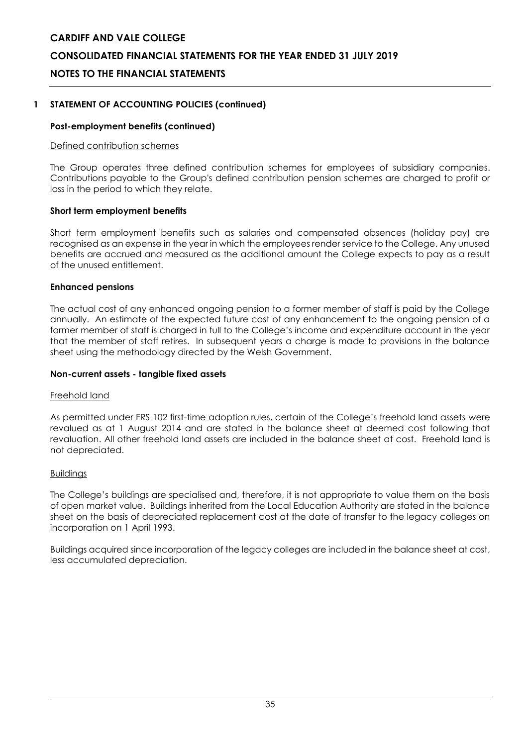## 1 STATEMENT OF ACCOUNTING POLICIES (continued)

### Post-employment benefits (continued)

Defined contribution schemes

The Group operates three defined contribution schemes for employees of subsidiary companies. Contributions payable to the Group's defined contribution pension schemes are charged to profit or loss in the period to which they relate.

### Short term employment benefits

Short term employment benefits such as salaries and compensated absences (holiday pay) are recognised as an expense in the year in which the employees render service to the College. Any unused benefits are accrued and measured as the additional amount the College expects to pay as a result of the unused entitlement.

### Enhanced pensions

The actual cost of any enhanced ongoing pension to a former member of staff is paid by the College annually. An estimate of the expected future cost of any enhancement to the ongoing pension of a former member of staff is charged in full to the College's income and expenditure account in the year that the member of staff retires. In subsequent years a charge is made to provisions in the balance sheet using the methodology directed by the Welsh Government.

### Non-current assets - tangible fixed assets

Freehold land

As permitted under FRS 102 first-time adoption rules, certain of the College's freehold land assets were revalued as at 1 August 2014 and are stated in the balance sheet at deemed cost following that revaluation. All other freehold land assets are included in the balance sheet at cost. Freehold land is not depreciated.

Buildings

The College's buildings are specialised and, therefore, it is not appropriate to value them on the basis of open market value. Buildings inherited from the Local Education Authority are stated in the balance sheet on the basis of depreciated replacement cost at the date of transfer to the legacy colleges on incorporation on 1 April 1993.

Buildings acquired since incorporation of the legacy colleges are included in the balance sheet at cost, less accumulated depreciation.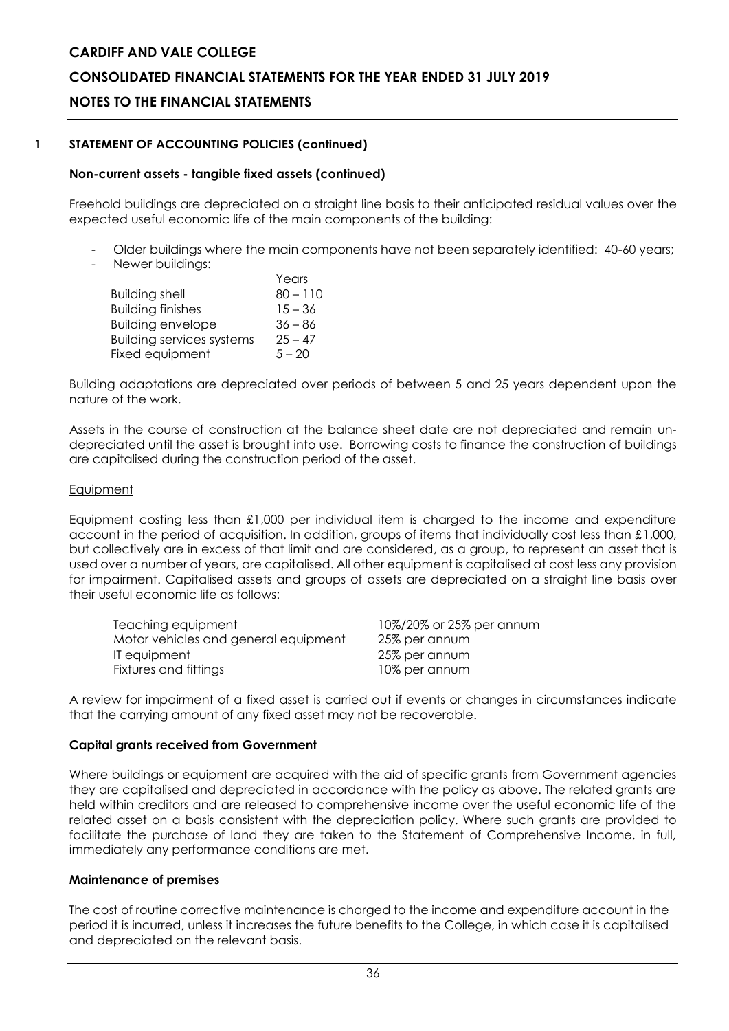## 1 STATEMENT OF ACCOUNTING POLICIES (continued)

### Non-current assets - tangible fixed assets (continued)

Freehold buildings are depreciated on a straight line basis to their anticipated residual values over the expected useful economic life of the main components of the building:

- Older buildings where the main components have not been separately identified: 40-60 years;
- Newer buildings:

| | Years |
|---|---|
| Building shell | 80 – 110 |
| Building finishes | 15 – 36 |
| Building envelope | 36 – 86 |
| Building services systems | 25 – 47 |
| Fixed equipment | 5 – 20 |

Building adaptations are depreciated over periods of between 5 and 25 years dependent upon the nature of the work.

Assets in the course of construction at the balance sheet date are not depreciated and remain un-depreciated until the asset is brought into use. Borrowing costs to finance the construction of buildings are capitalised during the construction period of the asset.

#### Equipment

Equipment costing less than £1,000 per individual item is charged to the income and expenditure account in the period of acquisition. In addition, groups of items that individually cost less than £1,000, but collectively are in excess of that limit and are considered, as a group, to represent an asset that is used over a number of years, are capitalised. All other equipment is capitalised at cost less any provision for impairment. Capitalised assets and groups of assets are depreciated on a straight line basis over their useful economic life as follows:

| | |
|---|---|
| Teaching equipment | 10%/20% or 25% per annum |
| Motor vehicles and general equipment | 25% per annum |
| IT equipment | 25% per annum |
| Fixtures and fittings | 10% per annum |

A review for impairment of a fixed asset is carried out if events or changes in circumstances indicate that the carrying amount of any fixed asset may not be recoverable.

### Capital grants received from Government

Where buildings or equipment are acquired with the aid of specific grants from Government agencies they are capitalised and depreciated in accordance with the policy as above. The related grants are held within creditors and are released to comprehensive income over the useful economic life of the related asset on a basis consistent with the depreciation policy. Where such grants are provided to facilitate the purchase of land they are taken to the Statement of Comprehensive Income, in full, immediately any performance conditions are met.

### Maintenance of premises

The cost of routine corrective maintenance is charged to the income and expenditure account in the period it is incurred, unless it increases the future benefits to the College, in which case it is capitalised and depreciated on the relevant basis.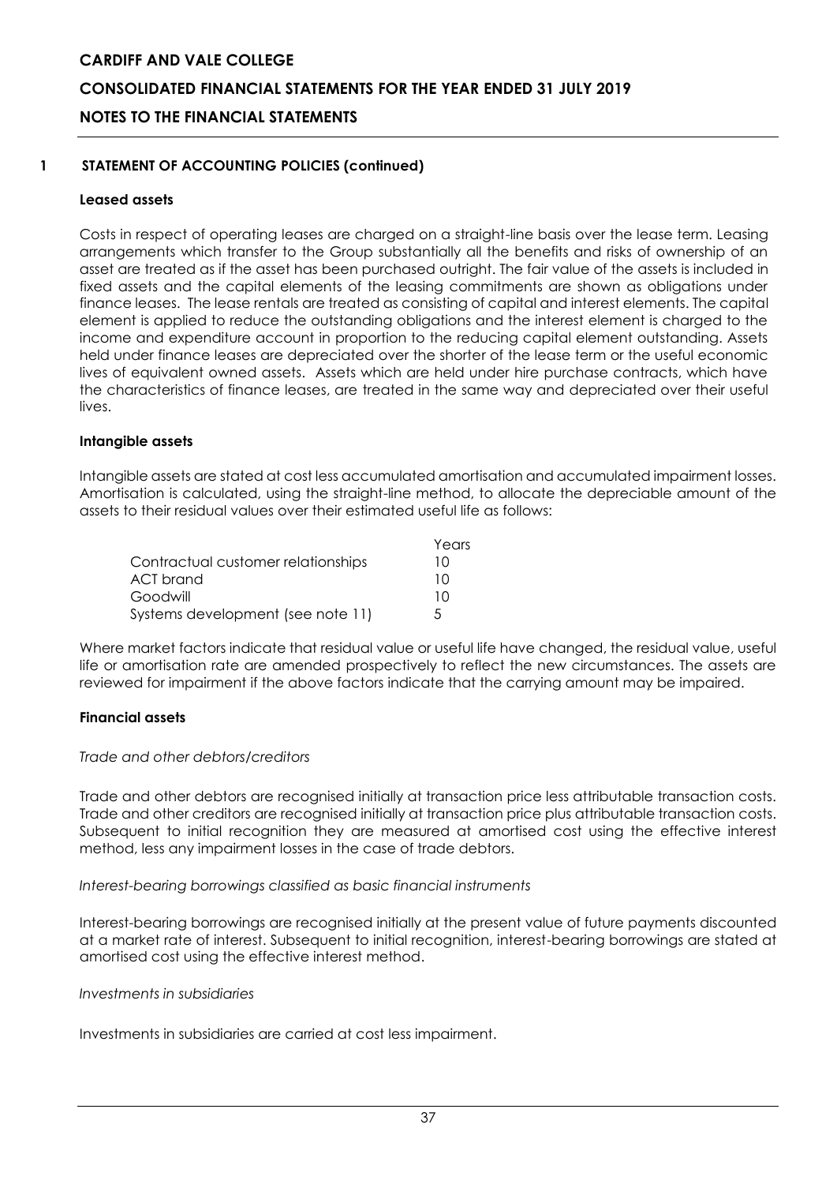## 1 STATEMENT OF ACCOUNTING POLICIES (continued)

### Leased assets

Costs in respect of operating leases are charged on a straight-line basis over the lease term. Leasing arrangements which transfer to the Group substantially all the benefits and risks of ownership of an asset are treated as if the asset has been purchased outright. The fair value of the assets is included in fixed assets and the capital elements of the leasing commitments are shown as obligations under finance leases. The lease rentals are treated as consisting of capital and interest elements. The capital element is applied to reduce the outstanding obligations and the interest element is charged to the income and expenditure account in proportion to the reducing capital element outstanding. Assets held under finance leases are depreciated over the shorter of the lease term or the useful economic lives of equivalent owned assets. Assets which are held under hire purchase contracts, which have the characteristics of finance leases, are treated in the same way and depreciated over their useful lives.

### Intangible assets

Intangible assets are stated at cost less accumulated amortisation and accumulated impairment losses. Amortisation is calculated, using the straight-line method, to allocate the depreciable amount of the assets to their residual values over their estimated useful life as follows:

| | Years |
|---|---|
| Contractual customer relationships | 10 |
| ACT brand | 10 |
| Goodwill | 10 |
| Systems development (see note 11) | 5 |

Where market factors indicate that residual value or useful life have changed, the residual value, useful life or amortisation rate are amended prospectively to reflect the new circumstances. The assets are reviewed for impairment if the above factors indicate that the carrying amount may be impaired.

### Financial assets

*Trade and other debtors/creditors*

Trade and other debtors are recognised initially at transaction price less attributable transaction costs. Trade and other creditors are recognised initially at transaction price plus attributable transaction costs. Subsequent to initial recognition they are measured at amortised cost using the effective interest method, less any impairment losses in the case of trade debtors.

*Interest-bearing borrowings classified as basic financial instruments*

Interest-bearing borrowings are recognised initially at the present value of future payments discounted at a market rate of interest. Subsequent to initial recognition, interest-bearing borrowings are stated at amortised cost using the effective interest method.

*Investments in subsidiaries*

Investments in subsidiaries are carried at cost less impairment.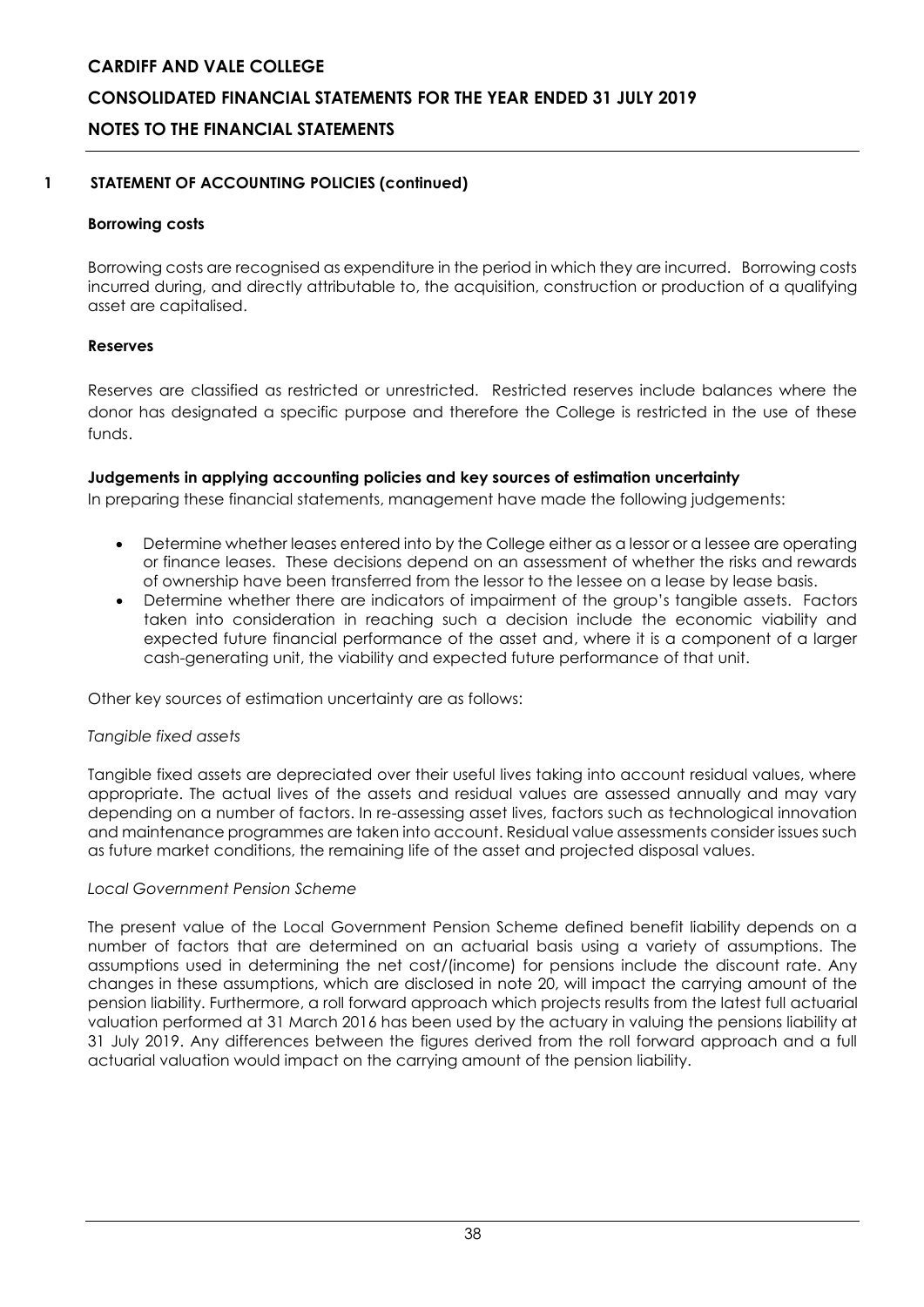## 1 STATEMENT OF ACCOUNTING POLICIES (continued)

**Borrowing costs**

Borrowing costs are recognised as expenditure in the period in which they are incurred. Borrowing costs incurred during, and directly attributable to, the acquisition, construction or production of a qualifying asset are capitalised.

**Reserves**

Reserves are classified as restricted or unrestricted. Restricted reserves include balances where the donor has designated a specific purpose and therefore the College is restricted in the use of these funds.

**Judgements in applying accounting policies and key sources of estimation uncertainty**

In preparing these financial statements, management have made the following judgements:

- Determine whether leases entered into by the College either as a lessor or a lessee are operating or finance leases. These decisions depend on an assessment of whether the risks and rewards of ownership have been transferred from the lessor to the lessee on a lease by lease basis.
- Determine whether there are indicators of impairment of the group's tangible assets. Factors taken into consideration in reaching such a decision include the economic viability and expected future financial performance of the asset and, where it is a component of a larger cash-generating unit, the viability and expected future performance of that unit.

Other key sources of estimation uncertainty are as follows:

*Tangible fixed assets*

Tangible fixed assets are depreciated over their useful lives taking into account residual values, where appropriate. The actual lives of the assets and residual values are assessed annually and may vary depending on a number of factors. In re-assessing asset lives, factors such as technological innovation and maintenance programmes are taken into account. Residual value assessments consider issues such as future market conditions, the remaining life of the asset and projected disposal values.

*Local Government Pension Scheme*

The present value of the Local Government Pension Scheme defined benefit liability depends on a number of factors that are determined on an actuarial basis using a variety of assumptions. The assumptions used in determining the net cost/(income) for pensions include the discount rate. Any changes in these assumptions, which are disclosed in note 20, will impact the carrying amount of the pension liability. Furthermore, a roll forward approach which projects results from the latest full actuarial valuation performed at 31 March 2016 has been used by the actuary in valuing the pensions liability at 31 July 2019. Any differences between the figures derived from the roll forward approach and a full actuarial valuation would impact on the carrying amount of the pension liability.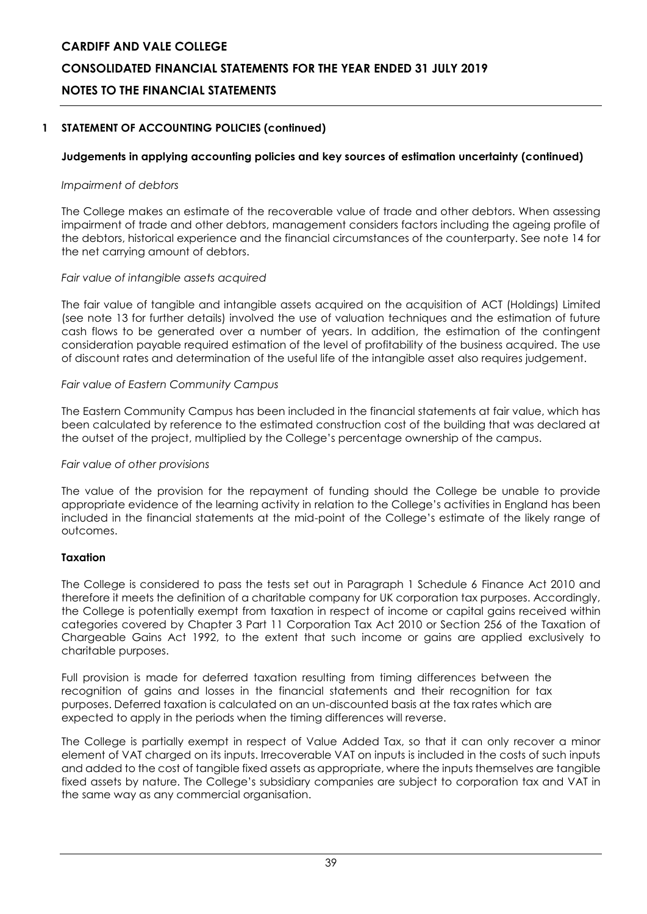## 1 STATEMENT OF ACCOUNTING POLICIES (continued)

### Judgements in applying accounting policies and key sources of estimation uncertainty (continued)

*Impairment of debtors*

The College makes an estimate of the recoverable value of trade and other debtors. When assessing impairment of trade and other debtors, management considers factors including the ageing profile of the debtors, historical experience and the financial circumstances of the counterparty. See note 14 for the net carrying amount of debtors.

*Fair value of intangible assets acquired*

The fair value of tangible and intangible assets acquired on the acquisition of ACT (Holdings) Limited (see note 13 for further details) involved the use of valuation techniques and the estimation of future cash flows to be generated over a number of years. In addition, the estimation of the contingent consideration payable required estimation of the level of profitability of the business acquired. The use of discount rates and determination of the useful life of the intangible asset also requires judgement.

*Fair value of Eastern Community Campus*

The Eastern Community Campus has been included in the financial statements at fair value, which has been calculated by reference to the estimated construction cost of the building that was declared at the outset of the project, multiplied by the College's percentage ownership of the campus.

*Fair value of other provisions*

The value of the provision for the repayment of funding should the College be unable to provide appropriate evidence of the learning activity in relation to the College's activities in England has been included in the financial statements at the mid-point of the College's estimate of the likely range of outcomes.

### Taxation

The College is considered to pass the tests set out in Paragraph 1 Schedule 6 Finance Act 2010 and therefore it meets the definition of a charitable company for UK corporation tax purposes. Accordingly, the College is potentially exempt from taxation in respect of income or capital gains received within categories covered by Chapter 3 Part 11 Corporation Tax Act 2010 or Section 256 of the Taxation of Chargeable Gains Act 1992, to the extent that such income or gains are applied exclusively to charitable purposes.

Full provision is made for deferred taxation resulting from timing differences between the recognition of gains and losses in the financial statements and their recognition for tax purposes. Deferred taxation is calculated on an un-discounted basis at the tax rates which are expected to apply in the periods when the timing differences will reverse.

The College is partially exempt in respect of Value Added Tax, so that it can only recover a minor element of VAT charged on its inputs. Irrecoverable VAT on inputs is included in the costs of such inputs and added to the cost of tangible fixed assets as appropriate, where the inputs themselves are tangible fixed assets by nature. The College's subsidiary companies are subject to corporation tax and VAT in the same way as any commercial organisation.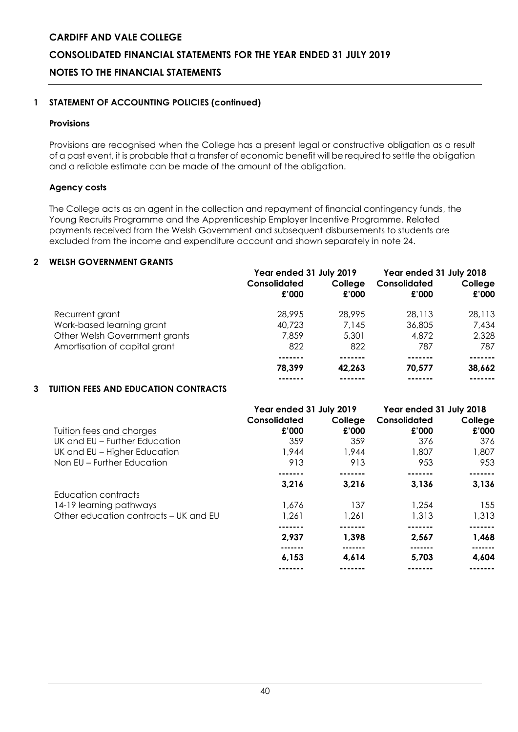## 1 STATEMENT OF ACCOUNTING POLICIES (continued)

### Provisions

Provisions are recognised when the College has a present legal or constructive obligation as a result of a past event, it is probable that a transfer of economic benefit will be required to settle the obligation and a reliable estimate can be made of the amount of the obligation.

### Agency costs

The College acts as an agent in the collection and repayment of financial contingency funds, the Young Recruits Programme and the Apprenticeship Employer Incentive Programme. Related payments received from the Welsh Government and subsequent disbursements to students are excluded from the income and expenditure account and shown separately in note 24.

## 2 WELSH GOVERNMENT GRANTS

| | Year ended 31 July 2019 | | Year ended 31 July 2018 | |
|---|---|---|---|---|
| | **Consolidated £'000** | **College £'000** | **Consolidated £'000** | **College £'000** |
| Recurrent grant | 28,995 | 28,995 | 28,113 | 28,113 |
| Work-based learning grant | 40,723 | 7,145 | 36,805 | 7,434 |
| Other Welsh Government grants | 7,859 | 5,301 | 4,872 | 2,328 |
| Amortisation of capital grant | 822 | 822 | 787 | 787 |
| | **78,399** | **42,263** | **70,577** | **38,662** |

## 3 TUITION FEES AND EDUCATION CONTRACTS

| | Year ended 31 July 2019 | | Year ended 31 July 2018 | |
|---|---|---|---|---|
| | **Consolidated £'000** | **College £'000** | **Consolidated £'000** | **College £'000** |
| Tuition fees and charges | | | | |
| UK and EU – Further Education | 359 | 359 | 376 | 376 |
| UK and EU – Higher Education | 1,944 | 1,944 | 1,807 | 1,807 |
| Non EU – Further Education | 913 | 913 | 953 | 953 |
| | **3,216** | **3,216** | **3,136** | **3,136** |
| Education contracts | | | | |
| 14-19 learning pathways | 1,676 | 137 | 1,254 | 155 |
| Other education contracts – UK and EU | 1,261 | 1,261 | 1,313 | 1,313 |
| | **2,937** | **1,398** | **2,567** | **1,468** |
| | **6,153** | **4,614** | **5,703** | **4,604** |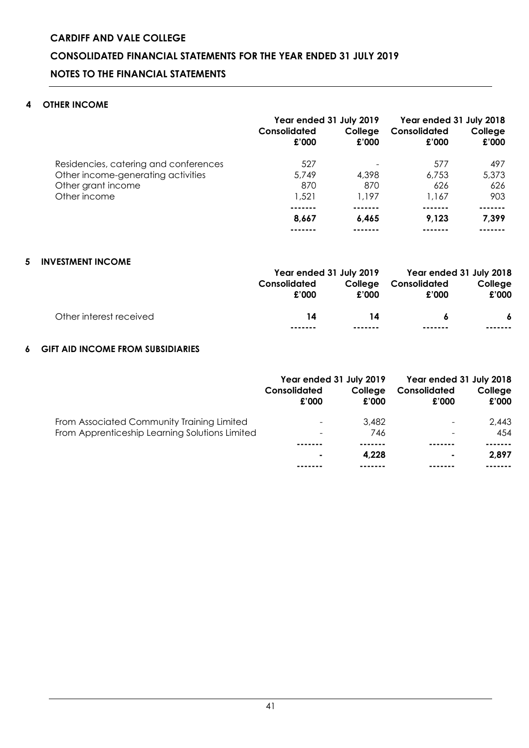## 4 OTHER INCOME

| | Year ended 31 July 2019 | | Year ended 31 July 2018 | |
|---|---|---|---|---|
| | Consolidated £'000 | College £'000 | Consolidated £'000 | College £'000 |
| Residencies, catering and conferences | 527 | - | 577 | 497 |
| Other income-generating activities | 5,749 | 4,398 | 6,753 | 5,373 |
| Other grant income | 870 | 870 | 626 | 626 |
| Other income | 1,521 | 1,197 | 1,167 | 903 |
| | **8,667** | **6,465** | **9,123** | **7,399** |

## 5 INVESTMENT INCOME

| | Year ended 31 July 2019 | | Year ended 31 July 2018 | |
|---|---|---|---|---|
| | Consolidated £'000 | College £'000 | Consolidated £'000 | College £'000 |
| Other interest received | **14** | **14** | **6** | **6** |

## 6 GIFT AID INCOME FROM SUBSIDIARIES

| | Year ended 31 July 2019 | | Year ended 31 July 2018 | |
|---|---|---|---|---|
| | Consolidated £'000 | College £'000 | Consolidated £'000 | College £'000 |
| From Associated Community Training Limited | - | 3,482 | - | 2,443 |
| From Apprenticeship Learning Solutions Limited | - | 746 | - | 454 |
| | **-** | **4,228** | **-** | **2,897** |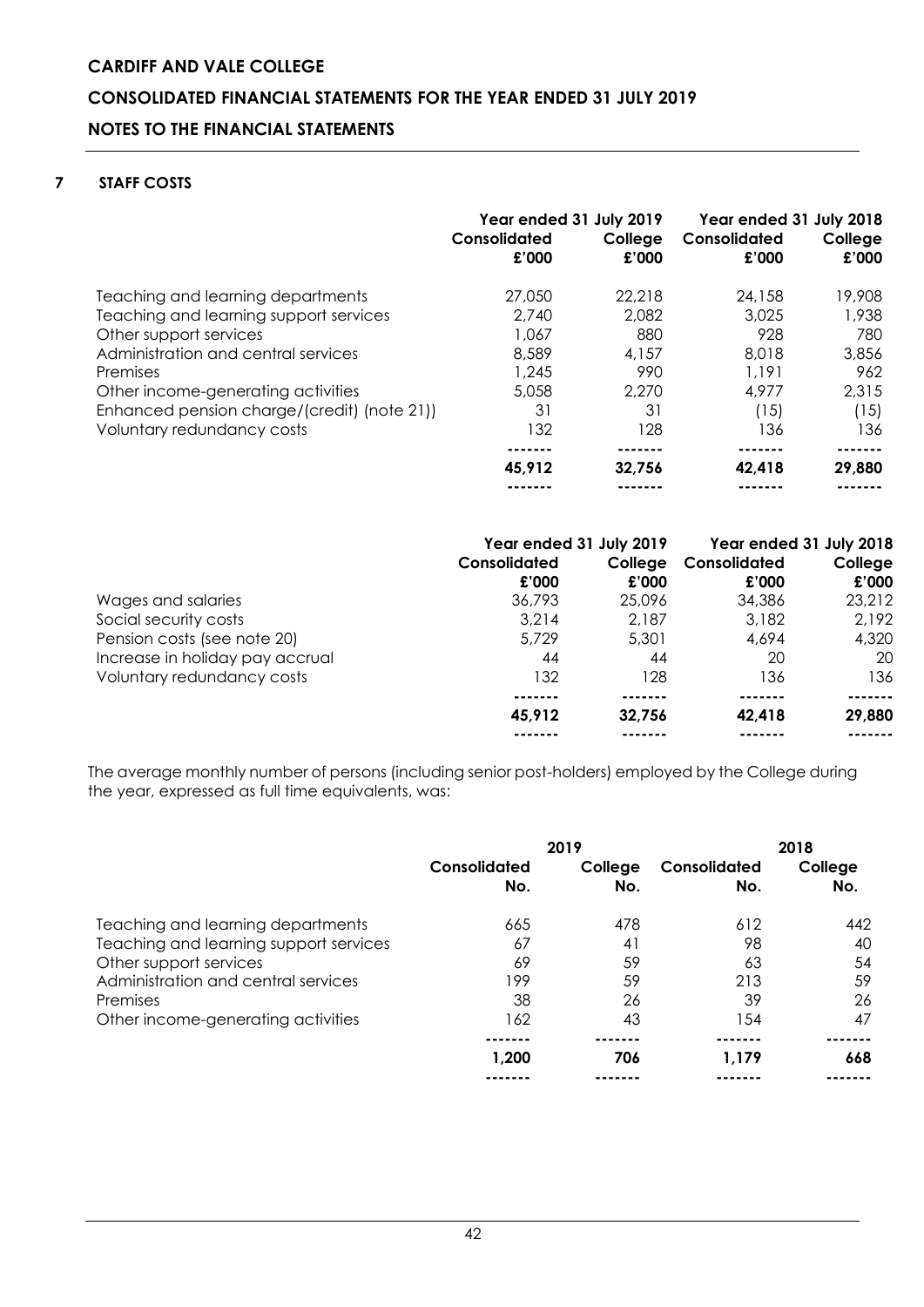## 7 STAFF COSTS

| | Year ended 31 July 2019 | | Year ended 31 July 2018 | |
|---|---|---|---|---|
| | Consolidated £'000 | College £'000 | Consolidated £'000 | College £'000 |
| Teaching and learning departments | 27,050 | 22,218 | 24,158 | 19,908 |
| Teaching and learning support services | 2,740 | 2,082 | 3,025 | 1,938 |
| Other support services | 1,067 | 880 | 928 | 780 |
| Administration and central services | 8,589 | 4,157 | 8,018 | 3,856 |
| Premises | 1,245 | 990 | 1,191 | 962 |
| Other income-generating activities | 5,058 | 2,270 | 4,977 | 2,315 |
| Enhanced pension charge/(credit) (note 21)) | 31 | 31 | (15) | (15) |
| Voluntary redundancy costs | 132 | 128 | 136 | 136 |
| | **45,912** | **32,756** | **42,418** | **29,880** |

| | Year ended 31 July 2019 | | Year ended 31 July 2018 | |
|---|---|---|---|---|
| | Consolidated £'000 | College £'000 | Consolidated £'000 | College £'000 |
| Wages and salaries | 36,793 | 25,096 | 34,386 | 23,212 |
| Social security costs | 3,214 | 2,187 | 3,182 | 2,192 |
| Pension costs (see note 20) | 5,729 | 5,301 | 4,694 | 4,320 |
| Increase in holiday pay accrual | 44 | 44 | 20 | 20 |
| Voluntary redundancy costs | 132 | 128 | 136 | 136 |
| | **45,912** | **32,756** | **42,418** | **29,880** |

The average monthly number of persons (including senior post-holders) employed by the College during the year, expressed as full time equivalents, was:

| | 2019 | | 2018 | |
|---|---|---|---|---|
| | Consolidated No. | College No. | Consolidated No. | College No. |
| Teaching and learning departments | 665 | 478 | 612 | 442 |
| Teaching and learning support services | 67 | 41 | 98 | 40 |
| Other support services | 69 | 59 | 63 | 54 |
| Administration and central services | 199 | 59 | 213 | 59 |
| Premises | 38 | 26 | 39 | 26 |
| Other income-generating activities | 162 | 43 | 154 | 47 |
| | **1,200** | **706** | **1,179** | **668** |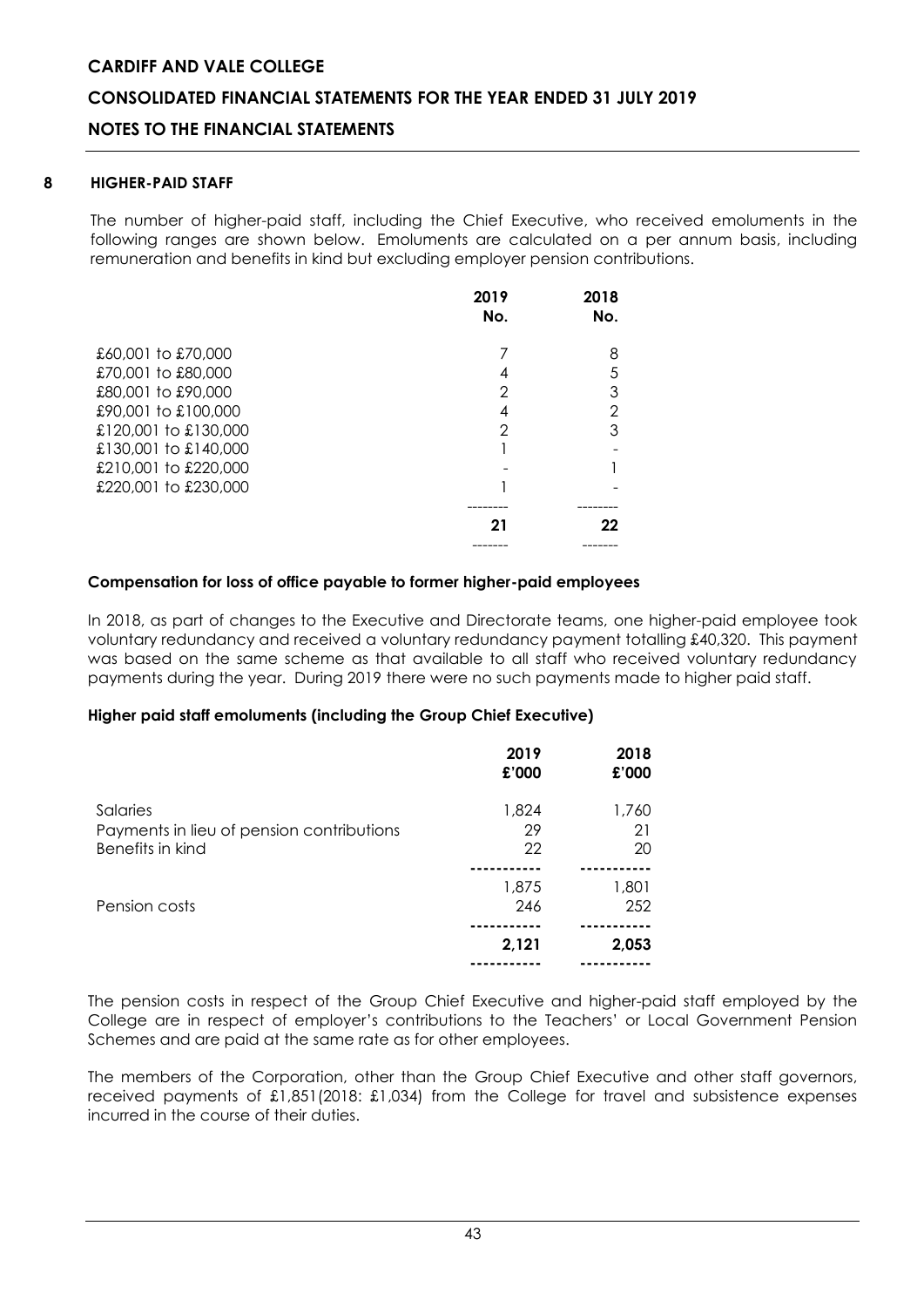## 8 HIGHER-PAID STAFF

The number of higher-paid staff, including the Chief Executive, who received emoluments in the following ranges are shown below. Emoluments are calculated on a per annum basis, including remuneration and benefits in kind but excluding employer pension contributions.

| | 2019 No. | 2018 No. |
|---|---|---|
| £60,001 to £70,000 | 7 | 8 |
| £70,001 to £80,000 | 4 | 5 |
| £80,001 to £90,000 | 2 | 3 |
| £90,001 to £100,000 | 4 | 2 |
| £120,001 to £130,000 | 2 | 3 |
| £130,001 to £140,000 | 1 | - |
| £210,001 to £220,000 | - | 1 |
| £220,001 to £230,000 | 1 | - |
| | **21** | **22** |

### Compensation for loss of office payable to former higher-paid employees

In 2018, as part of changes to the Executive and Directorate teams, one higher-paid employee took voluntary redundancy and received a voluntary redundancy payment totalling £40,320. This payment was based on the same scheme as that available to all staff who received voluntary redundancy payments during the year. During 2019 there were no such payments made to higher paid staff.

### Higher paid staff emoluments (including the Group Chief Executive)

| | 2019 £'000 | 2018 £'000 |
|---|---|---|
| Salaries | 1,824 | 1,760 |
| Payments in lieu of pension contributions | 29 | 21 |
| Benefits in kind | 22 | 20 |
| | 1,875 | 1,801 |
| Pension costs | 246 | 252 |
| | **2,121** | **2,053** |

The pension costs in respect of the Group Chief Executive and higher-paid staff employed by the College are in respect of employer's contributions to the Teachers' or Local Government Pension Schemes and are paid at the same rate as for other employees.

The members of the Corporation, other than the Group Chief Executive and other staff governors, received payments of £1,851(2018: £1,034) from the College for travel and subsistence expenses incurred in the course of their duties.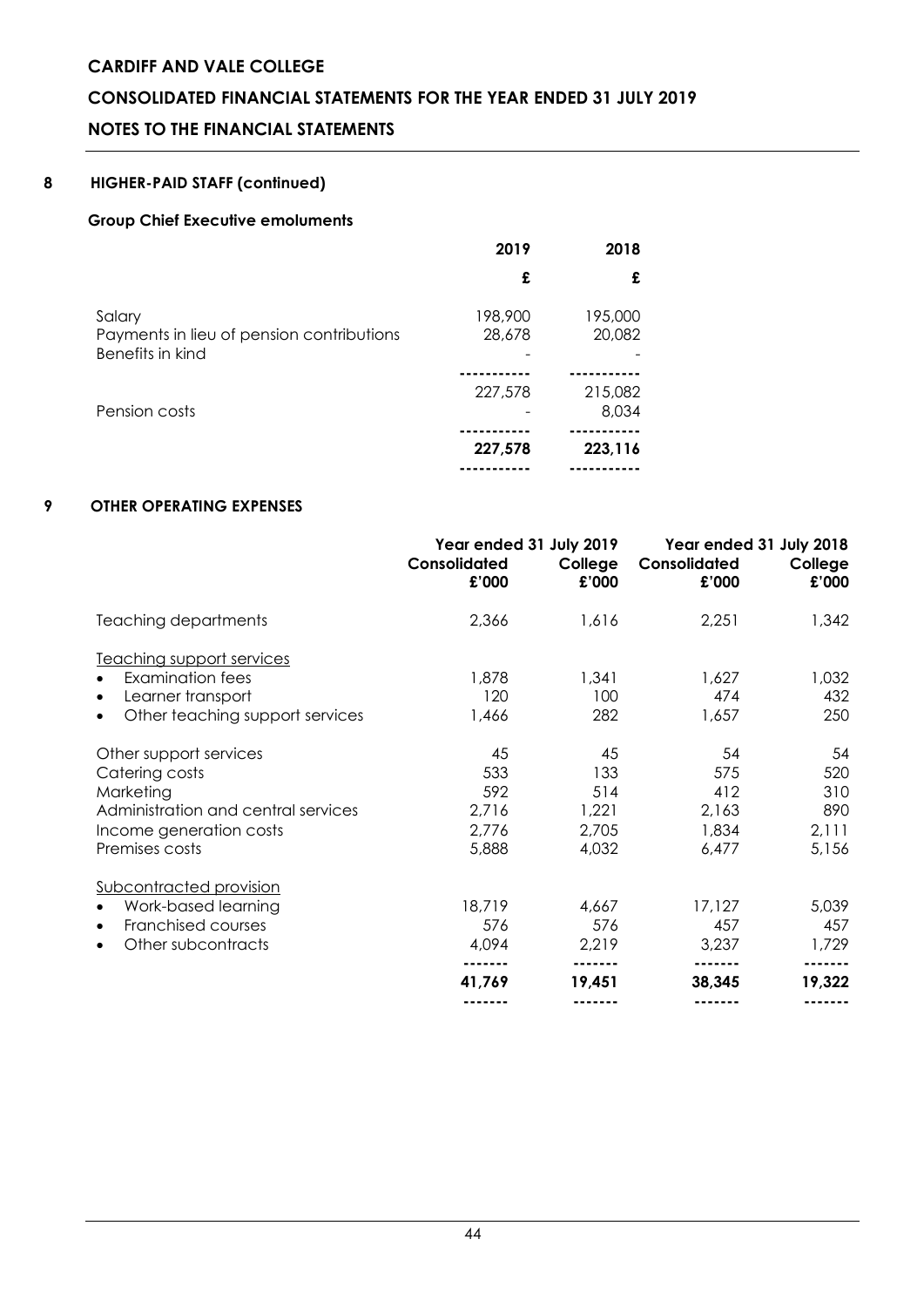## 8 HIGHER-PAID STAFF (continued)

### Group Chief Executive emoluments

| | 2019 | 2018 |
|---|---|---|
| | £ | £ |
| Salary | 198,900 | 195,000 |
| Payments in lieu of pension contributions | 28,678 | 20,082 |
| Benefits in kind | - | - |
| | 227,578 | 215,082 |
| Pension costs | - | 8,034 |
| | **227,578** | **223,116** |

## 9 OTHER OPERATING EXPENSES

| | Year ended 31 July 2019 | | Year ended 31 July 2018 | |
|---|---|---|---|---|
| | **Consolidated £'000** | **College £'000** | **Consolidated £'000** | **College £'000** |
| Teaching departments | 2,366 | 1,616 | 2,251 | 1,342 |
| Teaching support services | | | | |
| • Examination fees | 1,878 | 1,341 | 1,627 | 1,032 |
| • Learner transport | 120 | 100 | 474 | 432 |
| • Other teaching support services | 1,466 | 282 | 1,657 | 250 |
| Other support services | 45 | 45 | 54 | 54 |
| Catering costs | 533 | 133 | 575 | 520 |
| Marketing | 592 | 514 | 412 | 310 |
| Administration and central services | 2,716 | 1,221 | 2,163 | 890 |
| Income generation costs | 2,776 | 2,705 | 1,834 | 2,111 |
| Premises costs | 5,888 | 4,032 | 6,477 | 5,156 |
| Subcontracted provision | | | | |
| • Work-based learning | 18,719 | 4,667 | 17,127 | 5,039 |
| • Franchised courses | 576 | 576 | 457 | 457 |
| • Other subcontracts | 4,094 | 2,219 | 3,237 | 1,729 |
| | **41,769** | **19,451** | **38,345** | **19,322** |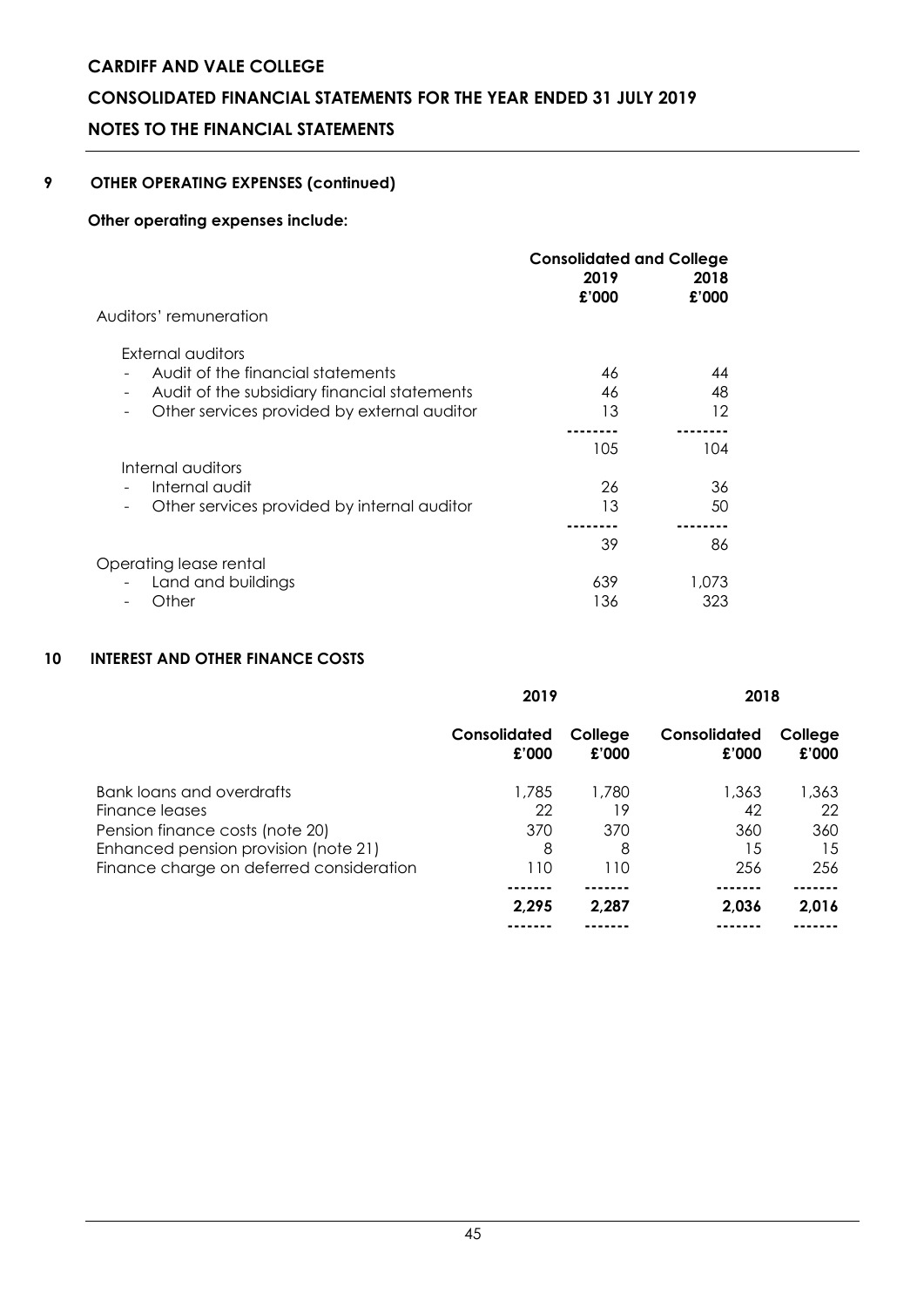## 9 OTHER OPERATING EXPENSES (continued)

**Other operating expenses include:**

| | Consolidated and College | |
|---|---|---|
| | 2019 £'000 | 2018 £'000 |
| Auditors' remuneration | | |
| External auditors | | |
| - Audit of the financial statements | 46 | 44 |
| - Audit of the subsidiary financial statements | 46 | 48 |
| - Other services provided by external auditor | 13 | 12 |
| | 105 | 104 |
| Internal auditors | | |
| - Internal audit | 26 | 36 |
| - Other services provided by internal auditor | 13 | 50 |
| | 39 | 86 |
| Operating lease rental | | |
| - Land and buildings | 639 | 1,073 |
| - Other | 136 | 323 |

## 10 INTEREST AND OTHER FINANCE COSTS

| | 2019 | | 2018 | |
|---|---|---|---|---|
| | Consolidated £'000 | College £'000 | Consolidated £'000 | College £'000 |
| Bank loans and overdrafts | 1,785 | 1,780 | 1,363 | 1,363 |
| Finance leases | 22 | 19 | 42 | 22 |
| Pension finance costs (note 20) | 370 | 370 | 360 | 360 |
| Enhanced pension provision (note 21) | 8 | 8 | 15 | 15 |
| Finance charge on deferred consideration | 110 | 110 | 256 | 256 |
| | 2,295 | 2,287 | 2,036 | 2,016 |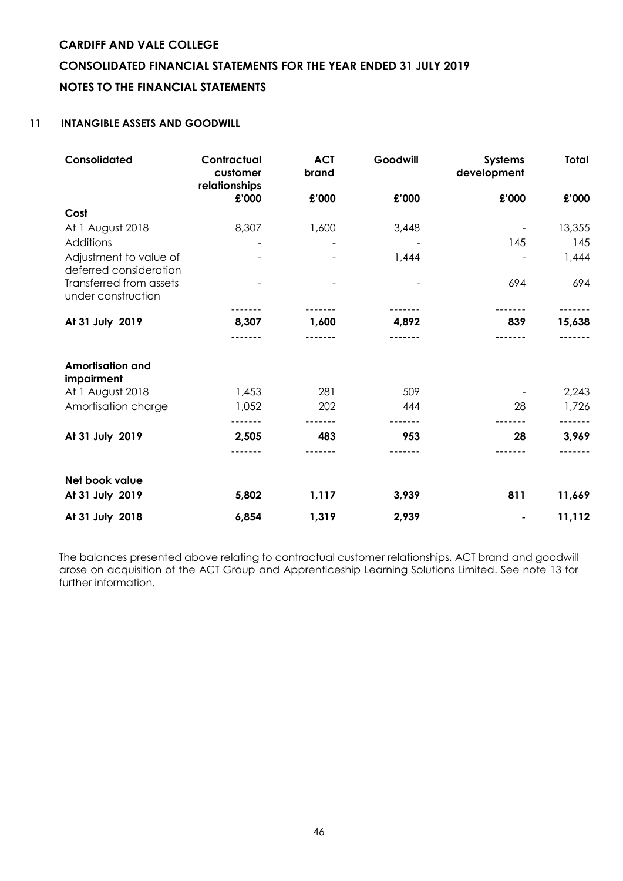## 11 INTANGIBLE ASSETS AND GOODWILL

| Consolidated | Contractual customer relationships | ACT brand | Goodwill | Systems development | Total |
|---|---|---|---|---|---|
| | £'000 | £'000 | £'000 | £'000 | £'000 |
| **Cost** | | | | | |
| At 1 August 2018 | 8,307 | 1,600 | 3,448 | - | 13,355 |
| Additions | - | - | - | 145 | 145 |
| Adjustment to value of deferred consideration | - | - | 1,444 | - | 1,444 |
| Transferred from assets under construction | - | - | - | 694 | 694 |
| **At 31 July 2019** | **8,307** | **1,600** | **4,892** | **839** | **15,638** |
| **Amortisation and impairment** | | | | | |
| At 1 August 2018 | 1,453 | 281 | 509 | - | 2,243 |
| Amortisation charge | 1,052 | 202 | 444 | 28 | 1,726 |
| **At 31 July 2019** | **2,505** | **483** | **953** | **28** | **3,969** |
| **Net book value** | | | | | |
| **At 31 July 2019** | **5,802** | **1,117** | **3,939** | **811** | **11,669** |
| **At 31 July 2018** | **6,854** | **1,319** | **2,939** | **-** | **11,112** |

The balances presented above relating to contractual customer relationships, ACT brand and goodwill arose on acquisition of the ACT Group and Apprenticeship Learning Solutions Limited. See note 13 for further information.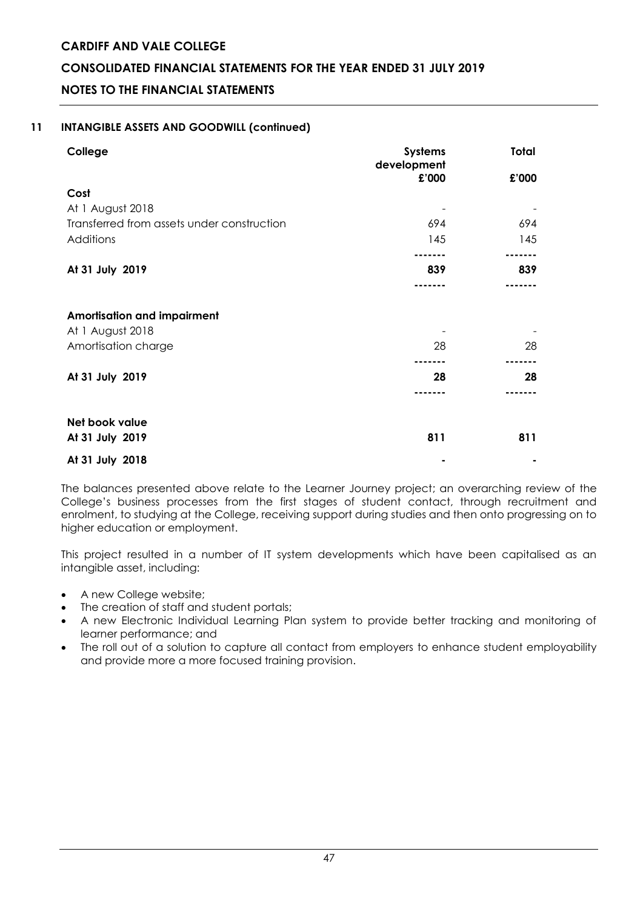## 11 INTANGIBLE ASSETS AND GOODWILL (continued)

| College | Systems development £'000 | Total £'000 |
|---|---|---|
| **Cost** | | |
| At 1 August 2018 | - | - |
| Transferred from assets under construction | 694 | 694 |
| Additions | 145 | 145 |
| **At 31 July 2019** | **839** | **839** |
| | | |
| **Amortisation and impairment** | | |
| At 1 August 2018 | - | - |
| Amortisation charge | 28 | 28 |
| **At 31 July 2019** | **28** | **28** |
| | | |
| **Net book value** | | |
| **At 31 July 2019** | **811** | **811** |
| **At 31 July 2018** | **-** | **-** |

The balances presented above relate to the Learner Journey project; an overarching review of the College's business processes from the first stages of student contact, through recruitment and enrolment, to studying at the College, receiving support during studies and then onto progressing on to higher education or employment.

This project resulted in a number of IT system developments which have been capitalised as an intangible asset, including:

- A new College website;
- The creation of staff and student portals;
- A new Electronic Individual Learning Plan system to provide better tracking and monitoring of learner performance; and
- The roll out of a solution to capture all contact from employers to enhance student employability and provide more a more focused training provision.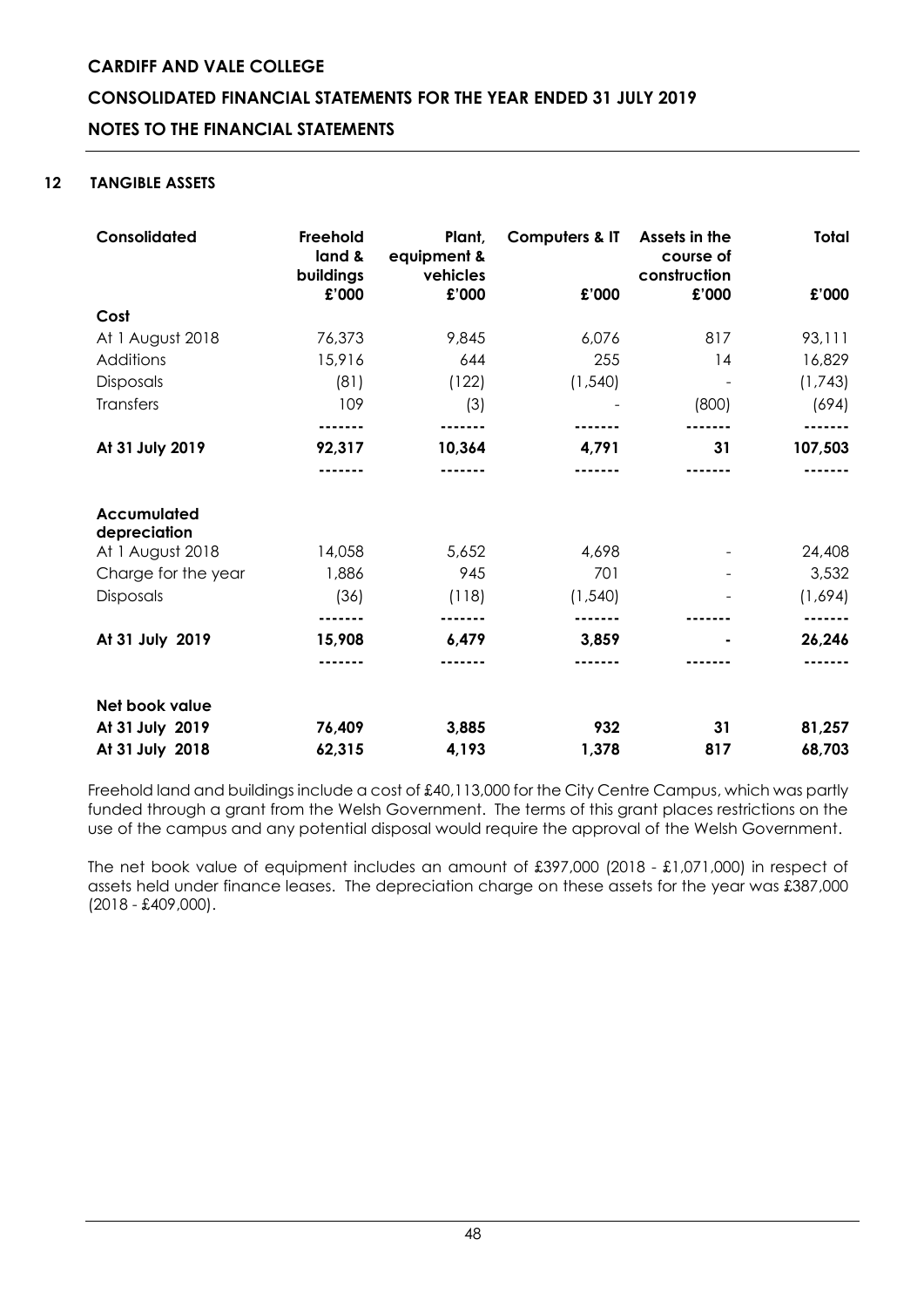## 12 TANGIBLE ASSETS

| Consolidated | Freehold land & buildings | Plant, equipment & vehicles | Computers & IT | Assets in the course of construction | Total |
|---|---|---|---|---|---|
| | £'000 | £'000 | £'000 | £'000 | £'000 |
| **Cost** | | | | | |
| At 1 August 2018 | 76,373 | 9,845 | 6,076 | 817 | 93,111 |
| Additions | 15,916 | 644 | 255 | 14 | 16,829 |
| Disposals | (81) | (122) | (1,540) | - | (1,743) |
| Transfers | 109 | (3) | - | (800) | (694) |
| **At 31 July 2019** | **92,317** | **10,364** | **4,791** | **31** | **107,503** |
| **Accumulated depreciation** | | | | | |
| At 1 August 2018 | 14,058 | 5,652 | 4,698 | - | 24,408 |
| Charge for the year | 1,886 | 945 | 701 | - | 3,532 |
| Disposals | (36) | (118) | (1,540) | - | (1,694) |
| **At 31 July 2019** | **15,908** | **6,479** | **3,859** | **-** | **26,246** |
| **Net book value** | | | | | |
| **At 31 July 2019** | **76,409** | **3,885** | **932** | **31** | **81,257** |
| **At 31 July 2018** | **62,315** | **4,193** | **1,378** | **817** | **68,703** |

Freehold land and buildings include a cost of £40,113,000 for the City Centre Campus, which was partly funded through a grant from the Welsh Government. The terms of this grant places restrictions on the use of the campus and any potential disposal would require the approval of the Welsh Government.

The net book value of equipment includes an amount of £397,000 (2018 - £1,071,000) in respect of assets held under finance leases. The depreciation charge on these assets for the year was £387,000 (2018 - £409,000).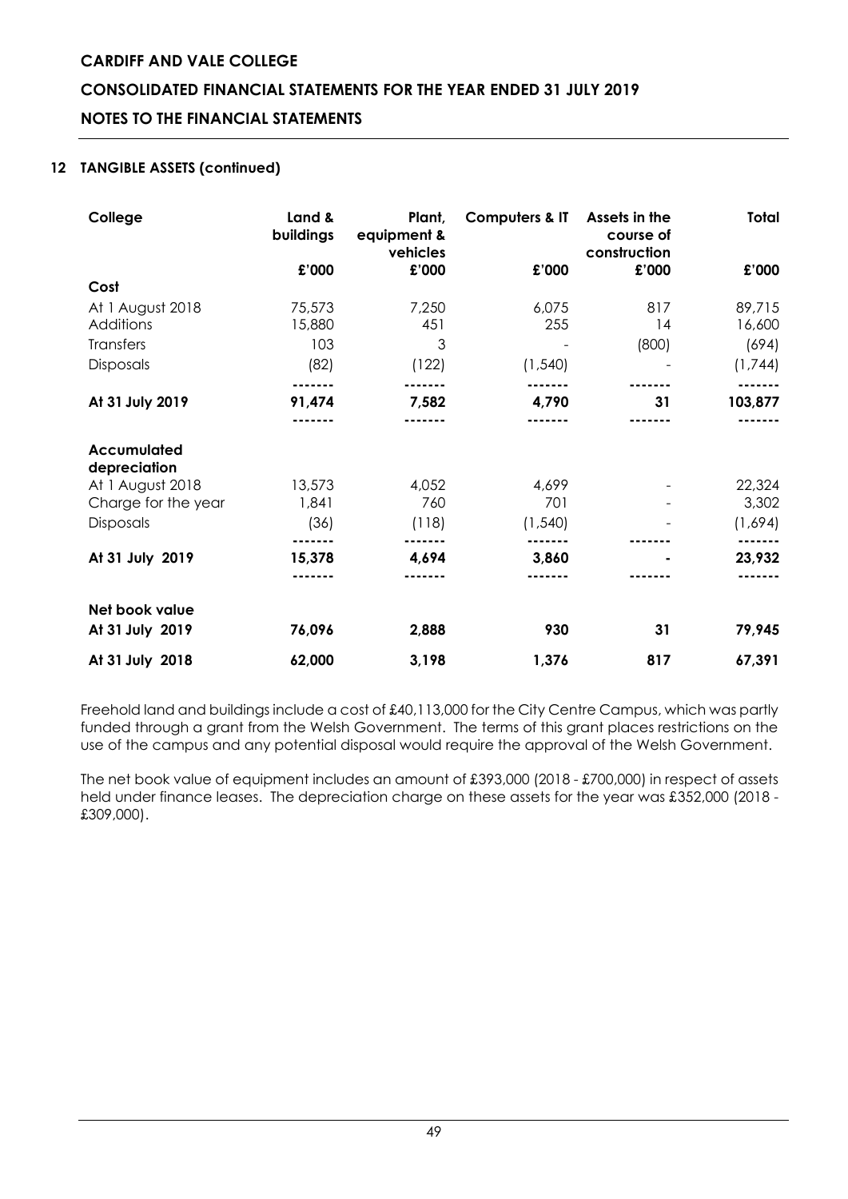## 12 TANGIBLE ASSETS (continued)

| College | Land & buildings | Plant, equipment & vehicles | Computers & IT | Assets in the course of construction | Total |
|---|---|---|---|---|---|
| | £'000 | £'000 | £'000 | £'000 | £'000 |
| **Cost** | | | | | |
| At 1 August 2018 | 75,573 | 7,250 | 6,075 | 817 | 89,715 |
| Additions | 15,880 | 451 | 255 | 14 | 16,600 |
| Transfers | 103 | 3 | - | (800) | (694) |
| Disposals | (82) | (122) | (1,540) | - | (1,744) |
| **At 31 July 2019** | **91,474** | **7,582** | **4,790** | **31** | **103,877** |
| **Accumulated depreciation** | | | | | |
| At 1 August 2018 | 13,573 | 4,052 | 4,699 | - | 22,324 |
| Charge for the year | 1,841 | 760 | 701 | - | 3,302 |
| Disposals | (36) | (118) | (1,540) | - | (1,694) |
| **At 31 July 2019** | **15,378** | **4,694** | **3,860** | **-** | **23,932** |
| **Net book value** | | | | | |
| **At 31 July 2019** | **76,096** | **2,888** | **930** | **31** | **79,945** |
| **At 31 July 2018** | **62,000** | **3,198** | **1,376** | **817** | **67,391** |

Freehold land and buildings include a cost of £40,113,000 for the City Centre Campus, which was partly funded through a grant from the Welsh Government. The terms of this grant places restrictions on the use of the campus and any potential disposal would require the approval of the Welsh Government.

The net book value of equipment includes an amount of £393,000 (2018 - £700,000) in respect of assets held under finance leases. The depreciation charge on these assets for the year was £352,000 (2018 - £309,000).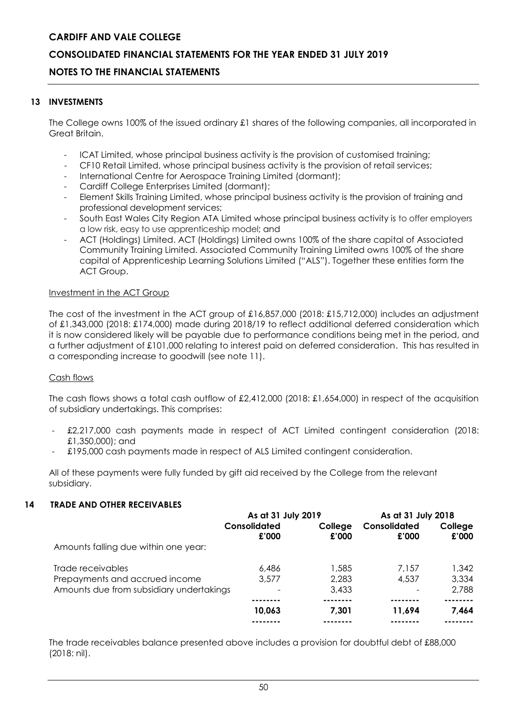## 13 INVESTMENTS

The College owns 100% of the issued ordinary £1 shares of the following companies, all incorporated in Great Britain.

- ICAT Limited, whose principal business activity is the provision of customised training;
- CF10 Retail Limited, whose principal business activity is the provision of retail services;
- International Centre for Aerospace Training Limited (dormant);
- Cardiff College Enterprises Limited (dormant);
- Element Skills Training Limited, whose principal business activity is the provision of training and professional development services;
- South East Wales City Region ATA Limited whose principal business activity is to offer employers a low risk, easy to use apprenticeship model; and
- ACT (Holdings) Limited. ACT (Holdings) Limited owns 100% of the share capital of Associated Community Training Limited. Associated Community Training Limited owns 100% of the share capital of Apprenticeship Learning Solutions Limited ("ALS"). Together these entities form the ACT Group.

Investment in the ACT Group

The cost of the investment in the ACT group of £16,857,000 (2018: £15,712,000) includes an adjustment of £1,343,000 (2018: £174,000) made during 2018/19 to reflect additional deferred consideration which it is now considered likely will be payable due to performance conditions being met in the period, and a further adjustment of £101,000 relating to interest paid on deferred consideration. This has resulted in a corresponding increase to goodwill (see note 11).

Cash flows

The cash flows shows a total cash outflow of £2,412,000 (2018: £1,654,000) in respect of the acquisition of subsidiary undertakings. This comprises:

- £2,217,000 cash payments made in respect of ACT Limited contingent consideration (2018: £1,350,000); and
- £195,000 cash payments made in respect of ALS Limited contingent consideration.

All of these payments were fully funded by gift aid received by the College from the relevant subsidiary.

## 14 TRADE AND OTHER RECEIVABLES

| | As at 31 July 2019 | | As at 31 July 2018 | |
|---|---|---|---|---|
| | Consolidated £'000 | College £'000 | Consolidated £'000 | College £'000 |
| Amounts falling due within one year: | | | | |
| Trade receivables | 6,486 | 1,585 | 7,157 | 1,342 |
| Prepayments and accrued income | 3,577 | 2,283 | 4,537 | 3,334 |
| Amounts due from subsidiary undertakings | - | 3,433 | - | 2,788 |
| | **10,063** | **7,301** | **11,694** | **7,464** |

The trade receivables balance presented above includes a provision for doubtful debt of £88,000 (2018: nil).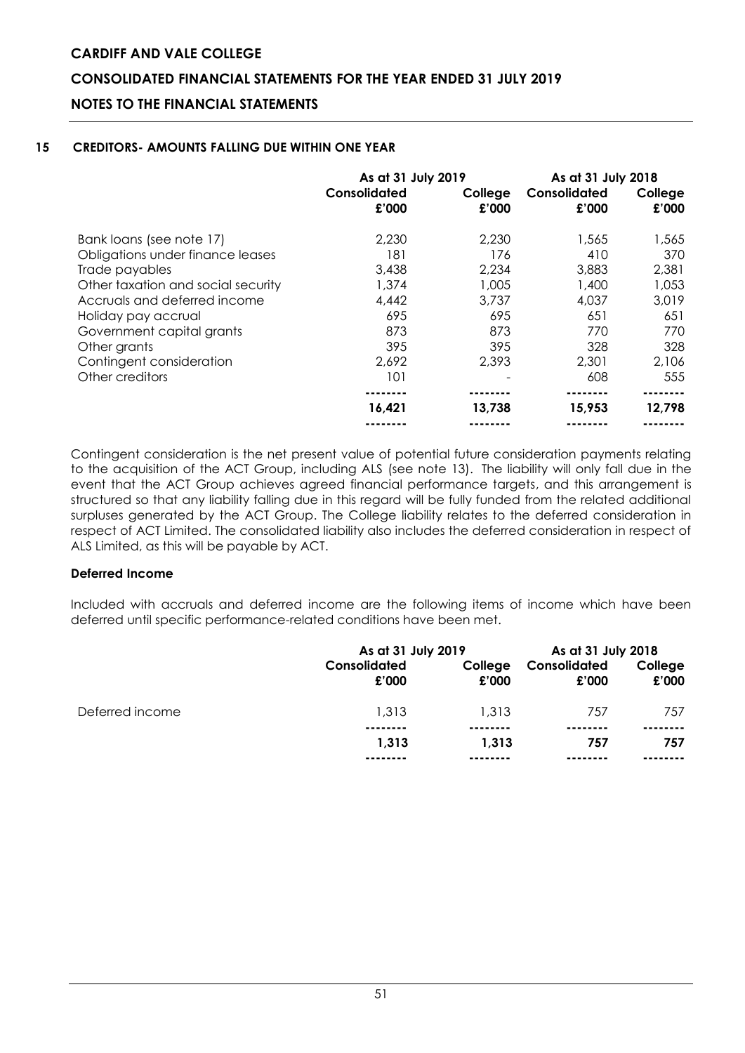## 15 CREDITORS- AMOUNTS FALLING DUE WITHIN ONE YEAR

| | As at 31 July 2019 | | As at 31 July 2018 | |
|---|---|---|---|---|
| | Consolidated £'000 | College £'000 | Consolidated £'000 | College £'000 |
| Bank loans (see note 17) | 2,230 | 2,230 | 1,565 | 1,565 |
| Obligations under finance leases | 181 | 176 | 410 | 370 |
| Trade payables | 3,438 | 2,234 | 3,883 | 2,381 |
| Other taxation and social security | 1,374 | 1,005 | 1,400 | 1,053 |
| Accruals and deferred income | 4,442 | 3,737 | 4,037 | 3,019 |
| Holiday pay accrual | 695 | 695 | 651 | 651 |
| Government capital grants | 873 | 873 | 770 | 770 |
| Other grants | 395 | 395 | 328 | 328 |
| Contingent consideration | 2,692 | 2,393 | 2,301 | 2,106 |
| Other creditors | 101 | - | 608 | 555 |
| | **16,421** | **13,738** | **15,953** | **12,798** |

Contingent consideration is the net present value of potential future consideration payments relating to the acquisition of the ACT Group, including ALS (see note 13). The liability will only fall due in the event that the ACT Group achieves agreed financial performance targets, and this arrangement is structured so that any liability falling due in this regard will be fully funded from the related additional surpluses generated by the ACT Group. The College liability relates to the deferred consideration in respect of ACT Limited. The consolidated liability also includes the deferred consideration in respect of ALS Limited, as this will be payable by ACT.

### Deferred Income

Included with accruals and deferred income are the following items of income which have been deferred until specific performance-related conditions have been met.

| | As at 31 July 2019 | | As at 31 July 2018 | |
|---|---|---|---|---|
| | Consolidated £'000 | College £'000 | Consolidated £'000 | College £'000 |
| Deferred income | 1,313 | 1,313 | 757 | 757 |
| | **1,313** | **1,313** | **757** | **757** |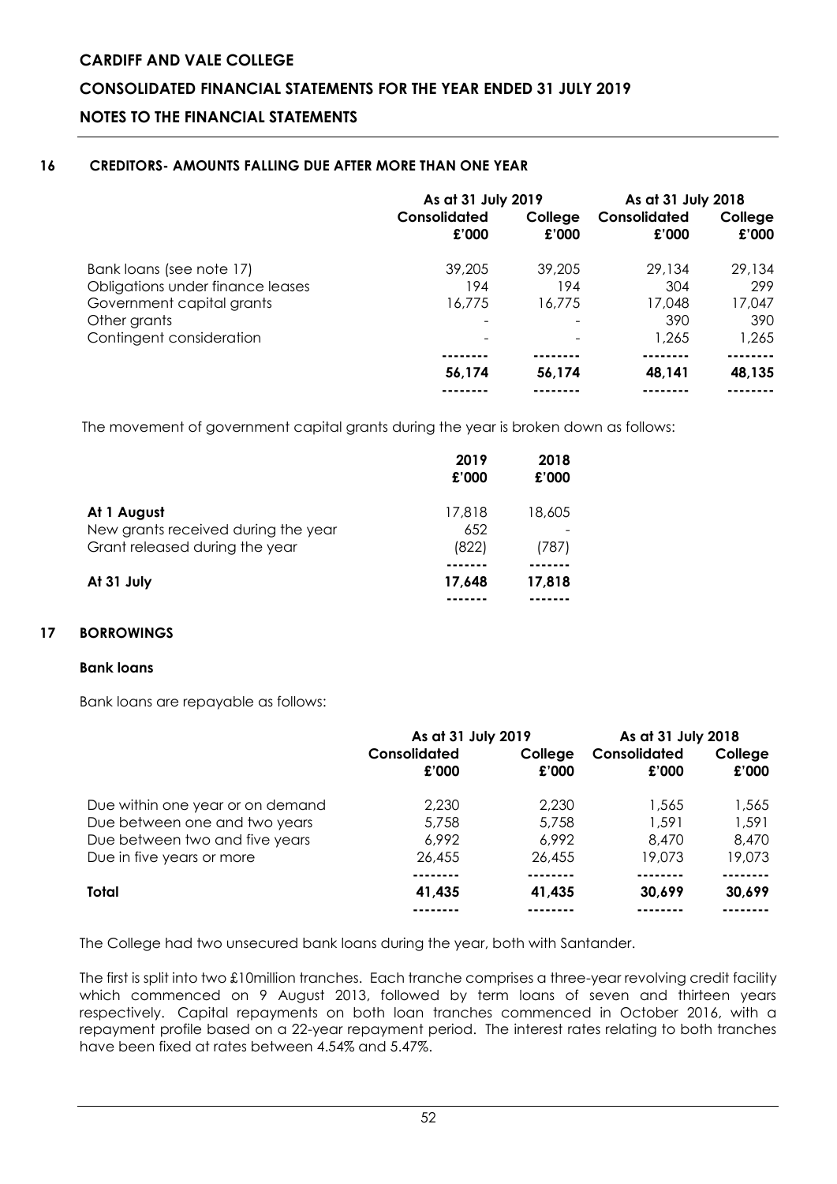# CARDIFF AND VALE COLLEGE

## CONSOLIDATED FINANCIAL STATEMENTS FOR THE YEAR ENDED 31 JULY 2019

## NOTES TO THE FINANCIAL STATEMENTS

### 16 CREDITORS- AMOUNTS FALLING DUE AFTER MORE THAN ONE YEAR

| | As at 31 July 2019 | | As at 31 July 2018 | |
|---|---|---|---|---|
| | Consolidated £'000 | College £'000 | Consolidated £'000 | College £'000 |
| Bank loans (see note 17) | 39,205 | 39,205 | 29,134 | 29,134 |
| Obligations under finance leases | 194 | 194 | 304 | 299 |
| Government capital grants | 16,775 | 16,775 | 17,048 | 17,047 |
| Other grants | - | - | 390 | 390 |
| Contingent consideration | - | - | 1,265 | 1,265 |
| | **56,174** | **56,174** | **48,141** | **48,135** |

The movement of government capital grants during the year is broken down as follows:

| | 2019 £'000 | 2018 £'000 |
|---|---|---|
| **At 1 August** | 17,818 | 18,605 |
| New grants received during the year | 652 | - |
| Grant released during the year | (822) | (787) |
| **At 31 July** | **17,648** | **17,818** |

### 17 BORROWINGS

**Bank loans**

Bank loans are repayable as follows:

| | As at 31 July 2019 | | As at 31 July 2018 | |
|---|---|---|---|---|
| | Consolidated £'000 | College £'000 | Consolidated £'000 | College £'000 |
| Due within one year or on demand | 2,230 | 2,230 | 1,565 | 1,565 |
| Due between one and two years | 5,758 | 5,758 | 1,591 | 1,591 |
| Due between two and five years | 6,992 | 6,992 | 8,470 | 8,470 |
| Due in five years or more | 26,455 | 26,455 | 19,073 | 19,073 |
| **Total** | **41,435** | **41,435** | **30,699** | **30,699** |

The College had two unsecured bank loans during the year, both with Santander.

The first is split into two £10million tranches. Each tranche comprises a three-year revolving credit facility which commenced on 9 August 2013, followed by term loans of seven and thirteen years respectively. Capital repayments on both loan tranches commenced in October 2016, with a repayment profile based on a 22-year repayment period. The interest rates relating to both tranches have been fixed at rates between 4.54% and 5.47%.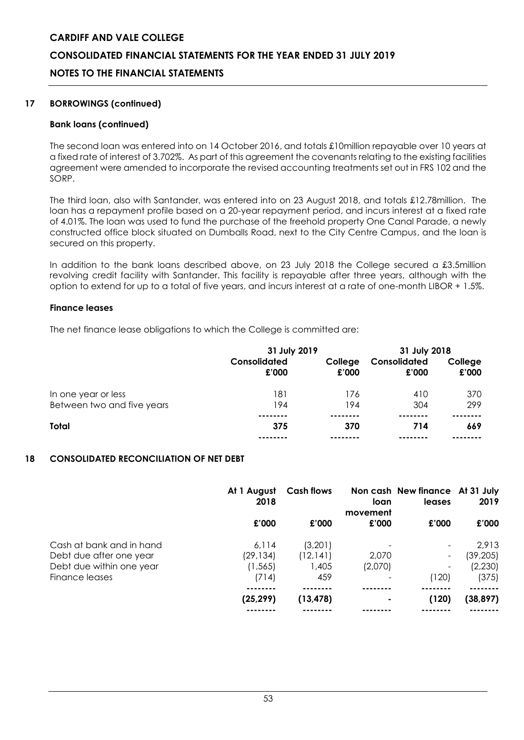## 17 BORROWINGS (continued)

### Bank loans (continued)

The second loan was entered into on 14 October 2016, and totals £10million repayable over 10 years at a fixed rate of interest of 3.702%. As part of this agreement the covenants relating to the existing facilities agreement were amended to incorporate the revised accounting treatments set out in FRS 102 and the SORP.

The third loan, also with Santander, was entered into on 23 August 2018, and totals £12.78million. The loan has a repayment profile based on a 20-year repayment period, and incurs interest at a fixed rate of 4.01%. The loan was used to fund the purchase of the freehold property One Canal Parade, a newly constructed office block situated on Dumballs Road, next to the City Centre Campus, and the loan is secured on this property.

In addition to the bank loans described above, on 23 July 2018 the College secured a £3.5million revolving credit facility with Santander. This facility is repayable after three years, although with the option to extend for up to a total of five years, and incurs interest at a rate of one-month LIBOR + 1.5%.

### Finance leases

The net finance lease obligations to which the College is committed are:

| | 31 July 2019 | | 31 July 2018 | |
|---|---|---|---|---|
| | Consolidated £'000 | College £'000 | Consolidated £'000 | College £'000 |
| In one year or less | 181 | 176 | 410 | 370 |
| Between two and five years | 194 | 194 | 304 | 299 |
| **Total** | **375** | **370** | **714** | **669** |

## 18 CONSOLIDATED RECONCILIATION OF NET DEBT

| | At 1 August 2018 | Cash flows | Non cash loan movement | New finance leases | At 31 July 2019 |
|---|---|---|---|---|---|
| | £'000 | £'000 | £'000 | £'000 | £'000 |
| Cash at bank and in hand | 6,114 | (3,201) | - | - | 2,913 |
| Debt due after one year | (29,134) | (12,141) | 2,070 | - | (39,205) |
| Debt due within one year | (1,565) | 1,405 | (2,070) | - | (2,230) |
| Finance leases | (714) | 459 | - | (120) | (375) |
| | (25,299) | (13,478) | - | (120) | (38,897) |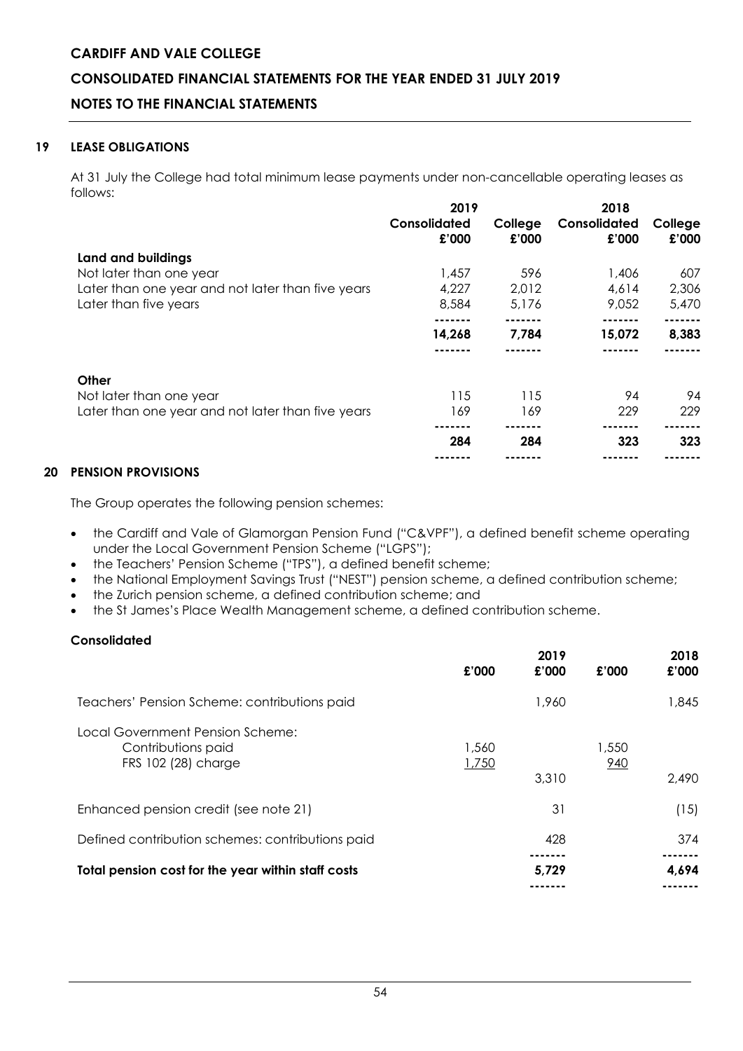### 19 LEASE OBLIGATIONS

At 31 July the College had total minimum lease payments under non-cancellable operating leases as follows:

| | 2019 Consolidated £'000 | 2019 College £'000 | 2018 Consolidated £'000 | 2018 College £'000 |
|---|---|---|---|---|
| **Land and buildings** | | | | |
| Not later than one year | 1,457 | 596 | 1,406 | 607 |
| Later than one year and not later than five years | 4,227 | 2,012 | 4,614 | 2,306 |
| Later than five years | 8,584 | 5,176 | 9,052 | 5,470 |
| | **14,268** | **7,784** | **15,072** | **8,383** |
| **Other** | | | | |
| Not later than one year | 115 | 115 | 94 | 94 |
| Later than one year and not later than five years | 169 | 169 | 229 | 229 |
| | **284** | **284** | **323** | **323** |

### 20 PENSION PROVISIONS

The Group operates the following pension schemes:

- the Cardiff and Vale of Glamorgan Pension Fund ("C&VPF"), a defined benefit scheme operating under the Local Government Pension Scheme ("LGPS");
- the Teachers' Pension Scheme ("TPS"), a defined benefit scheme;
- the National Employment Savings Trust ("NEST") pension scheme, a defined contribution scheme;
- the Zurich pension scheme, a defined contribution scheme; and
- the St James's Place Wealth Management scheme, a defined contribution scheme.

**Consolidated**

| | £'000 | 2019 £'000 | £'000 | 2018 £'000 |
|---|---|---|---|---|
| Teachers' Pension Scheme: contributions paid | | 1,960 | | 1,845 |
| Local Government Pension Scheme: | | | | |
| Contributions paid | 1,560 | | 1,550 | |
| FRS 102 (28) charge | 1,750 | | 940 | |
| | | 3,310 | | 2,490 |
| Enhanced pension credit (see note 21) | | 31 | | (15) |
| Defined contribution schemes: contributions paid | | 428 | | 374 |
| **Total pension cost for the year within staff costs** | | **5,729** | | **4,694** |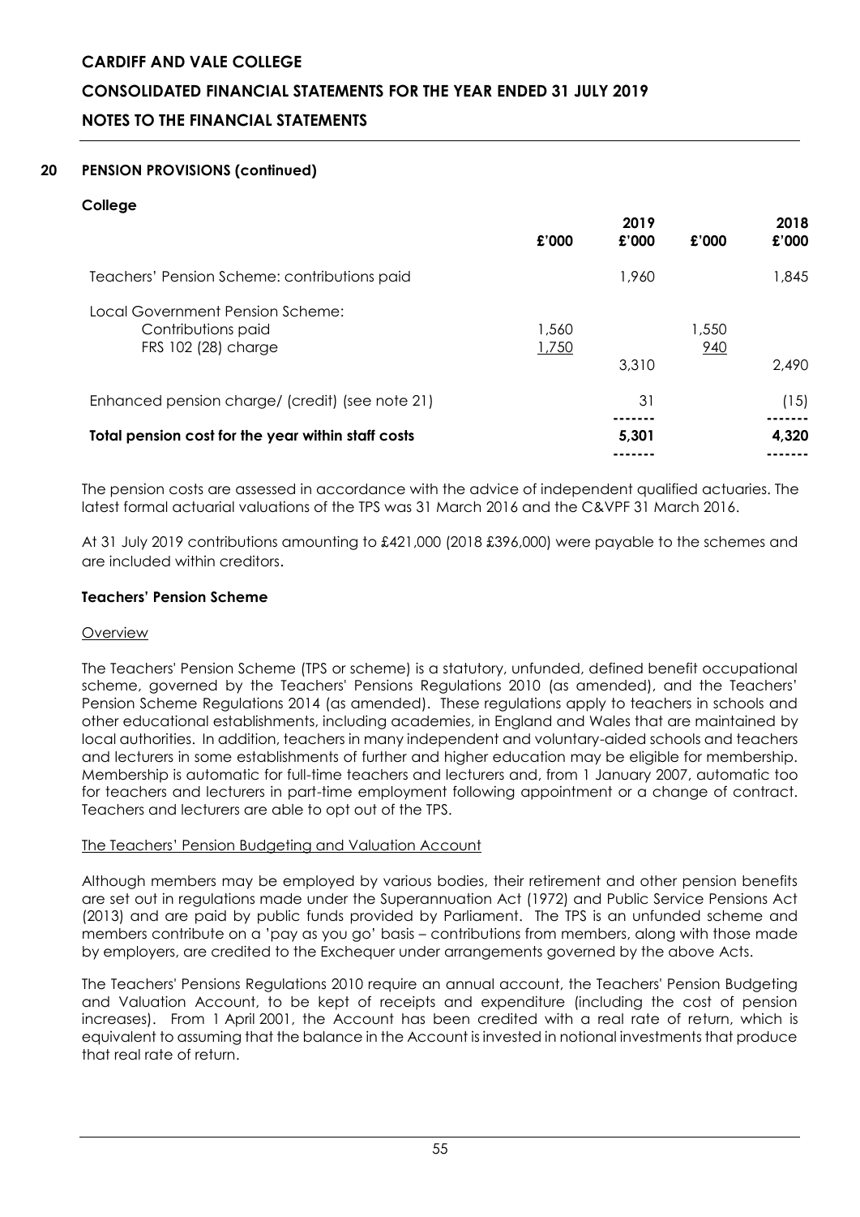## 20 PENSION PROVISIONS (continued)

**College**

| | £'000 | 2019 £'000 | £'000 | 2018 £'000 |
|---|---|---|---|---|
| Teachers' Pension Scheme: contributions paid | | 1,960 | | 1,845 |
| Local Government Pension Scheme: | | | | |
| Contributions paid | 1,560 | | 1,550 | |
| FRS 102 (28) charge | 1,750 | | 940 | |
| | | 3,310 | | 2,490 |
| Enhanced pension charge/ (credit) (see note 21) | | 31 | | (15) |
| **Total pension cost for the year within staff costs** | | **5,301** | | **4,320** |

The pension costs are assessed in accordance with the advice of independent qualified actuaries. The latest formal actuarial valuations of the TPS was 31 March 2016 and the C&VPF 31 March 2016.

At 31 July 2019 contributions amounting to £421,000 (2018 £396,000) were payable to the schemes and are included within creditors.

### Teachers' Pension Scheme

Overview

The Teachers' Pension Scheme (TPS or scheme) is a statutory, unfunded, defined benefit occupational scheme, governed by the Teachers' Pensions Regulations 2010 (as amended), and the Teachers' Pension Scheme Regulations 2014 (as amended). These regulations apply to teachers in schools and other educational establishments, including academies, in England and Wales that are maintained by local authorities. In addition, teachers in many independent and voluntary-aided schools and teachers and lecturers in some establishments of further and higher education may be eligible for membership. Membership is automatic for full-time teachers and lecturers and, from 1 January 2007, automatic too for teachers and lecturers in part-time employment following appointment or a change of contract. Teachers and lecturers are able to opt out of the TPS.

The Teachers' Pension Budgeting and Valuation Account

Although members may be employed by various bodies, their retirement and other pension benefits are set out in regulations made under the Superannuation Act (1972) and Public Service Pensions Act (2013) and are paid by public funds provided by Parliament. The TPS is an unfunded scheme and members contribute on a 'pay as you go' basis – contributions from members, along with those made by employers, are credited to the Exchequer under arrangements governed by the above Acts.

The Teachers' Pensions Regulations 2010 require an annual account, the Teachers' Pension Budgeting and Valuation Account, to be kept of receipts and expenditure (including the cost of pension increases). From 1 April 2001, the Account has been credited with a real rate of return, which is equivalent to assuming that the balance in the Account is invested in notional investments that produce that real rate of return.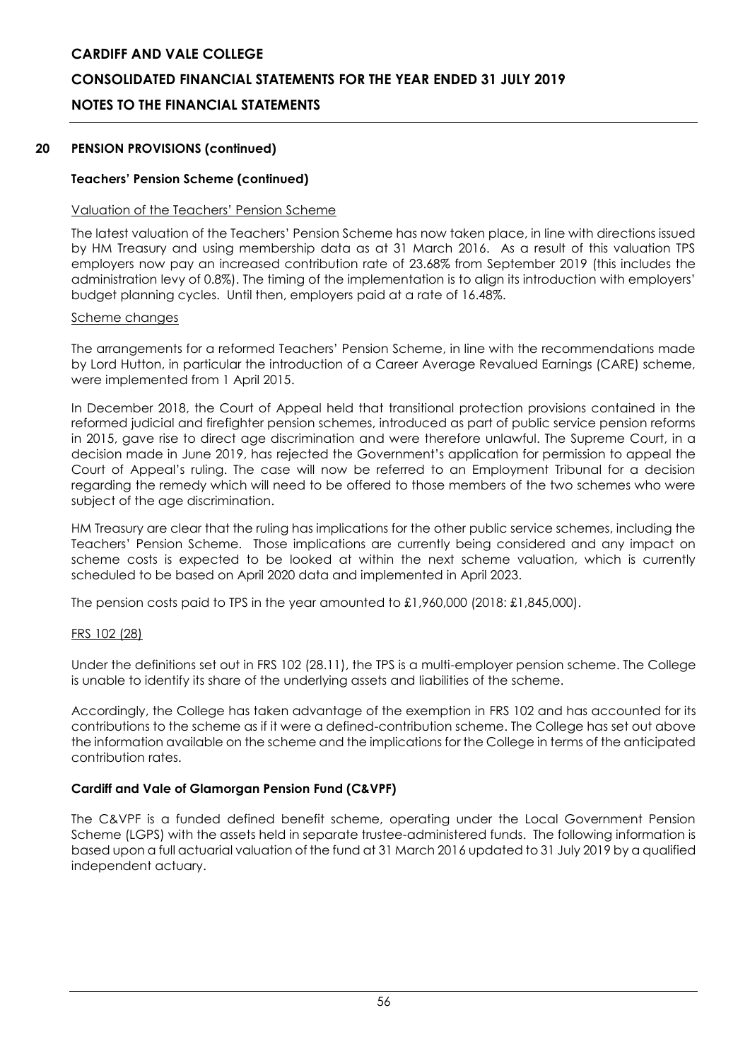## 20 PENSION PROVISIONS (continued)

### Teachers' Pension Scheme (continued)

Valuation of the Teachers' Pension Scheme

The latest valuation of the Teachers' Pension Scheme has now taken place, in line with directions issued by HM Treasury and using membership data as at 31 March 2016. As a result of this valuation TPS employers now pay an increased contribution rate of 23.68% from September 2019 (this includes the administration levy of 0.8%). The timing of the implementation is to align its introduction with employers' budget planning cycles. Until then, employers paid at a rate of 16.48%.

Scheme changes

The arrangements for a reformed Teachers' Pension Scheme, in line with the recommendations made by Lord Hutton, in particular the introduction of a Career Average Revalued Earnings (CARE) scheme, were implemented from 1 April 2015.

In December 2018, the Court of Appeal held that transitional protection provisions contained in the reformed judicial and firefighter pension schemes, introduced as part of public service pension reforms in 2015, gave rise to direct age discrimination and were therefore unlawful. The Supreme Court, in a decision made in June 2019, has rejected the Government's application for permission to appeal the Court of Appeal's ruling. The case will now be referred to an Employment Tribunal for a decision regarding the remedy which will need to be offered to those members of the two schemes who were subject of the age discrimination.

HM Treasury are clear that the ruling has implications for the other public service schemes, including the Teachers' Pension Scheme. Those implications are currently being considered and any impact on scheme costs is expected to be looked at within the next scheme valuation, which is currently scheduled to be based on April 2020 data and implemented in April 2023.

The pension costs paid to TPS in the year amounted to £1,960,000 (2018: £1,845,000).

FRS 102 (28)

Under the definitions set out in FRS 102 (28.11), the TPS is a multi-employer pension scheme. The College is unable to identify its share of the underlying assets and liabilities of the scheme.

Accordingly, the College has taken advantage of the exemption in FRS 102 and has accounted for its contributions to the scheme as if it were a defined-contribution scheme. The College has set out above the information available on the scheme and the implications for the College in terms of the anticipated contribution rates.

### Cardiff and Vale of Glamorgan Pension Fund (C&VPF)

The C&VPF is a funded defined benefit scheme, operating under the Local Government Pension Scheme (LGPS) with the assets held in separate trustee-administered funds. The following information is based upon a full actuarial valuation of the fund at 31 March 2016 updated to 31 July 2019 by a qualified independent actuary.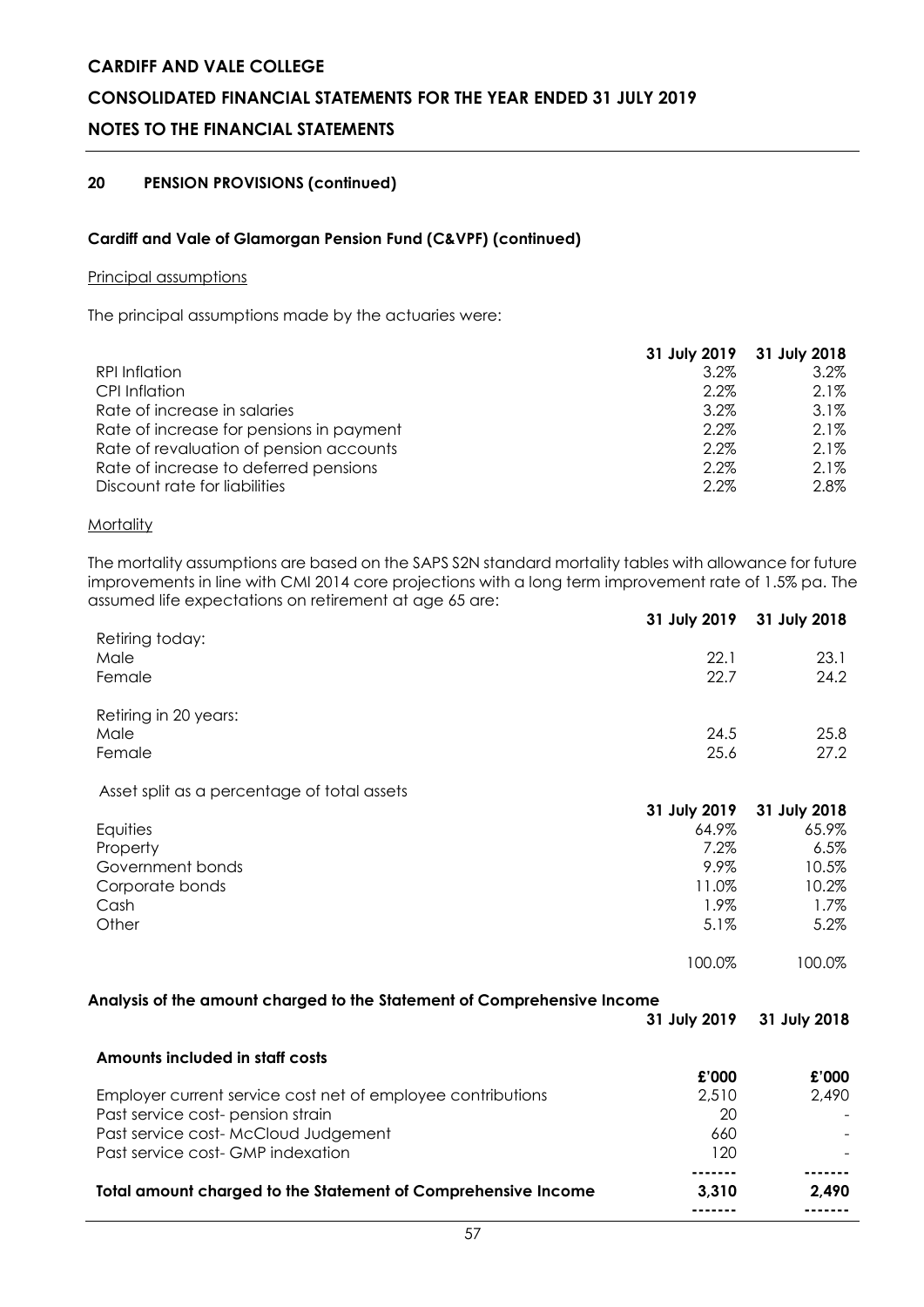## 20 PENSION PROVISIONS (continued)

### Cardiff and Vale of Glamorgan Pension Fund (C&VPF) (continued)

Principal assumptions

The principal assumptions made by the actuaries were:

| | 31 July 2019 | 31 July 2018 |
|---|---|---|
| RPI Inflation | 3.2% | 3.2% |
| CPI Inflation | 2.2% | 2.1% |
| Rate of increase in salaries | 3.2% | 3.1% |
| Rate of increase for pensions in payment | 2.2% | 2.1% |
| Rate of revaluation of pension accounts | 2.2% | 2.1% |
| Rate of increase to deferred pensions | 2.2% | 2.1% |
| Discount rate for liabilities | 2.2% | 2.8% |

Mortality

The mortality assumptions are based on the SAPS S2N standard mortality tables with allowance for future improvements in line with CMI 2014 core projections with a long term improvement rate of 1.5% pa. The assumed life expectations on retirement at age 65 are:

| | 31 July 2019 | 31 July 2018 |
|---|---|---|
| Retiring today: | | |
| Male | 22.1 | 23.1 |
| Female | 22.7 | 24.2 |
| Retiring in 20 years: | | |
| Male | 24.5 | 25.8 |
| Female | 25.6 | 27.2 |

Asset split as a percentage of total assets

| | 31 July 2019 | 31 July 2018 |
|---|---|---|
| Equities | 64.9% | 65.9% |
| Property | 7.2% | 6.5% |
| Government bonds | 9.9% | 10.5% |
| Corporate bonds | 11.0% | 10.2% |
| Cash | 1.9% | 1.7% |
| Other | 5.1% | 5.2% |
| | 100.0% | 100.0% |

### Analysis of the amount charged to the Statement of Comprehensive Income

| | 31 July 2019 | 31 July 2018 |
|---|---|---|
| **Amounts included in staff costs** | | |
| | £'000 | £'000 |
| Employer current service cost net of employee contributions | 2,510 | 2,490 |
| Past service cost- pension strain | 20 | - |
| Past service cost- McCloud Judgement | 660 | - |
| Past service cost- GMP indexation | 120 | - |
| **Total amount charged to the Statement of Comprehensive Income** | **3,310** | **2,490** |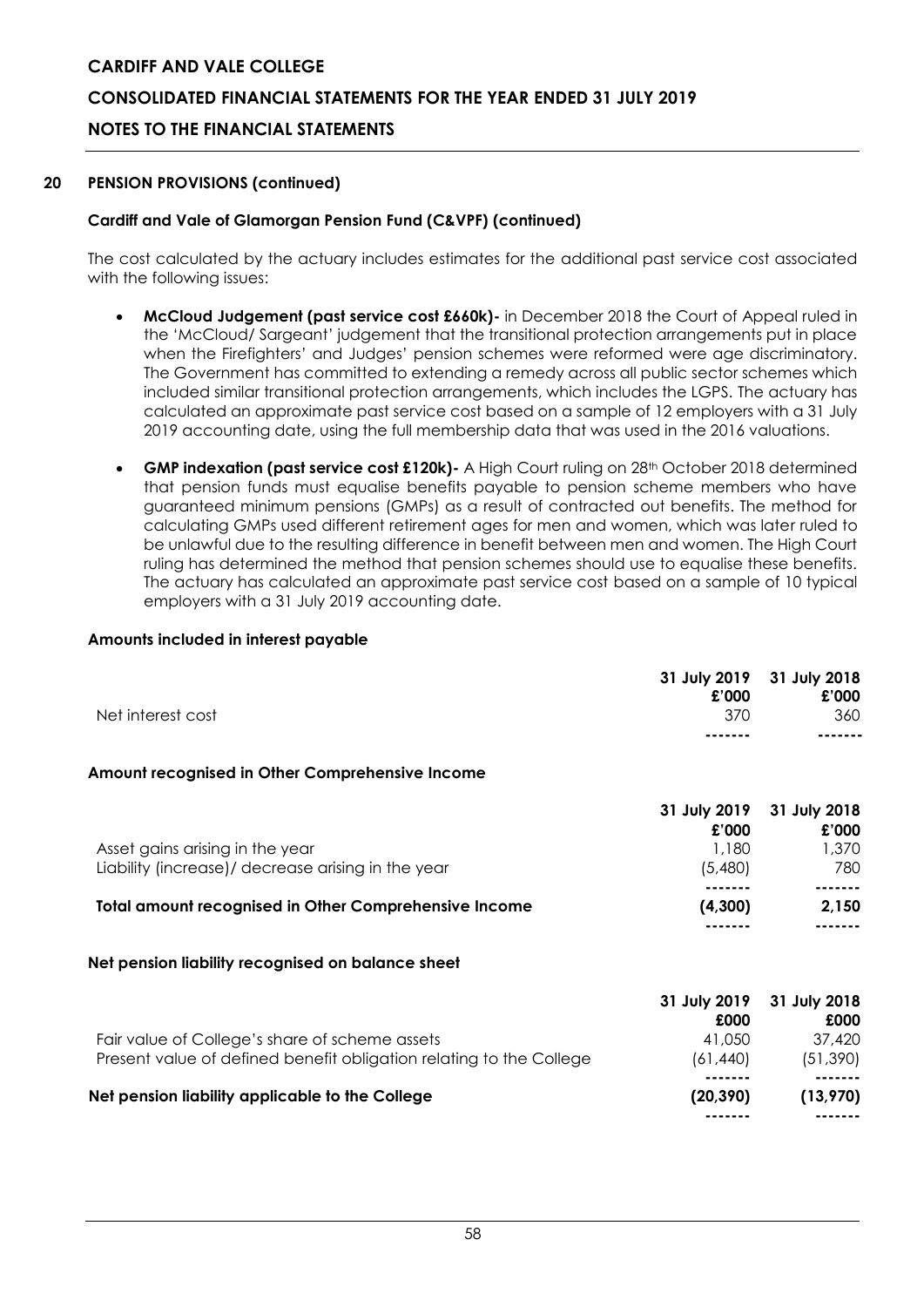## 20 PENSION PROVISIONS (continued)

### Cardiff and Vale of Glamorgan Pension Fund (C&VPF) (continued)

The cost calculated by the actuary includes estimates for the additional past service cost associated with the following issues:

- **McCloud Judgement (past service cost £660k)-** in December 2018 the Court of Appeal ruled in the 'McCloud/ Sargeant' judgement that the transitional protection arrangements put in place when the Firefighters' and Judges' pension schemes were reformed were age discriminatory. The Government has committed to extending a remedy across all public sector schemes which included similar transitional protection arrangements, which includes the LGPS. The actuary has calculated an approximate past service cost based on a sample of 12 employers with a 31 July 2019 accounting date, using the full membership data that was used in the 2016 valuations.
- **GMP indexation (past service cost £120k)-** A High Court ruling on 28th October 2018 determined that pension funds must equalise benefits payable to pension scheme members who have guaranteed minimum pensions (GMPs) as a result of contracted out benefits. The method for calculating GMPs used different retirement ages for men and women, which was later ruled to be unlawful due to the resulting difference in benefit between men and women. The High Court ruling has determined the method that pension schemes should use to equalise these benefits. The actuary has calculated an approximate past service cost based on a sample of 10 typical employers with a 31 July 2019 accounting date.

### Amounts included in interest payable

| | 31 July 2019 £'000 | 31 July 2018 £'000 |
|---|---|---|
| Net interest cost | 370 | 360 |

### Amount recognised in Other Comprehensive Income

| | 31 July 2019 £'000 | 31 July 2018 £'000 |
|---|---|---|
| Asset gains arising in the year | 1,180 | 1,370 |
| Liability (increase)/ decrease arising in the year | (5,480) | 780 |
| **Total amount recognised in Other Comprehensive Income** | **(4,300)** | **2,150** |

### Net pension liability recognised on balance sheet

| | 31 July 2019 £000 | 31 July 2018 £000 |
|---|---|---|
| Fair value of College's share of scheme assets | 41,050 | 37,420 |
| Present value of defined benefit obligation relating to the College | (61,440) | (51,390) |
| **Net pension liability applicable to the College** | **(20,390)** | **(13,970)** |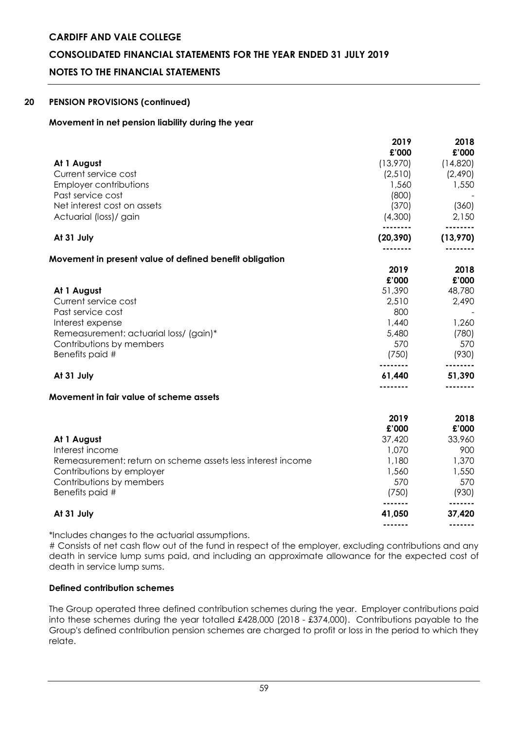## 20 PENSION PROVISIONS (continued)

### Movement in net pension liability during the year

| | 2019 £'000 | 2018 £'000 |
|---|---|---|
| **At 1 August** | (13,970) | (14,820) |
| Current service cost | (2,510) | (2,490) |
| Employer contributions | 1,560 | 1,550 |
| Past service cost | (800) | - |
| Net interest cost on assets | (370) | (360) |
| Actuarial (loss)/ gain | (4,300) | 2,150 |
| **At 31 July** | **(20,390)** | **(13,970)** |

### Movement in present value of defined benefit obligation

| | 2019 £'000 | 2018 £'000 |
|---|---|---|
| **At 1 August** | 51,390 | 48,780 |
| Current service cost | 2,510 | 2,490 |
| Past service cost | 800 | - |
| Interest expense | 1,440 | 1,260 |
| Remeasurement: actuarial loss/ (gain)* | 5,480 | (780) |
| Contributions by members | 570 | 570 |
| Benefits paid # | (750) | (930) |
| **At 31 July** | **61,440** | **51,390** |

### Movement in fair value of scheme assets

| | 2019 £'000 | 2018 £'000 |
|---|---|---|
| **At 1 August** | 37,420 | 33,960 |
| Interest income | 1,070 | 900 |
| Remeasurement: return on scheme assets less interest income | 1,180 | 1,370 |
| Contributions by employer | 1,560 | 1,550 |
| Contributions by members | 570 | 570 |
| Benefits paid # | (750) | (930) |
| **At 31 July** | **41,050** | **37,420** |

*Includes changes to the actuarial assumptions.

# Consists of net cash flow out of the fund in respect of the employer, excluding contributions and any death in service lump sums paid, and including an approximate allowance for the expected cost of death in service lump sums.

### Defined contribution schemes

The Group operated three defined contribution schemes during the year. Employer contributions paid into these schemes during the year totalled £428,000 (2018 - £374,000). Contributions payable to the Group's defined contribution pension schemes are charged to profit or loss in the period to which they relate.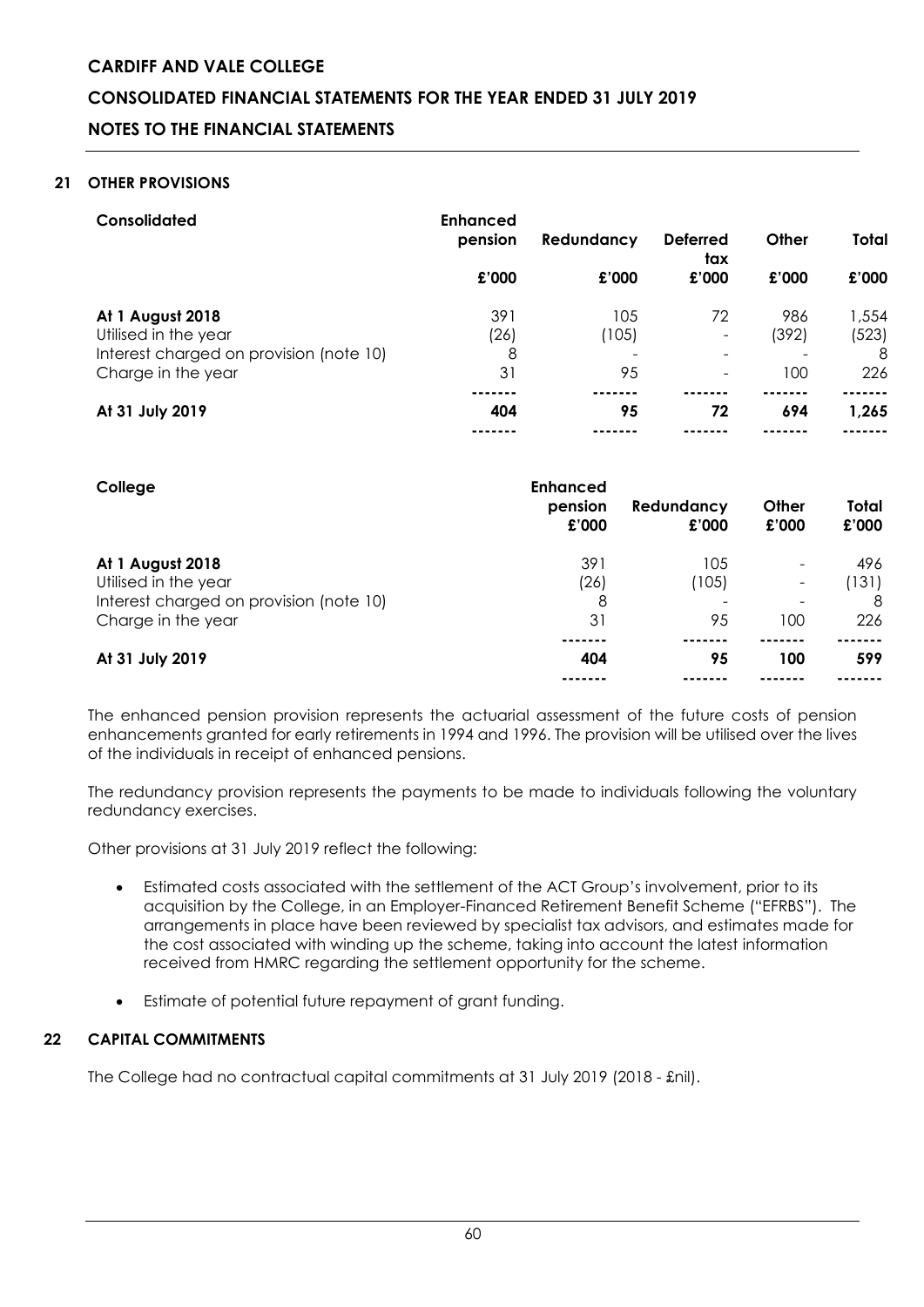## 21 OTHER PROVISIONS

| Consolidated | Enhanced pension | Redundancy | Deferred tax | Other | Total |
|---|---|---|---|---|---|
| | £'000 | £'000 | £'000 | £'000 | £'000 |
| **At 1 August 2018** | 391 | 105 | 72 | 986 | 1,554 |
| Utilised in the year | (26) | (105) | - | (392) | (523) |
| Interest charged on provision (note 10) | 8 | - | - | - | 8 |
| Charge in the year | 31 | 95 | - | 100 | 226 |
| **At 31 July 2019** | **404** | **95** | **72** | **694** | **1,265** |

| College | Enhanced pension £'000 | Redundancy £'000 | Other £'000 | Total £'000 |
|---|---|---|---|---|
| **At 1 August 2018** | 391 | 105 | - | 496 |
| Utilised in the year | (26) | (105) | - | (131) |
| Interest charged on provision (note 10) | 8 | - | - | 8 |
| Charge in the year | 31 | 95 | 100 | 226 |
| **At 31 July 2019** | **404** | **95** | **100** | **599** |

The enhanced pension provision represents the actuarial assessment of the future costs of pension enhancements granted for early retirements in 1994 and 1996. The provision will be utilised over the lives of the individuals in receipt of enhanced pensions.

The redundancy provision represents the payments to be made to individuals following the voluntary redundancy exercises.

Other provisions at 31 July 2019 reflect the following:

- Estimated costs associated with the settlement of the ACT Group's involvement, prior to its acquisition by the College, in an Employer-Financed Retirement Benefit Scheme ("EFRBS"). The arrangements in place have been reviewed by specialist tax advisors, and estimates made for the cost associated with winding up the scheme, taking into account the latest information received from HMRC regarding the settlement opportunity for the scheme.
- Estimate of potential future repayment of grant funding.

## 22 CAPITAL COMMITMENTS

The College had no contractual capital commitments at 31 July 2019 (2018 - £nil).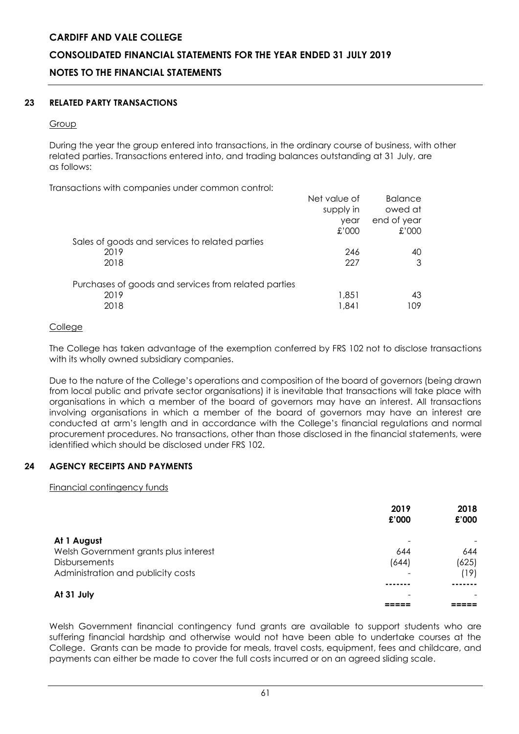## 23 RELATED PARTY TRANSACTIONS

Group

During the year the group entered into transactions, in the ordinary course of business, with other related parties. Transactions entered into, and trading balances outstanding at 31 July, are as follows:

Transactions with companies under common control:

| | Net value of supply in year £'000 | Balance owed at end of year £'000 |
|---|---|---|
| Sales of goods and services to related parties | | |
| 2019 | 246 | 40 |
| 2018 | 227 | 3 |
| Purchases of goods and services from related parties | | |
| 2019 | 1,851 | 43 |
| 2018 | 1,841 | 109 |

College

The College has taken advantage of the exemption conferred by FRS 102 not to disclose transactions with its wholly owned subsidiary companies.

Due to the nature of the College's operations and composition of the board of governors (being drawn from local public and private sector organisations) it is inevitable that transactions will take place with organisations in which a member of the board of governors may have an interest. All transactions involving organisations in which a member of the board of governors may have an interest are conducted at arm's length and in accordance with the College's financial regulations and normal procurement procedures. No transactions, other than those disclosed in the financial statements, were identified which should be disclosed under FRS 102.

## 24 AGENCY RECEIPTS AND PAYMENTS

Financial contingency funds

| | 2019 £'000 | 2018 £'000 |
|---|---|---|
| **At 1 August** | - | - |
| Welsh Government grants plus interest | 644 | 644 |
| Disbursements | (644) | (625) |
| Administration and publicity costs | - | (19) |
| **At 31 July** | - | - |

Welsh Government financial contingency fund grants are available to support students who are suffering financial hardship and otherwise would not have been able to undertake courses at the College. Grants can be made to provide for meals, travel costs, equipment, fees and childcare, and payments can either be made to cover the full costs incurred or on an agreed sliding scale.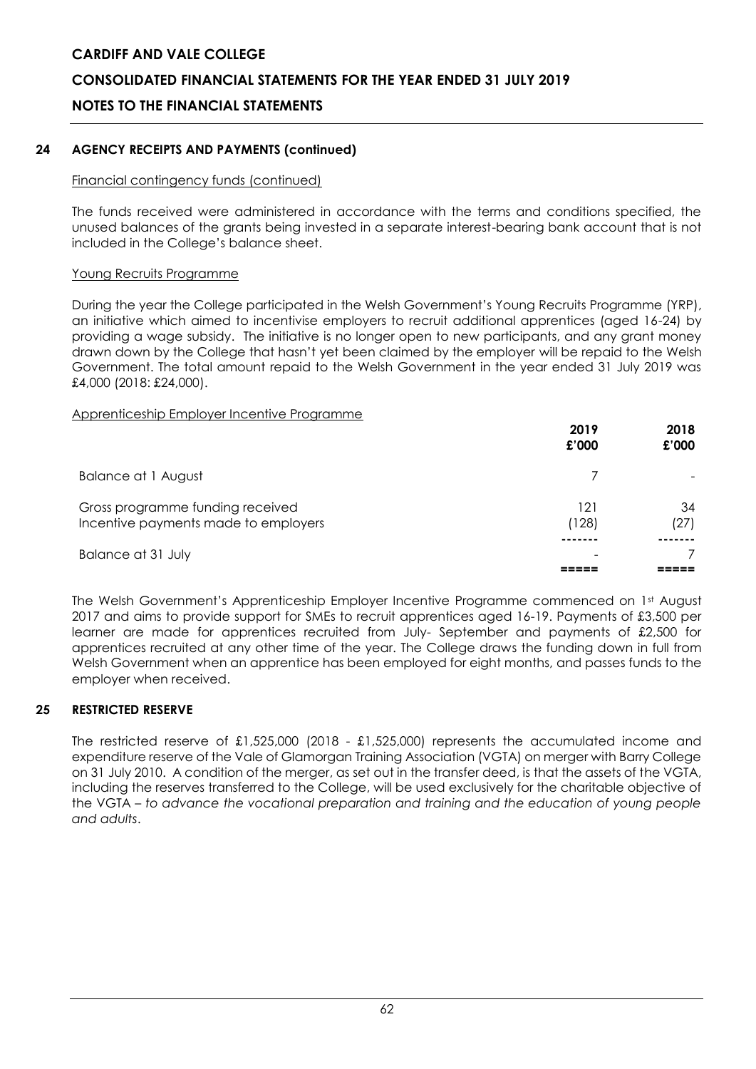## 24 AGENCY RECEIPTS AND PAYMENTS (continued)

Financial contingency funds (continued)

The funds received were administered in accordance with the terms and conditions specified, the unused balances of the grants being invested in a separate interest-bearing bank account that is not included in the College's balance sheet.

Young Recruits Programme

During the year the College participated in the Welsh Government's Young Recruits Programme (YRP), an initiative which aimed to incentivise employers to recruit additional apprentices (aged 16-24) by providing a wage subsidy. The initiative is no longer open to new participants, and any grant money drawn down by the College that hasn't yet been claimed by the employer will be repaid to the Welsh Government. The total amount repaid to the Welsh Government in the year ended 31 July 2019 was £4,000 (2018: £24,000).

Apprenticeship Employer Incentive Programme

| | 2019 £'000 | 2018 £'000 |
|---|---|---|
| Balance at 1 August | 7 | - |
| Gross programme funding received | 121 | 34 |
| Incentive payments made to employers | (128) | (27) |
| Balance at 31 July | - | 7 |

The Welsh Government's Apprenticeship Employer Incentive Programme commenced on 1st August 2017 and aims to provide support for SMEs to recruit apprentices aged 16-19. Payments of £3,500 per learner are made for apprentices recruited from July- September and payments of £2,500 for apprentices recruited at any other time of the year. The College draws the funding down in full from Welsh Government when an apprentice has been employed for eight months, and passes funds to the employer when received.

## 25 RESTRICTED RESERVE

The restricted reserve of £1,525,000 (2018 - £1,525,000) represents the accumulated income and expenditure reserve of the Vale of Glamorgan Training Association (VGTA) on merger with Barry College on 31 July 2010. A condition of the merger, as set out in the transfer deed, is that the assets of the VGTA, including the reserves transferred to the College, will be used exclusively for the charitable objective of the VGTA – *to advance the vocational preparation and training and the education of young people and adults*.